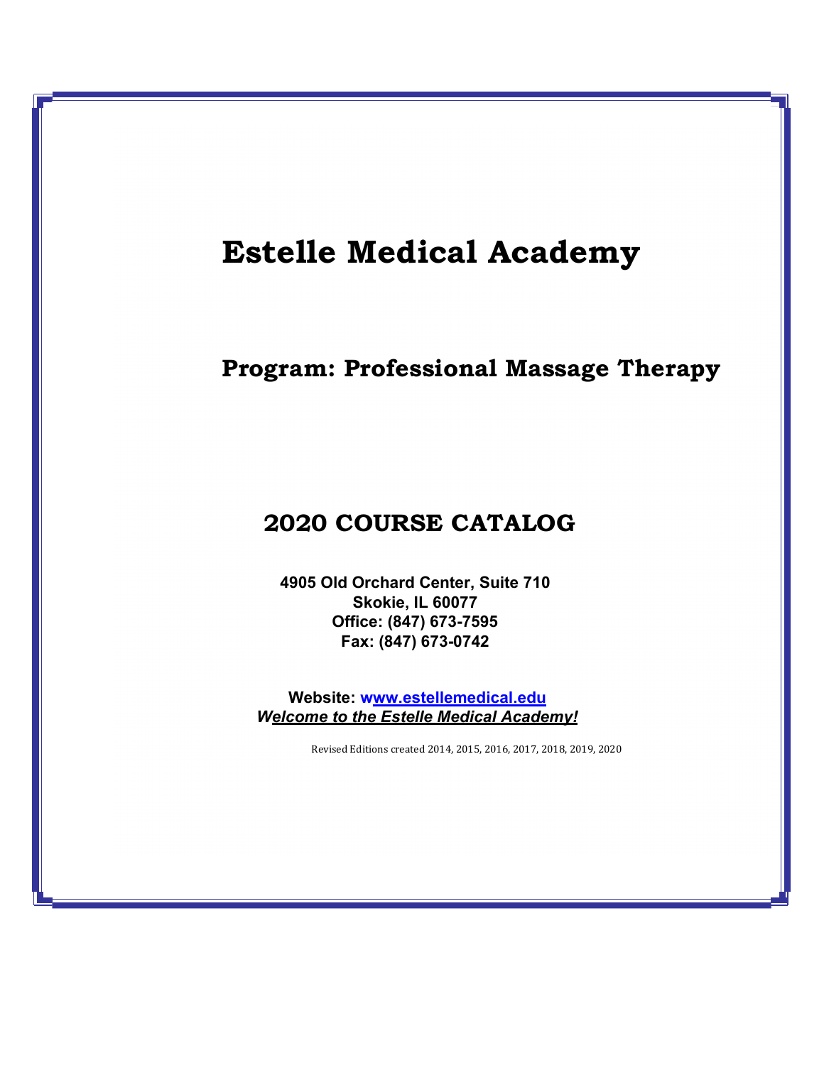# Estelle Medical Academy

## Program: Professional Massage Therapy

## 2020 COURSE CATALOG

**4905 Old Orchard Center, Suite 710**
**Skokie, IL 60077**
**Office: (847) 673-7595**
**Fax: (847) 673-0742**

**Website: www.estellemedical.edu**

***Welcome to the Estelle Medical Academy!***

Revised Editions created 2014, 2015, 2016, 2017, 2018, 2019, 2020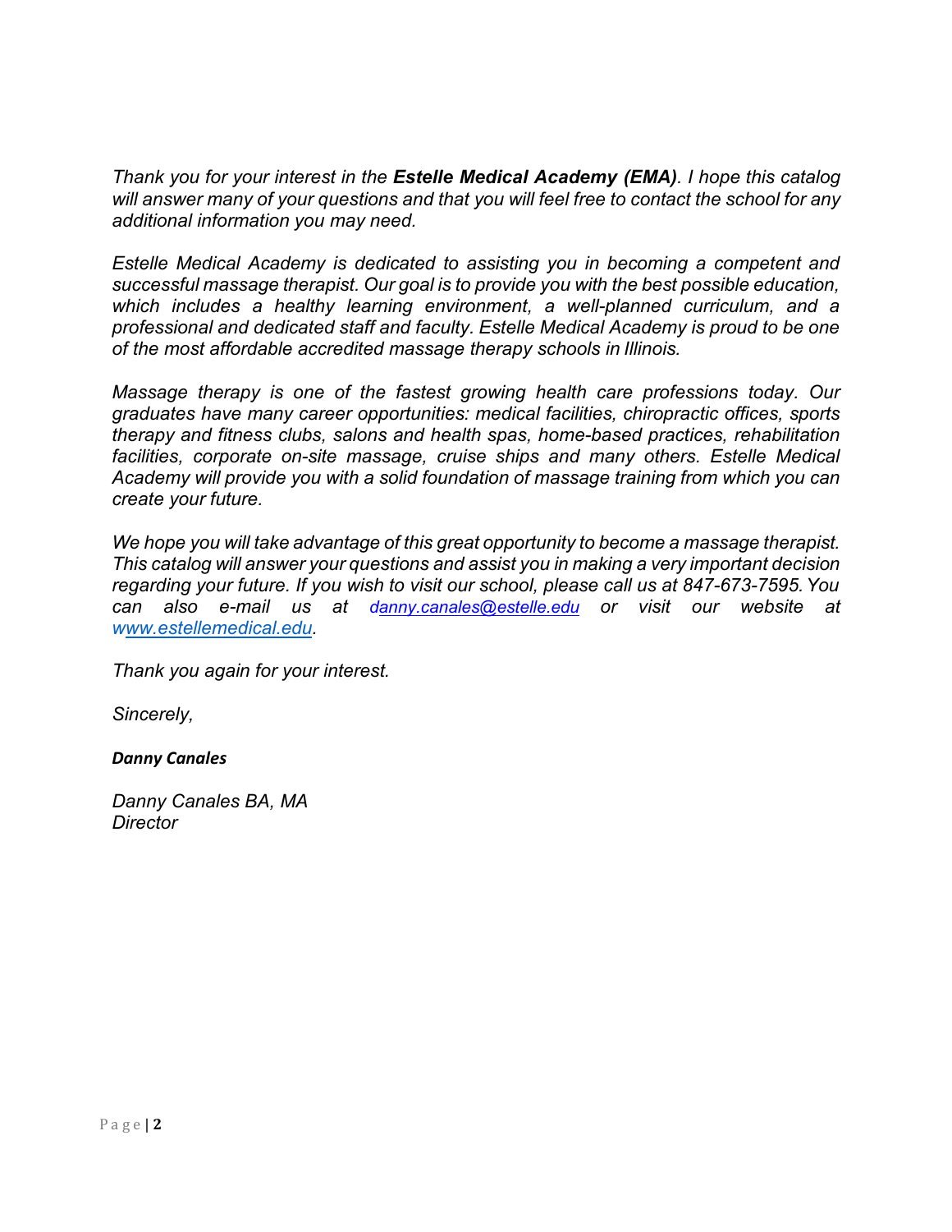*Thank you for your interest in the **Estelle Medical Academy (EMA)**. I hope this catalog will answer many of your questions and that you will feel free to contact the school for any additional information you may need.*

*Estelle Medical Academy is dedicated to assisting you in becoming a competent and successful massage therapist. Our goal is to provide you with the best possible education, which includes a healthy learning environment, a well-planned curriculum, and a professional and dedicated staff and faculty. Estelle Medical Academy is proud to be one of the most affordable accredited massage therapy schools in Illinois.*

*Massage therapy is one of the fastest growing health care professions today. Our graduates have many career opportunities: medical facilities, chiropractic offices, sports therapy and fitness clubs, salons and health spas, home-based practices, rehabilitation facilities, corporate on-site massage, cruise ships and many others. Estelle Medical Academy will provide you with a solid foundation of massage training from which you can create your future.*

*We hope you will take advantage of this great opportunity to become a massage therapist. This catalog will answer your questions and assist you in making a very important decision regarding your future. If you wish to visit our school, please call us at 847-673-7595. You can also e-mail us at danny.canales@estelle.edu or visit our website at www.estellemedical.edu.*

*Thank you again for your interest.*

*Sincerely,*

***Danny Canales***

*Danny Canales BA, MA*
*Director*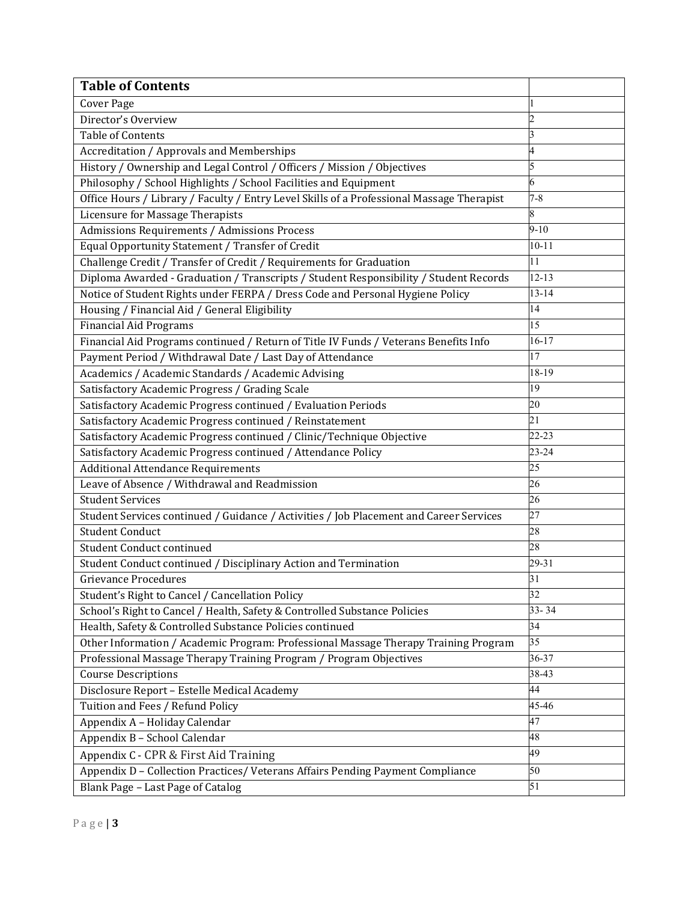| Table of Contents | |
|---|---|
| Cover Page | 1 |
| Director's Overview | 2 |
| Table of Contents | 3 |
| Accreditation / Approvals and Memberships | 4 |
| History / Ownership and Legal Control / Officers / Mission / Objectives | 5 |
| Philosophy / School Highlights / School Facilities and Equipment | 6 |
| Office Hours / Library / Faculty / Entry Level Skills of a Professional Massage Therapist | 7-8 |
| Licensure for Massage Therapists | 8 |
| Admissions Requirements / Admissions Process | 9-10 |
| Equal Opportunity Statement / Transfer of Credit | 10-11 |
| Challenge Credit / Transfer of Credit / Requirements for Graduation | 11 |
| Diploma Awarded - Graduation / Transcripts / Student Responsibility / Student Records | 12-13 |
| Notice of Student Rights under FERPA / Dress Code and Personal Hygiene Policy | 13-14 |
| Housing / Financial Aid / General Eligibility | 14 |
| Financial Aid Programs | 15 |
| Financial Aid Programs continued / Return of Title IV Funds / Veterans Benefits Info | 16-17 |
| Payment Period / Withdrawal Date / Last Day of Attendance | 17 |
| Academics / Academic Standards / Academic Advising | 18-19 |
| Satisfactory Academic Progress / Grading Scale | 19 |
| Satisfactory Academic Progress continued / Evaluation Periods | 20 |
| Satisfactory Academic Progress continued / Reinstatement | 21 |
| Satisfactory Academic Progress continued / Clinic/Technique Objective | 22-23 |
| Satisfactory Academic Progress continued / Attendance Policy | 23-24 |
| Additional Attendance Requirements | 25 |
| Leave of Absence / Withdrawal and Readmission | 26 |
| Student Services | 26 |
| Student Services continued / Guidance / Activities / Job Placement and Career Services | 27 |
| Student Conduct | 28 |
| Student Conduct continued | 28 |
| Student Conduct continued / Disciplinary Action and Termination | 29-31 |
| Grievance Procedures | 31 |
| Student's Right to Cancel / Cancellation Policy | 32 |
| School's Right to Cancel / Health, Safety & Controlled Substance Policies | 33- 34 |
| Health, Safety & Controlled Substance Policies continued | 34 |
| Other Information / Academic Program: Professional Massage Therapy Training Program | 35 |
| Professional Massage Therapy Training Program / Program Objectives | 36-37 |
| Course Descriptions | 38-43 |
| Disclosure Report – Estelle Medical Academy | 44 |
| Tuition and Fees / Refund Policy | 45-46 |
| Appendix A – Holiday Calendar | 47 |
| Appendix B – School Calendar | 48 |
| Appendix C - CPR & First Aid Training | 49 |
| Appendix D – Collection Practices/ Veterans Affairs Pending Payment Compliance | 50 |
| Blank Page – Last Page of Catalog | 51 |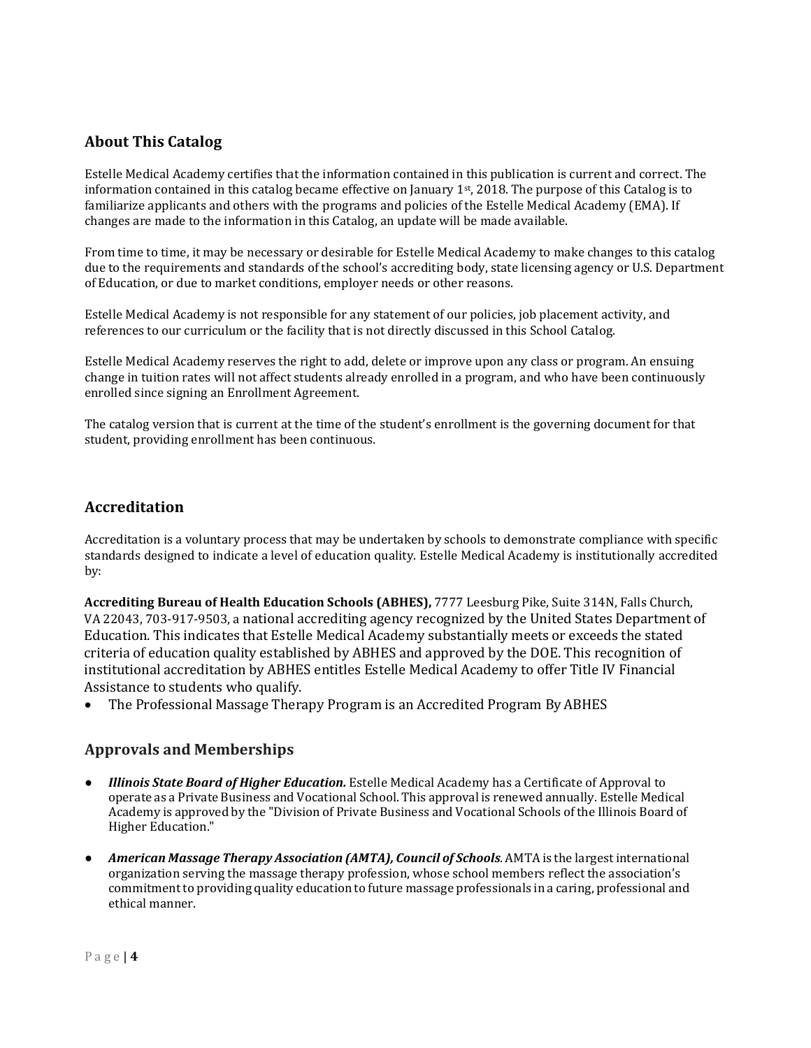## About This Catalog

Estelle Medical Academy certifies that the information contained in this publication is current and correct. The information contained in this catalog became effective on January 1st, 2018. The purpose of this Catalog is to familiarize applicants and others with the programs and policies of the Estelle Medical Academy (EMA). If changes are made to the information in this Catalog, an update will be made available.

From time to time, it may be necessary or desirable for Estelle Medical Academy to make changes to this catalog due to the requirements and standards of the school's accrediting body, state licensing agency or U.S. Department of Education, or due to market conditions, employer needs or other reasons.

Estelle Medical Academy is not responsible for any statement of our policies, job placement activity, and references to our curriculum or the facility that is not directly discussed in this School Catalog.

Estelle Medical Academy reserves the right to add, delete or improve upon any class or program. An ensuing change in tuition rates will not affect students already enrolled in a program, and who have been continuously enrolled since signing an Enrollment Agreement.

The catalog version that is current at the time of the student's enrollment is the governing document for that student, providing enrollment has been continuous.

## Accreditation

Accreditation is a voluntary process that may be undertaken by schools to demonstrate compliance with specific standards designed to indicate a level of education quality. Estelle Medical Academy is institutionally accredited by:

**Accrediting Bureau of Health Education Schools (ABHES),** 7777 Leesburg Pike, Suite 314N, Falls Church, VA 22043, 703-917-9503, a national accrediting agency recognized by the United States Department of Education. This indicates that Estelle Medical Academy substantially meets or exceeds the stated criteria of education quality established by ABHES and approved by the DOE. This recognition of institutional accreditation by ABHES entitles Estelle Medical Academy to offer Title IV Financial Assistance to students who qualify.

- The Professional Massage Therapy Program is an Accredited Program By ABHES

## Approvals and Memberships

- ***Illinois State Board of Higher Education.*** Estelle Medical Academy has a Certificate of Approval to operate as a Private Business and Vocational School. This approval is renewed annually. Estelle Medical Academy is approved by the "Division of Private Business and Vocational Schools of the Illinois Board of Higher Education."

- ***American Massage Therapy Association (AMTA), Council of Schools***. AMTA is the largest international organization serving the massage therapy profession, whose school members reflect the association's commitment to providing quality education to future massage professionals in a caring, professional and ethical manner.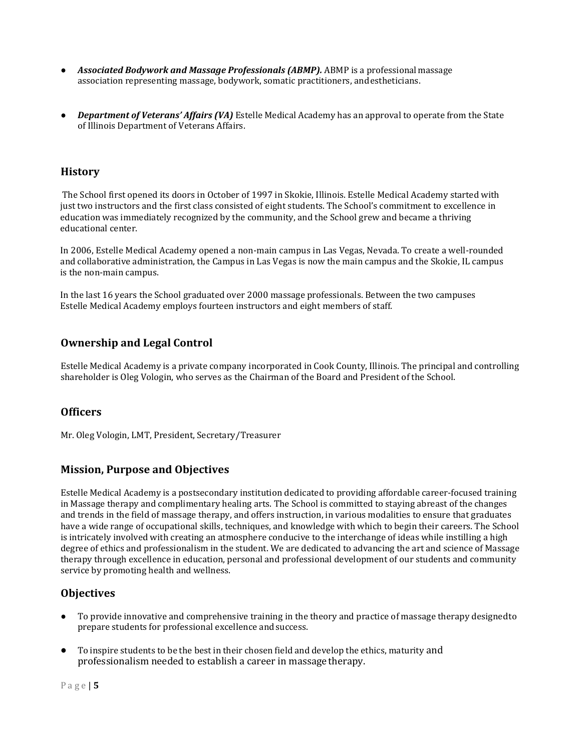- ***Associated Bodywork and Massage Professionals (ABMP).*** ABMP is a professional massage association representing massage, bodywork, somatic practitioners, and estheticians.

- ***Department of Veterans' Affairs (VA)*** Estelle Medical Academy has an approval to operate from the State of Illinois Department of Veterans Affairs.

## History

The School first opened its doors in October of 1997 in Skokie, Illinois. Estelle Medical Academy started with just two instructors and the first class consisted of eight students. The School's commitment to excellence in education was immediately recognized by the community, and the School grew and became a thriving educational center.

In 2006, Estelle Medical Academy opened a non-main campus in Las Vegas, Nevada. To create a well-rounded and collaborative administration, the Campus in Las Vegas is now the main campus and the Skokie, IL campus is the non-main campus.

In the last 16 years the School graduated over 2000 massage professionals. Between the two campuses Estelle Medical Academy employs fourteen instructors and eight members of staff.

## Ownership and Legal Control

Estelle Medical Academy is a private company incorporated in Cook County, Illinois. The principal and controlling shareholder is Oleg Vologin, who serves as the Chairman of the Board and President of the School.

## Officers

Mr. Oleg Vologin, LMT, President, Secretary/Treasurer

## Mission, Purpose and Objectives

Estelle Medical Academy is a postsecondary institution dedicated to providing affordable career-focused training in Massage therapy and complimentary healing arts. The School is committed to staying abreast of the changes and trends in the field of massage therapy, and offers instruction, in various modalities to ensure that graduates have a wide range of occupational skills, techniques, and knowledge with which to begin their careers. The School is intricately involved with creating an atmosphere conducive to the interchange of ideas while instilling a high degree of ethics and professionalism in the student. We are dedicated to advancing the art and science of Massage therapy through excellence in education, personal and professional development of our students and community service by promoting health and wellness.

## Objectives

- To provide innovative and comprehensive training in the theory and practice of massage therapy designed to prepare students for professional excellence and success.

- To inspire students to be the best in their chosen field and develop the ethics, maturity and professionalism needed to establish a career in massage therapy.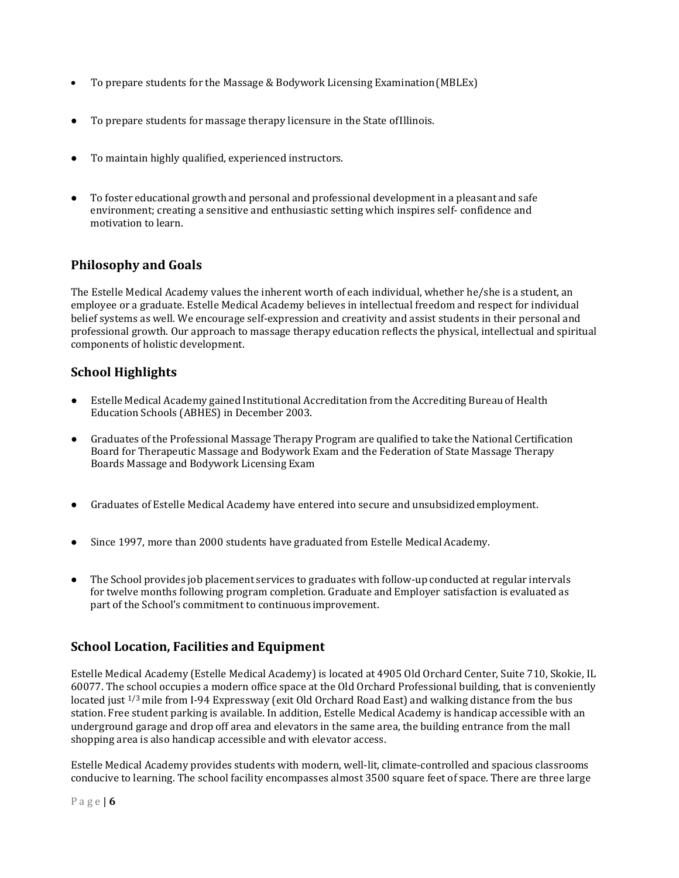- To prepare students for the Massage & Bodywork Licensing Examination (MBLEx)

- To prepare students for massage therapy licensure in the State of Illinois.

- To maintain highly qualified, experienced instructors.

- To foster educational growth and personal and professional development in a pleasant and safe environment; creating a sensitive and enthusiastic setting which inspires self- confidence and motivation to learn.

## Philosophy and Goals

The Estelle Medical Academy values the inherent worth of each individual, whether he/she is a student, an employee or a graduate. Estelle Medical Academy believes in intellectual freedom and respect for individual belief systems as well. We encourage self-expression and creativity and assist students in their personal and professional growth. Our approach to massage therapy education reflects the physical, intellectual and spiritual components of holistic development.

## School Highlights

- Estelle Medical Academy gained Institutional Accreditation from the Accrediting Bureau of Health Education Schools (ABHES) in December 2003.

- Graduates of the Professional Massage Therapy Program are qualified to take the National Certification Board for Therapeutic Massage and Bodywork Exam and the Federation of State Massage Therapy Boards Massage and Bodywork Licensing Exam

- Graduates of Estelle Medical Academy have entered into secure and unsubsidized employment.

- Since 1997, more than 2000 students have graduated from Estelle Medical Academy.

- The School provides job placement services to graduates with follow-up conducted at regular intervals for twelve months following program completion. Graduate and Employer satisfaction is evaluated as part of the School's commitment to continuous improvement.

## School Location, Facilities and Equipment

Estelle Medical Academy (Estelle Medical Academy) is located at 4905 Old Orchard Center, Suite 710, Skokie, IL 60077. The school occupies a modern office space at the Old Orchard Professional building, that is conveniently located just 1/3 mile from I-94 Expressway (exit Old Orchard Road East) and walking distance from the bus station. Free student parking is available. In addition, Estelle Medical Academy is handicap accessible with an underground garage and drop off area and elevators in the same area, the building entrance from the mall shopping area is also handicap accessible and with elevator access.

Estelle Medical Academy provides students with modern, well-lit, climate-controlled and spacious classrooms conducive to learning. The school facility encompasses almost 3500 square feet of space. There are three large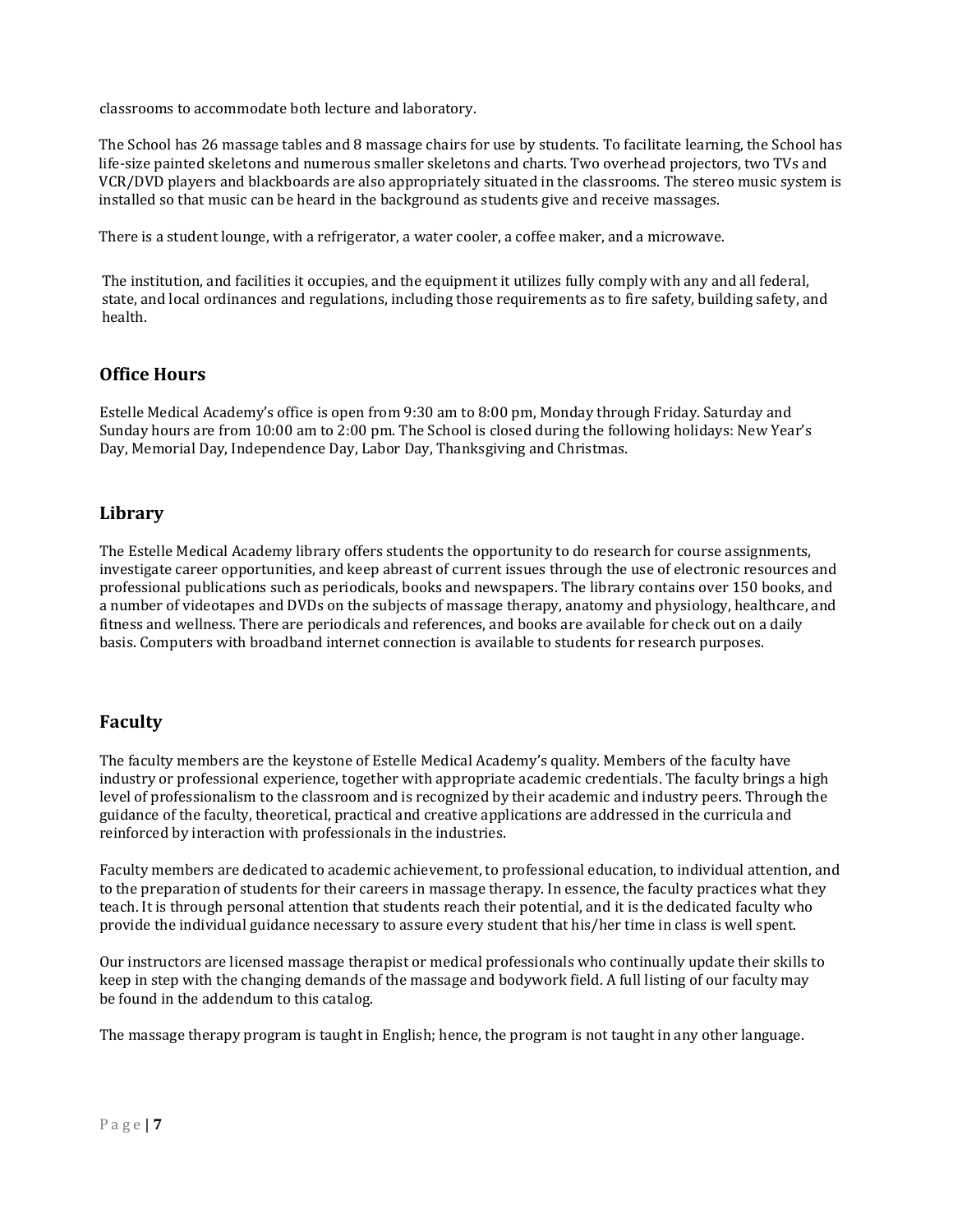classrooms to accommodate both lecture and laboratory.

The School has 26 massage tables and 8 massage chairs for use by students. To facilitate learning, the School has life-size painted skeletons and numerous smaller skeletons and charts. Two overhead projectors, two TVs and VCR/DVD players and blackboards are also appropriately situated in the classrooms. The stereo music system is installed so that music can be heard in the background as students give and receive massages.

There is a student lounge, with a refrigerator, a water cooler, a coffee maker, and a microwave.

The institution, and facilities it occupies, and the equipment it utilizes fully comply with any and all federal, state, and local ordinances and regulations, including those requirements as to fire safety, building safety, and health.

## Office Hours

Estelle Medical Academy's office is open from 9:30 am to 8:00 pm, Monday through Friday. Saturday and Sunday hours are from 10:00 am to 2:00 pm. The School is closed during the following holidays: New Year's Day, Memorial Day, Independence Day, Labor Day, Thanksgiving and Christmas.

## Library

The Estelle Medical Academy library offers students the opportunity to do research for course assignments, investigate career opportunities, and keep abreast of current issues through the use of electronic resources and professional publications such as periodicals, books and newspapers. The library contains over 150 books, and a number of videotapes and DVDs on the subjects of massage therapy, anatomy and physiology, healthcare, and fitness and wellness. There are periodicals and references, and books are available for check out on a daily basis. Computers with broadband internet connection is available to students for research purposes.

## Faculty

The faculty members are the keystone of Estelle Medical Academy's quality. Members of the faculty have industry or professional experience, together with appropriate academic credentials. The faculty brings a high level of professionalism to the classroom and is recognized by their academic and industry peers. Through the guidance of the faculty, theoretical, practical and creative applications are addressed in the curricula and reinforced by interaction with professionals in the industries.

Faculty members are dedicated to academic achievement, to professional education, to individual attention, and to the preparation of students for their careers in massage therapy. In essence, the faculty practices what they teach. It is through personal attention that students reach their potential, and it is the dedicated faculty who provide the individual guidance necessary to assure every student that his/her time in class is well spent.

Our instructors are licensed massage therapist or medical professionals who continually update their skills to keep in step with the changing demands of the massage and bodywork field. A full listing of our faculty may be found in the addendum to this catalog.

The massage therapy program is taught in English; hence, the program is not taught in any other language.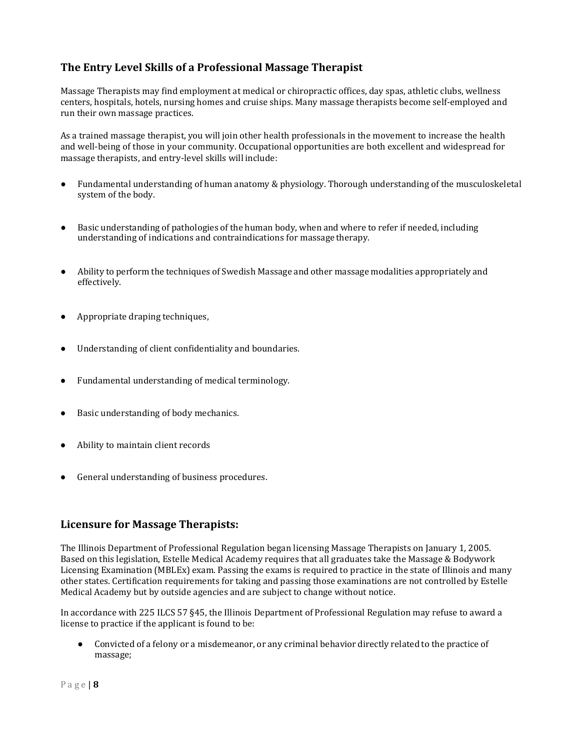## The Entry Level Skills of a Professional Massage Therapist

Massage Therapists may find employment at medical or chiropractic offices, day spas, athletic clubs, wellness centers, hospitals, hotels, nursing homes and cruise ships. Many massage therapists become self-employed and run their own massage practices.

As a trained massage therapist, you will join other health professionals in the movement to increase the health and well-being of those in your community. Occupational opportunities are both excellent and widespread for massage therapists, and entry-level skills will include:

- Fundamental understanding of human anatomy & physiology. Thorough understanding of the musculoskeletal system of the body.
- Basic understanding of pathologies of the human body, when and where to refer if needed, including understanding of indications and contraindications for massage therapy.
- Ability to perform the techniques of Swedish Massage and other massage modalities appropriately and effectively.
- Appropriate draping techniques,
- Understanding of client confidentiality and boundaries.
- Fundamental understanding of medical terminology.
- Basic understanding of body mechanics.
- Ability to maintain client records
- General understanding of business procedures.

## Licensure for Massage Therapists:

The Illinois Department of Professional Regulation began licensing Massage Therapists on January 1, 2005. Based on this legislation, Estelle Medical Academy requires that all graduates take the Massage & Bodywork Licensing Examination (MBLEx) exam. Passing the exams is required to practice in the state of Illinois and many other states. Certification requirements for taking and passing those examinations are not controlled by Estelle Medical Academy but by outside agencies and are subject to change without notice.

In accordance with 225 ILCS 57 §45, the Illinois Department of Professional Regulation may refuse to award a license to practice if the applicant is found to be:

- Convicted of a felony or a misdemeanor, or any criminal behavior directly related to the practice of massage;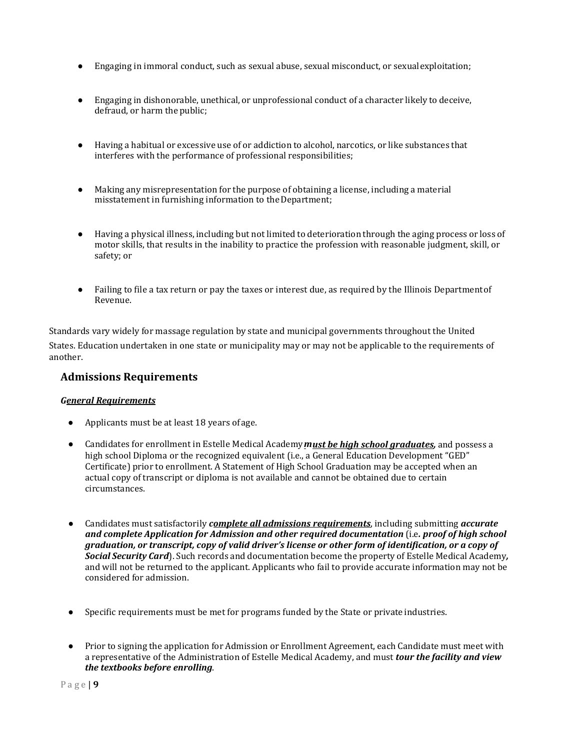- Engaging in immoral conduct, such as sexual abuse, sexual misconduct, or sexual exploitation;

- Engaging in dishonorable, unethical, or unprofessional conduct of a character likely to deceive, defraud, or harm the public;

- Having a habitual or excessive use of or addiction to alcohol, narcotics, or like substances that interferes with the performance of professional responsibilities;

- Making any misrepresentation for the purpose of obtaining a license, including a material misstatement in furnishing information to the Department;

- Having a physical illness, including but not limited to deterioration through the aging process or loss of motor skills, that results in the inability to practice the profession with reasonable judgment, skill, or safety; or

- Failing to file a tax return or pay the taxes or interest due, as required by the Illinois Department of Revenue.

Standards vary widely for massage regulation by state and municipal governments throughout the United States. Education undertaken in one state or municipality may or may not be applicable to the requirements of another.

## Admissions Requirements

***General Requirements***

- Applicants must be at least 18 years of age.

- Candidates for enrollment in Estelle Medical Academy ***must be high school graduates,*** and possess a high school Diploma or the recognized equivalent (i.e., a General Education Development "GED" Certificate) prior to enrollment. A Statement of High School Graduation may be accepted when an actual copy of transcript or diploma is not available and cannot be obtained due to certain circumstances.

- Candidates must satisfactorily ***complete all admissions requirements***, including submitting ***accurate and complete Application for Admission and other required documentation*** (i.e***. proof of high school graduation, or transcript, copy of valid driver's license or other form of identification, or a copy of Social Security Card***). Such records and documentation become the property of Estelle Medical Academy, and will not be returned to the applicant. Applicants who fail to provide accurate information may not be considered for admission.

- Specific requirements must be met for programs funded by the State or private industries.

- Prior to signing the application for Admission or Enrollment Agreement, each Candidate must meet with a representative of the Administration of Estelle Medical Academy, and must ***tour the facility and view the textbooks before enrolling***.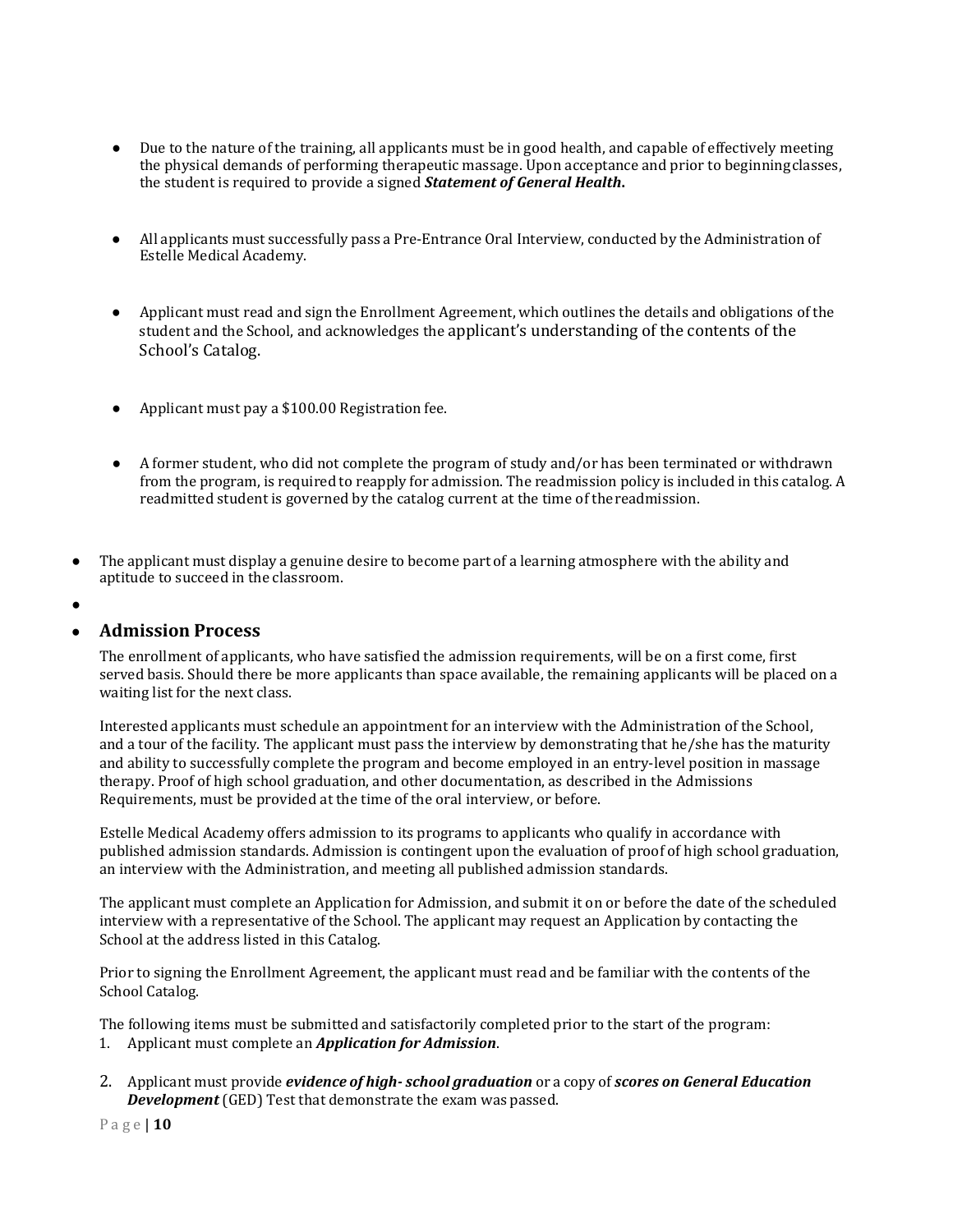- Due to the nature of the training, all applicants must be in good health, and capable of effectively meeting the physical demands of performing therapeutic massage. Upon acceptance and prior to beginning classes, the student is required to provide a signed ***Statement of General Health*.**

- All applicants must successfully pass a Pre-Entrance Oral Interview, conducted by the Administration of Estelle Medical Academy.

- Applicant must read and sign the Enrollment Agreement, which outlines the details and obligations of the student and the School, and acknowledges the applicant's understanding of the contents of the School's Catalog.

- Applicant must pay a $100.00 Registration fee.

- A former student, who did not complete the program of study and/or has been terminated or withdrawn from the program, is required to reapply for admission. The readmission policy is included in this catalog. A readmitted student is governed by the catalog current at the time of the readmission.

- The applicant must display a genuine desire to become part of a learning atmosphere with the ability and aptitude to succeed in the classroom.

## Admission Process

The enrollment of applicants, who have satisfied the admission requirements, will be on a first come, first served basis. Should there be more applicants than space available, the remaining applicants will be placed on a waiting list for the next class.

Interested applicants must schedule an appointment for an interview with the Administration of the School, and a tour of the facility. The applicant must pass the interview by demonstrating that he/she has the maturity and ability to successfully complete the program and become employed in an entry-level position in massage therapy. Proof of high school graduation, and other documentation, as described in the Admissions Requirements, must be provided at the time of the oral interview, or before.

Estelle Medical Academy offers admission to its programs to applicants who qualify in accordance with published admission standards. Admission is contingent upon the evaluation of proof of high school graduation, an interview with the Administration, and meeting all published admission standards.

The applicant must complete an Application for Admission, and submit it on or before the date of the scheduled interview with a representative of the School. The applicant may request an Application by contacting the School at the address listed in this Catalog.

Prior to signing the Enrollment Agreement, the applicant must read and be familiar with the contents of the School Catalog.

The following items must be submitted and satisfactorily completed prior to the start of the program:

1. Applicant must complete an ***Application for Admission***.
2. Applicant must provide ***evidence of high- school graduation*** or a copy of ***scores on General Education Development*** (GED) Test that demonstrate the exam was passed.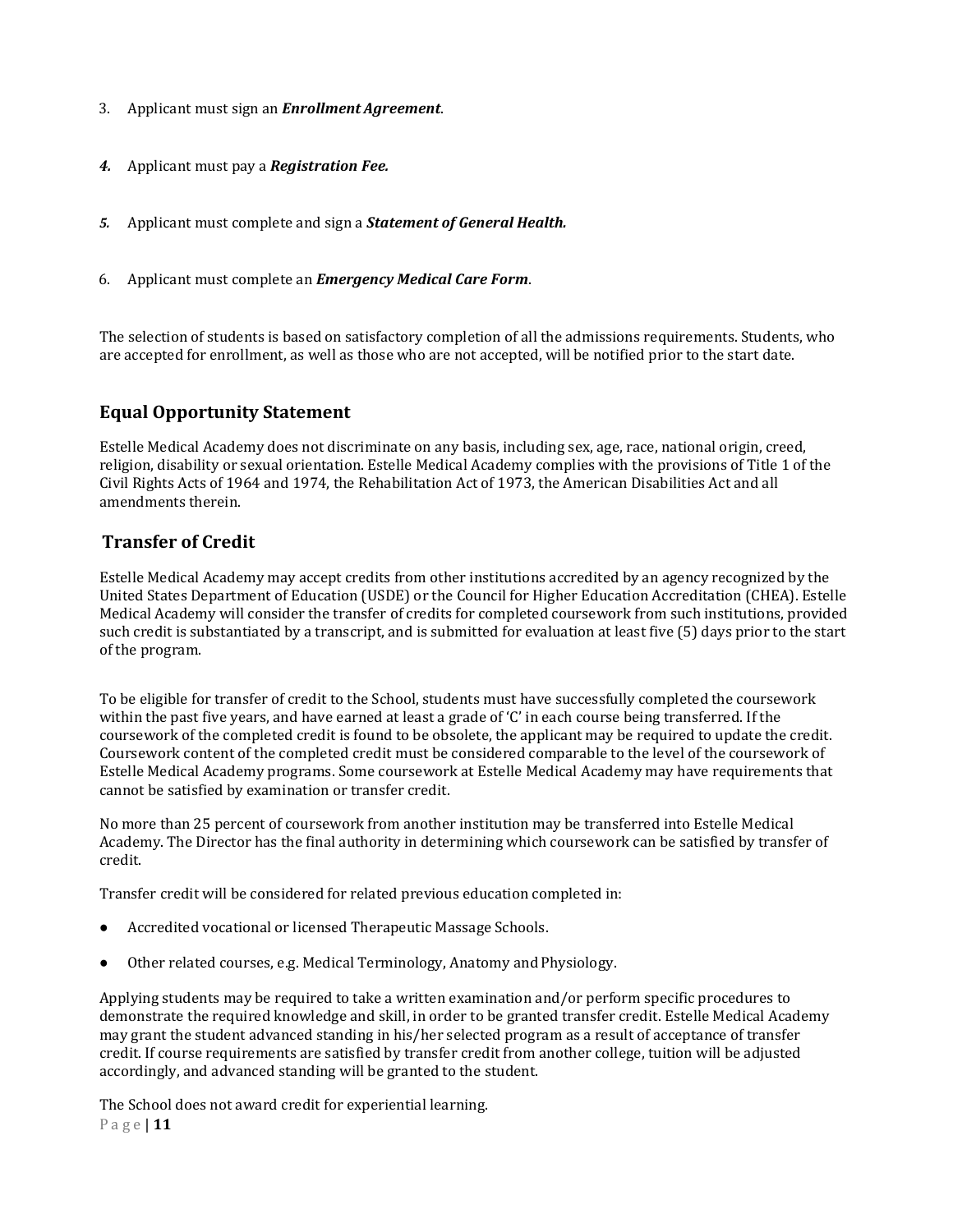3. Applicant must sign an ***Enrollment Agreement***.

4. Applicant must pay a ***Registration Fee.***

5. Applicant must complete and sign a ***Statement of General Health.***

6. Applicant must complete an ***Emergency Medical Care Form***.

The selection of students is based on satisfactory completion of all the admissions requirements. Students, who are accepted for enrollment, as well as those who are not accepted, will be notified prior to the start date.

## Equal Opportunity Statement

Estelle Medical Academy does not discriminate on any basis, including sex, age, race, national origin, creed, religion, disability or sexual orientation. Estelle Medical Academy complies with the provisions of Title 1 of the Civil Rights Acts of 1964 and 1974, the Rehabilitation Act of 1973, the American Disabilities Act and all amendments therein.

## Transfer of Credit

Estelle Medical Academy may accept credits from other institutions accredited by an agency recognized by the United States Department of Education (USDE) or the Council for Higher Education Accreditation (CHEA). Estelle Medical Academy will consider the transfer of credits for completed coursework from such institutions, provided such credit is substantiated by a transcript, and is submitted for evaluation at least five (5) days prior to the start of the program.

To be eligible for transfer of credit to the School, students must have successfully completed the coursework within the past five years, and have earned at least a grade of 'C' in each course being transferred. If the coursework of the completed credit is found to be obsolete, the applicant may be required to update the credit. Coursework content of the completed credit must be considered comparable to the level of the coursework of Estelle Medical Academy programs. Some coursework at Estelle Medical Academy may have requirements that cannot be satisfied by examination or transfer credit.

No more than 25 percent of coursework from another institution may be transferred into Estelle Medical Academy. The Director has the final authority in determining which coursework can be satisfied by transfer of credit.

Transfer credit will be considered for related previous education completed in:

- Accredited vocational or licensed Therapeutic Massage Schools.
- Other related courses, e.g. Medical Terminology, Anatomy and Physiology.

Applying students may be required to take a written examination and/or perform specific procedures to demonstrate the required knowledge and skill, in order to be granted transfer credit. Estelle Medical Academy may grant the student advanced standing in his/her selected program as a result of acceptance of transfer credit. If course requirements are satisfied by transfer credit from another college, tuition will be adjusted accordingly, and advanced standing will be granted to the student.

The School does not award credit for experiential learning.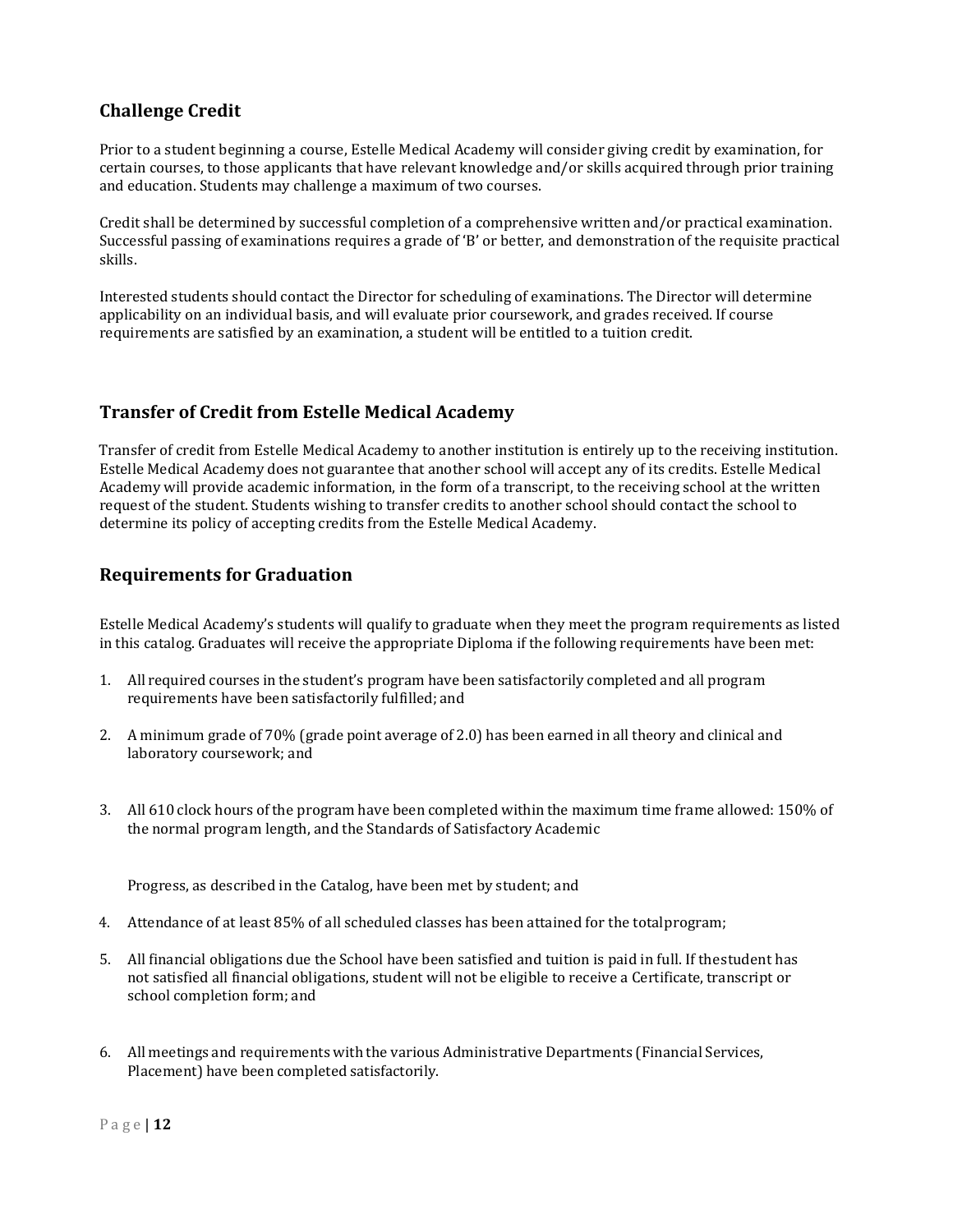## Challenge Credit

Prior to a student beginning a course, Estelle Medical Academy will consider giving credit by examination, for certain courses, to those applicants that have relevant knowledge and/or skills acquired through prior training and education. Students may challenge a maximum of two courses.

Credit shall be determined by successful completion of a comprehensive written and/or practical examination. Successful passing of examinations requires a grade of 'B' or better, and demonstration of the requisite practical skills.

Interested students should contact the Director for scheduling of examinations. The Director will determine applicability on an individual basis, and will evaluate prior coursework, and grades received. If course requirements are satisfied by an examination, a student will be entitled to a tuition credit.

## Transfer of Credit from Estelle Medical Academy

Transfer of credit from Estelle Medical Academy to another institution is entirely up to the receiving institution. Estelle Medical Academy does not guarantee that another school will accept any of its credits. Estelle Medical Academy will provide academic information, in the form of a transcript, to the receiving school at the written request of the student. Students wishing to transfer credits to another school should contact the school to determine its policy of accepting credits from the Estelle Medical Academy.

## Requirements for Graduation

Estelle Medical Academy's students will qualify to graduate when they meet the program requirements as listed in this catalog. Graduates will receive the appropriate Diploma if the following requirements have been met:

1. All required courses in the student's program have been satisfactorily completed and all program requirements have been satisfactorily fulfilled; and

2. A minimum grade of 70% (grade point average of 2.0) has been earned in all theory and clinical and laboratory coursework; and

3. All 610 clock hours of the program have been completed within the maximum time frame allowed: 150% of the normal program length, and the Standards of Satisfactory Academic

   Progress, as described in the Catalog, have been met by student; and

4. Attendance of at least 85% of all scheduled classes has been attained for the total program;

5. All financial obligations due the School have been satisfied and tuition is paid in full. If the student has not satisfied all financial obligations, student will not be eligible to receive a Certificate, transcript or school completion form; and

6. All meetings and requirements with the various Administrative Departments (Financial Services, Placement) have been completed satisfactorily.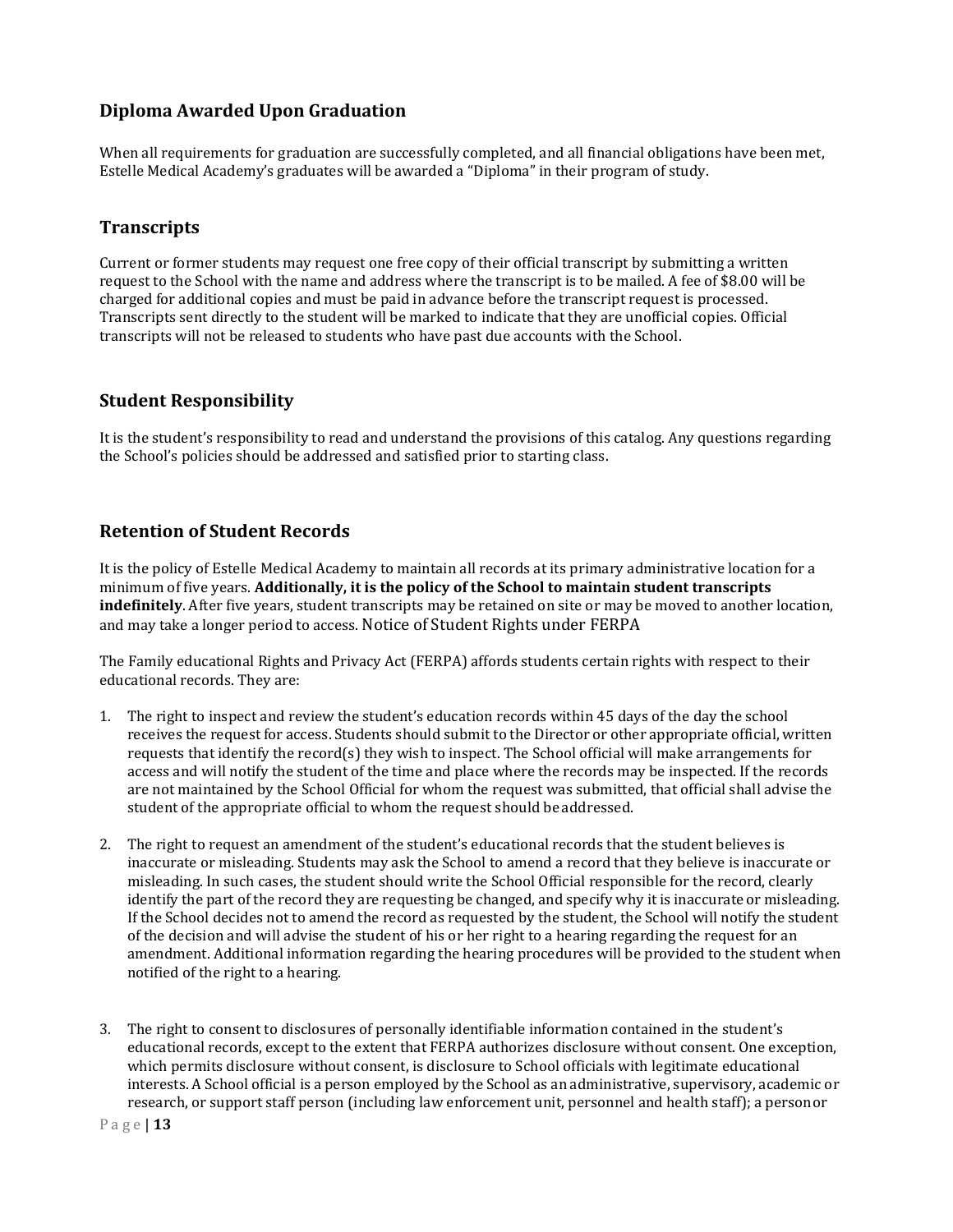## Diploma Awarded Upon Graduation

When all requirements for graduation are successfully completed, and all financial obligations have been met, Estelle Medical Academy's graduates will be awarded a "Diploma" in their program of study.

## Transcripts

Current or former students may request one free copy of their official transcript by submitting a written request to the School with the name and address where the transcript is to be mailed. A fee of $8.00 will be charged for additional copies and must be paid in advance before the transcript request is processed. Transcripts sent directly to the student will be marked to indicate that they are unofficial copies. Official transcripts will not be released to students who have past due accounts with the School.

## Student Responsibility

It is the student's responsibility to read and understand the provisions of this catalog. Any questions regarding the School's policies should be addressed and satisfied prior to starting class.

## Retention of Student Records

It is the policy of Estelle Medical Academy to maintain all records at its primary administrative location for a minimum of five years. **Additionally, it is the policy of the School to maintain student transcripts indefinitely**. After five years, student transcripts may be retained on site or may be moved to another location, and may take a longer period to access. Notice of Student Rights under FERPA

The Family educational Rights and Privacy Act (FERPA) affords students certain rights with respect to their educational records. They are:

1. The right to inspect and review the student's education records within 45 days of the day the school receives the request for access. Students should submit to the Director or other appropriate official, written requests that identify the record(s) they wish to inspect. The School official will make arrangements for access and will notify the student of the time and place where the records may be inspected. If the records are not maintained by the School Official for whom the request was submitted, that official shall advise the student of the appropriate official to whom the request should be addressed.

2. The right to request an amendment of the student's educational records that the student believes is inaccurate or misleading. Students may ask the School to amend a record that they believe is inaccurate or misleading. In such cases, the student should write the School Official responsible for the record, clearly identify the part of the record they are requesting be changed, and specify why it is inaccurate or misleading. If the School decides not to amend the record as requested by the student, the School will notify the student of the decision and will advise the student of his or her right to a hearing regarding the request for an amendment. Additional information regarding the hearing procedures will be provided to the student when notified of the right to a hearing.

3. The right to consent to disclosures of personally identifiable information contained in the student's educational records, except to the extent that FERPA authorizes disclosure without consent. One exception, which permits disclosure without consent, is disclosure to School officials with legitimate educational interests. A School official is a person employed by the School as an administrative, supervisory, academic or research, or support staff person (including law enforcement unit, personnel and health staff); a person or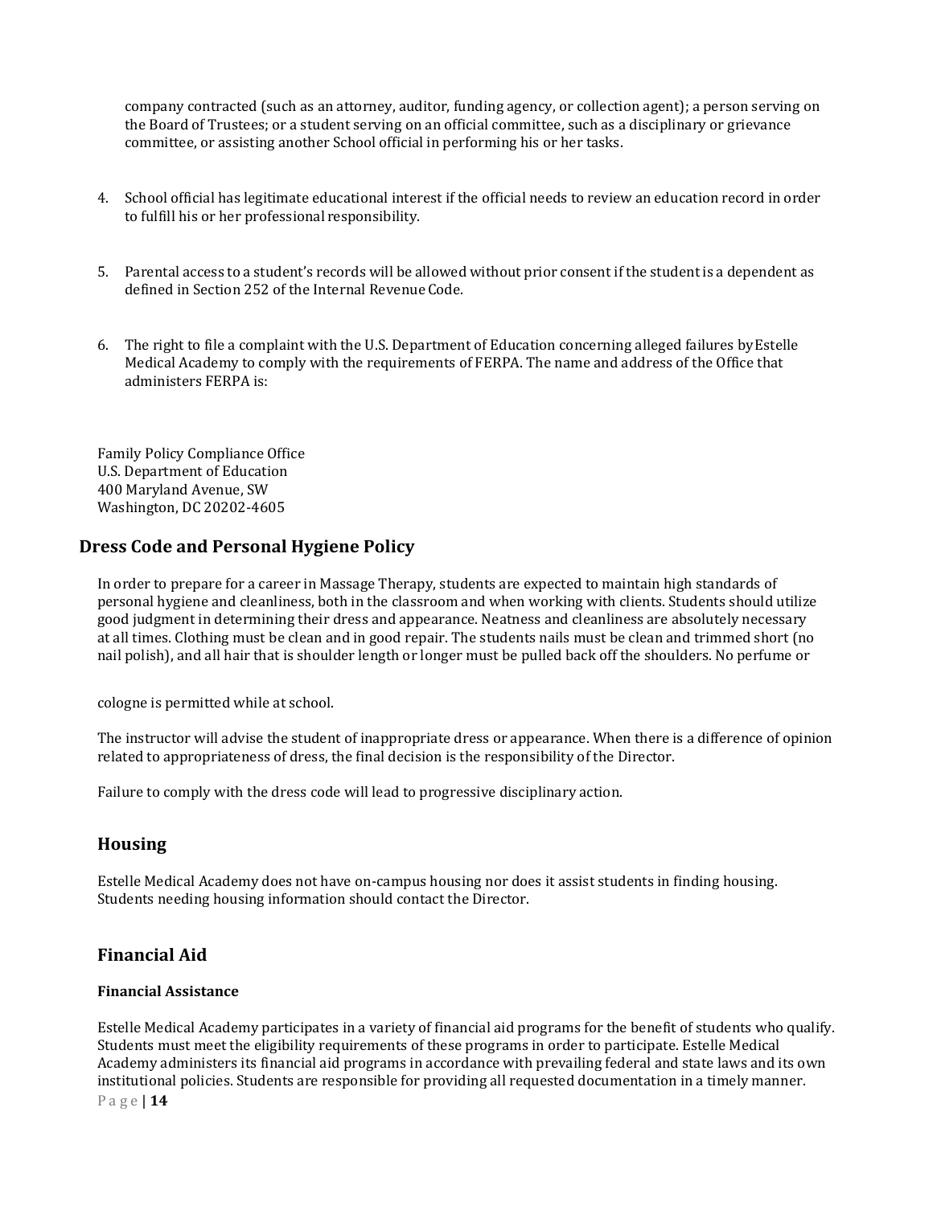company contracted (such as an attorney, auditor, funding agency, or collection agent); a person serving on the Board of Trustees; or a student serving on an official committee, such as a disciplinary or grievance committee, or assisting another School official in performing his or her tasks.

4. School official has legitimate educational interest if the official needs to review an education record in order to fulfill his or her professional responsibility.

5. Parental access to a student's records will be allowed without prior consent if the student is a dependent as defined in Section 252 of the Internal Revenue Code.

6. The right to file a complaint with the U.S. Department of Education concerning alleged failures by Estelle Medical Academy to comply with the requirements of FERPA. The name and address of the Office that administers FERPA is:

Family Policy Compliance Office
U.S. Department of Education
400 Maryland Avenue, SW
Washington, DC 20202-4605

## Dress Code and Personal Hygiene Policy

In order to prepare for a career in Massage Therapy, students are expected to maintain high standards of personal hygiene and cleanliness, both in the classroom and when working with clients. Students should utilize good judgment in determining their dress and appearance. Neatness and cleanliness are absolutely necessary at all times. Clothing must be clean and in good repair. The students nails must be clean and trimmed short (no nail polish), and all hair that is shoulder length or longer must be pulled back off the shoulders. No perfume or cologne is permitted while at school.

The instructor will advise the student of inappropriate dress or appearance. When there is a difference of opinion related to appropriateness of dress, the final decision is the responsibility of the Director.

Failure to comply with the dress code will lead to progressive disciplinary action.

## Housing

Estelle Medical Academy does not have on-campus housing nor does it assist students in finding housing. Students needing housing information should contact the Director.

## Financial Aid

### Financial Assistance

Estelle Medical Academy participates in a variety of financial aid programs for the benefit of students who qualify. Students must meet the eligibility requirements of these programs in order to participate. Estelle Medical Academy administers its financial aid programs in accordance with prevailing federal and state laws and its own institutional policies. Students are responsible for providing all requested documentation in a timely manner.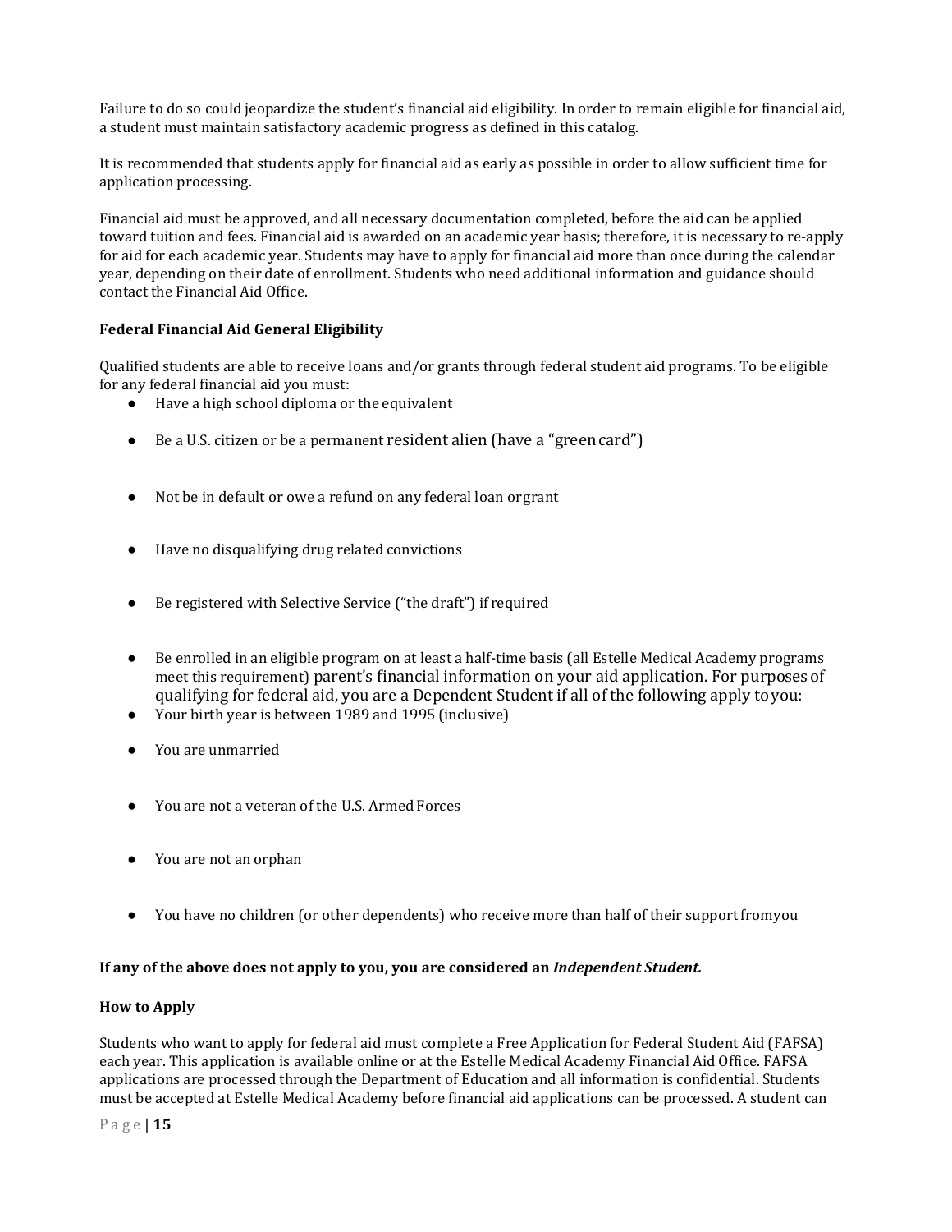Failure to do so could jeopardize the student's financial aid eligibility. In order to remain eligible for financial aid, a student must maintain satisfactory academic progress as defined in this catalog.

It is recommended that students apply for financial aid as early as possible in order to allow sufficient time for application processing.

Financial aid must be approved, and all necessary documentation completed, before the aid can be applied toward tuition and fees. Financial aid is awarded on an academic year basis; therefore, it is necessary to re-apply for aid for each academic year. Students may have to apply for financial aid more than once during the calendar year, depending on their date of enrollment. Students who need additional information and guidance should contact the Financial Aid Office.

**Federal Financial Aid General Eligibility**

Qualified students are able to receive loans and/or grants through federal student aid programs. To be eligible for any federal financial aid you must:

- Have a high school diploma or the equivalent
- Be a U.S. citizen or be a permanent resident alien (have a "green card")
- Not be in default or owe a refund on any federal loan orgrant
- Have no disqualifying drug related convictions
- Be registered with Selective Service ("the draft") if required
- Be enrolled in an eligible program on at least a half-time basis (all Estelle Medical Academy programs meet this requirement) parent's financial information on your aid application. For purposes of qualifying for federal aid, you are a Dependent Student if all of the following apply toyou:
- Your birth year is between 1989 and 1995 (inclusive)
- You are unmarried
- You are not a veteran of the U.S. Armed Forces
- You are not an orphan
- You have no children (or other dependents) who receive more than half of their support fromyou

**If any of the above does not apply to you, you are considered an *Independent Student.***

**How to Apply**

Students who want to apply for federal aid must complete a Free Application for Federal Student Aid (FAFSA) each year. This application is available online or at the Estelle Medical Academy Financial Aid Office. FAFSA applications are processed through the Department of Education and all information is confidential. Students must be accepted at Estelle Medical Academy before financial aid applications can be processed. A student can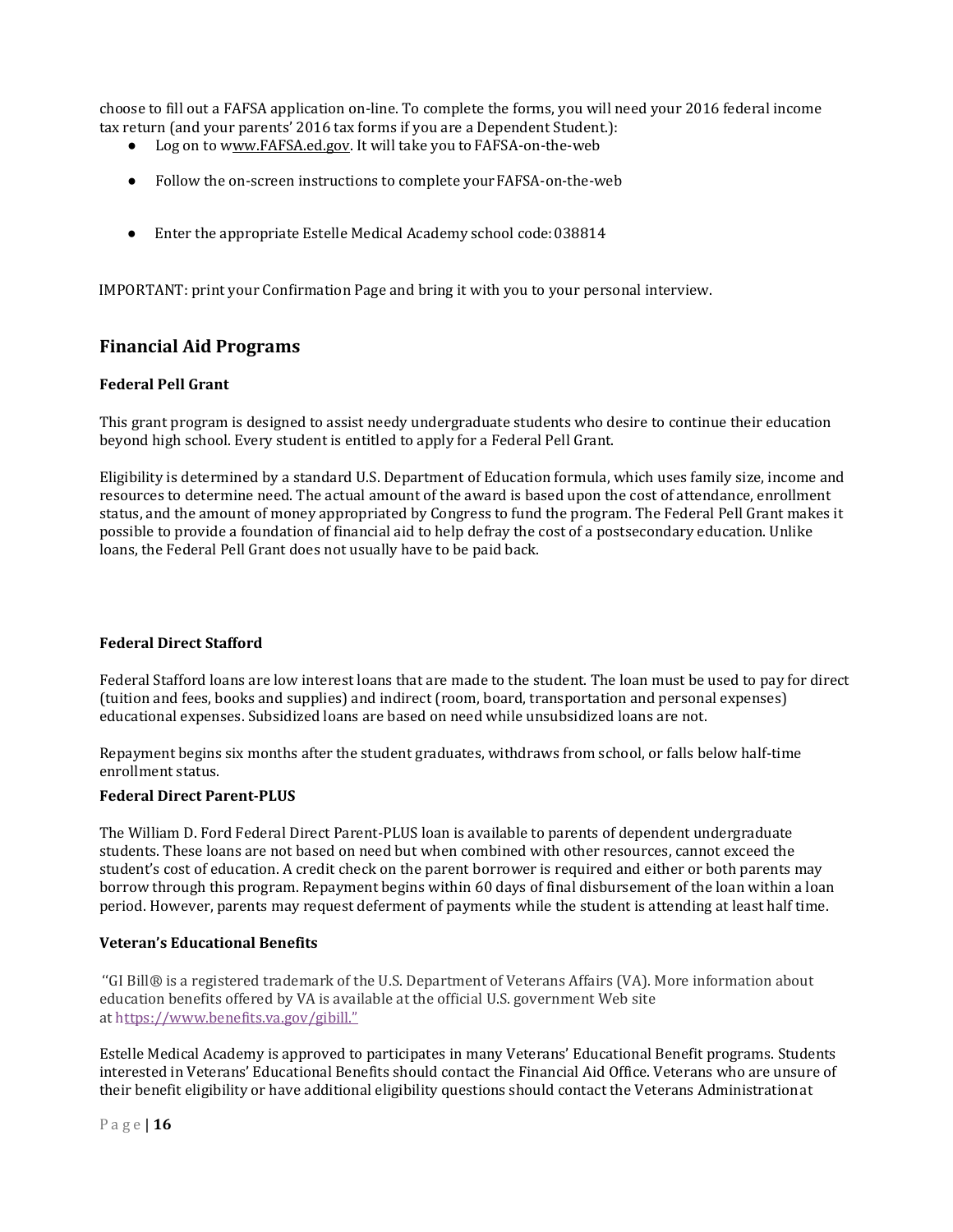choose to fill out a FAFSA application on-line. To complete the forms, you will need your 2016 federal income tax return (and your parents' 2016 tax forms if you are a Dependent Student.):

- Log on to www.FAFSA.ed.gov. It will take you to FAFSA-on-the-web
- Follow the on-screen instructions to complete your FAFSA-on-the-web
- Enter the appropriate Estelle Medical Academy school code: 038814

IMPORTANT: print your Confirmation Page and bring it with you to your personal interview.

## Financial Aid Programs

### Federal Pell Grant

This grant program is designed to assist needy undergraduate students who desire to continue their education beyond high school. Every student is entitled to apply for a Federal Pell Grant.

Eligibility is determined by a standard U.S. Department of Education formula, which uses family size, income and resources to determine need. The actual amount of the award is based upon the cost of attendance, enrollment status, and the amount of money appropriated by Congress to fund the program. The Federal Pell Grant makes it possible to provide a foundation of financial aid to help defray the cost of a postsecondary education. Unlike loans, the Federal Pell Grant does not usually have to be paid back.

### Federal Direct Stafford

Federal Stafford loans are low interest loans that are made to the student. The loan must be used to pay for direct (tuition and fees, books and supplies) and indirect (room, board, transportation and personal expenses) educational expenses. Subsidized loans are based on need while unsubsidized loans are not.

Repayment begins six months after the student graduates, withdraws from school, or falls below half-time enrollment status.

### Federal Direct Parent-PLUS

The William D. Ford Federal Direct Parent-PLUS loan is available to parents of dependent undergraduate students. These loans are not based on need but when combined with other resources, cannot exceed the student's cost of education. A credit check on the parent borrower is required and either or both parents may borrow through this program. Repayment begins within 60 days of final disbursement of the loan within a loan period. However, parents may request deferment of payments while the student is attending at least half time.

### Veteran's Educational Benefits

"GI Bill® is a registered trademark of the U.S. Department of Veterans Affairs (VA). More information about education benefits offered by VA is available at the official U.S. government Web site at https://www.benefits.va.gov/gibill."

Estelle Medical Academy is approved to participates in many Veterans' Educational Benefit programs. Students interested in Veterans' Educational Benefits should contact the Financial Aid Office. Veterans who are unsure of their benefit eligibility or have additional eligibility questions should contact the Veterans Administration at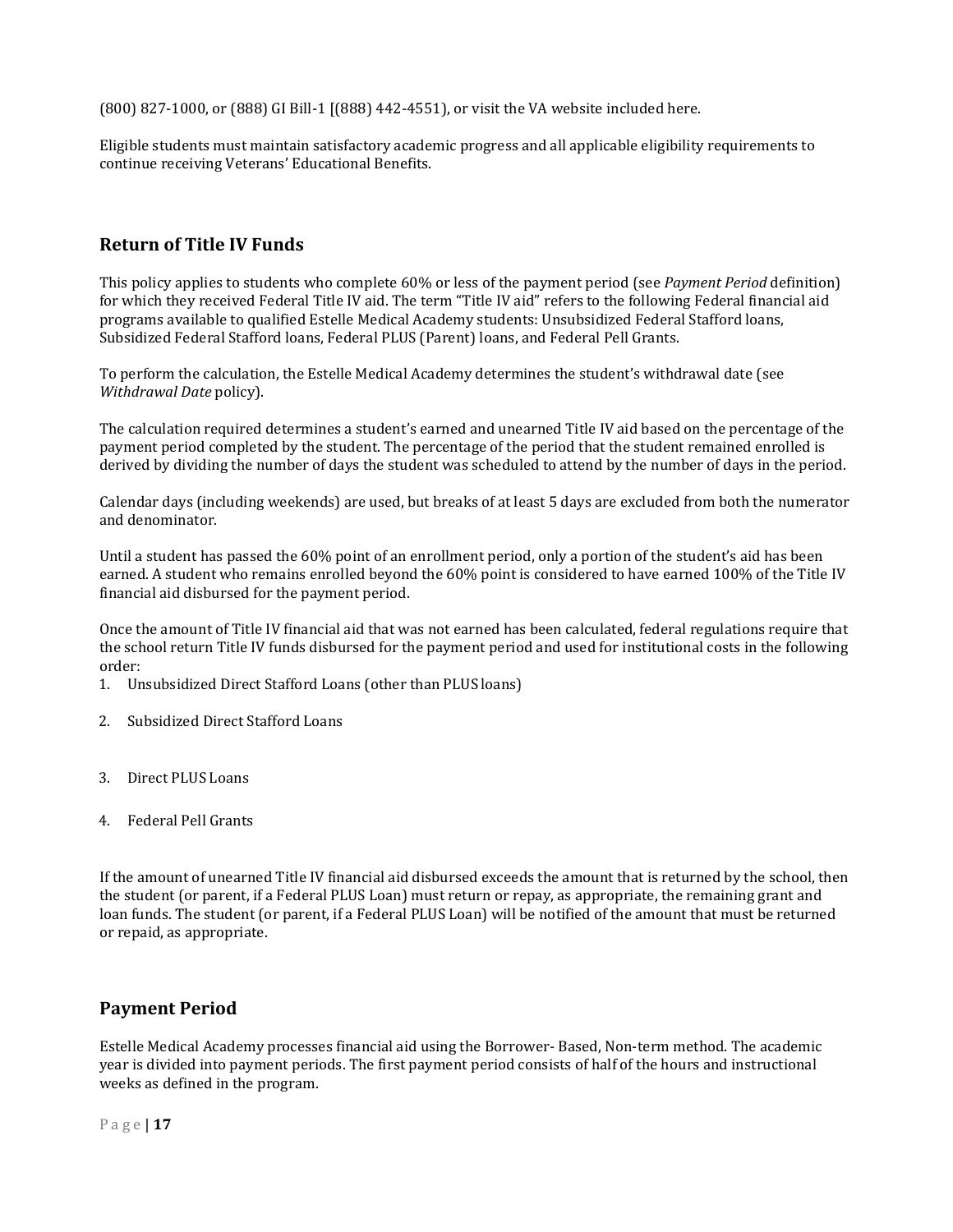(800) 827-1000, or (888) GI Bill-1 [(888) 442-4551), or visit the VA website included here.

Eligible students must maintain satisfactory academic progress and all applicable eligibility requirements to continue receiving Veterans' Educational Benefits.

## Return of Title IV Funds

This policy applies to students who complete 60% or less of the payment period (see *Payment Period* definition) for which they received Federal Title IV aid. The term "Title IV aid" refers to the following Federal financial aid programs available to qualified Estelle Medical Academy students: Unsubsidized Federal Stafford loans, Subsidized Federal Stafford loans, Federal PLUS (Parent) loans, and Federal Pell Grants.

To perform the calculation, the Estelle Medical Academy determines the student's withdrawal date (see *Withdrawal Date* policy).

The calculation required determines a student's earned and unearned Title IV aid based on the percentage of the payment period completed by the student. The percentage of the period that the student remained enrolled is derived by dividing the number of days the student was scheduled to attend by the number of days in the period.

Calendar days (including weekends) are used, but breaks of at least 5 days are excluded from both the numerator and denominator.

Until a student has passed the 60% point of an enrollment period, only a portion of the student's aid has been earned. A student who remains enrolled beyond the 60% point is considered to have earned 100% of the Title IV financial aid disbursed for the payment period.

Once the amount of Title IV financial aid that was not earned has been calculated, federal regulations require that the school return Title IV funds disbursed for the payment period and used for institutional costs in the following order:

1. Unsubsidized Direct Stafford Loans (other than PLUS loans)
2. Subsidized Direct Stafford Loans
3. Direct PLUS Loans
4. Federal Pell Grants

If the amount of unearned Title IV financial aid disbursed exceeds the amount that is returned by the school, then the student (or parent, if a Federal PLUS Loan) must return or repay, as appropriate, the remaining grant and loan funds. The student (or parent, if a Federal PLUS Loan) will be notified of the amount that must be returned or repaid, as appropriate.

## Payment Period

Estelle Medical Academy processes financial aid using the Borrower- Based, Non-term method. The academic year is divided into payment periods. The first payment period consists of half of the hours and instructional weeks as defined in the program.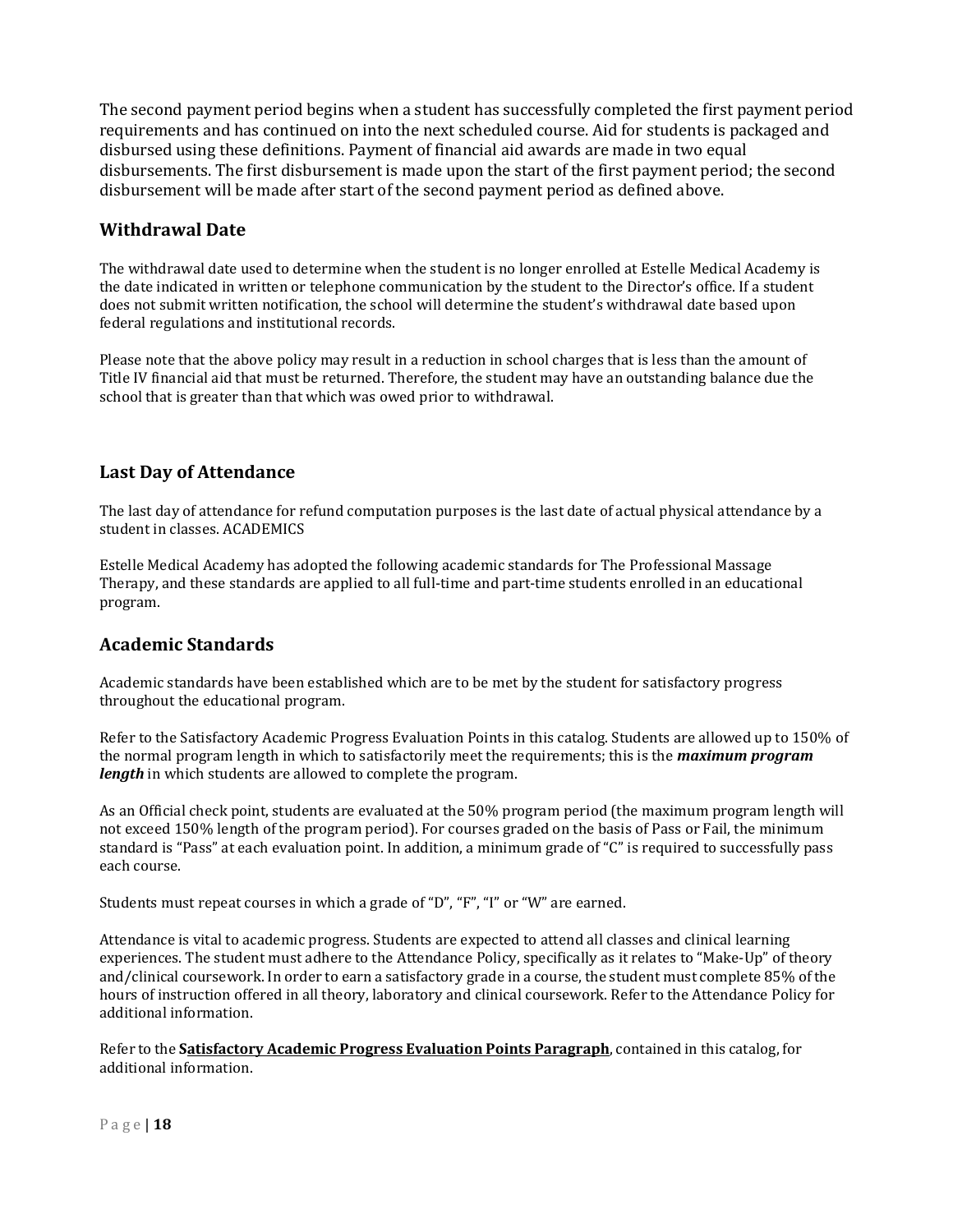The second payment period begins when a student has successfully completed the first payment period requirements and has continued on into the next scheduled course. Aid for students is packaged and disbursed using these definitions. Payment of financial aid awards are made in two equal disbursements. The first disbursement is made upon the start of the first payment period; the second disbursement will be made after start of the second payment period as defined above.

## Withdrawal Date

The withdrawal date used to determine when the student is no longer enrolled at Estelle Medical Academy is the date indicated in written or telephone communication by the student to the Director's office. If a student does not submit written notification, the school will determine the student's withdrawal date based upon federal regulations and institutional records.

Please note that the above policy may result in a reduction in school charges that is less than the amount of Title IV financial aid that must be returned. Therefore, the student may have an outstanding balance due the school that is greater than that which was owed prior to withdrawal.

## Last Day of Attendance

The last day of attendance for refund computation purposes is the last date of actual physical attendance by a student in classes. ACADEMICS

Estelle Medical Academy has adopted the following academic standards for The Professional Massage Therapy, and these standards are applied to all full-time and part-time students enrolled in an educational program.

## Academic Standards

Academic standards have been established which are to be met by the student for satisfactory progress throughout the educational program.

Refer to the Satisfactory Academic Progress Evaluation Points in this catalog. Students are allowed up to 150% of the normal program length in which to satisfactorily meet the requirements; this is the ***maximum program length*** in which students are allowed to complete the program.

As an Official check point, students are evaluated at the 50% program period (the maximum program length will not exceed 150% length of the program period). For courses graded on the basis of Pass or Fail, the minimum standard is "Pass" at each evaluation point. In addition, a minimum grade of "C" is required to successfully pass each course.

Students must repeat courses in which a grade of "D", "F", "I" or "W" are earned.

Attendance is vital to academic progress. Students are expected to attend all classes and clinical learning experiences. The student must adhere to the Attendance Policy, specifically as it relates to "Make-Up" of theory and/clinical coursework. In order to earn a satisfactory grade in a course, the student must complete 85% of the hours of instruction offered in all theory, laboratory and clinical coursework. Refer to the Attendance Policy for additional information.

Refer to the **<u>Satisfactory Academic Progress Evaluation Points Paragraph</u>**, contained in this catalog, for additional information.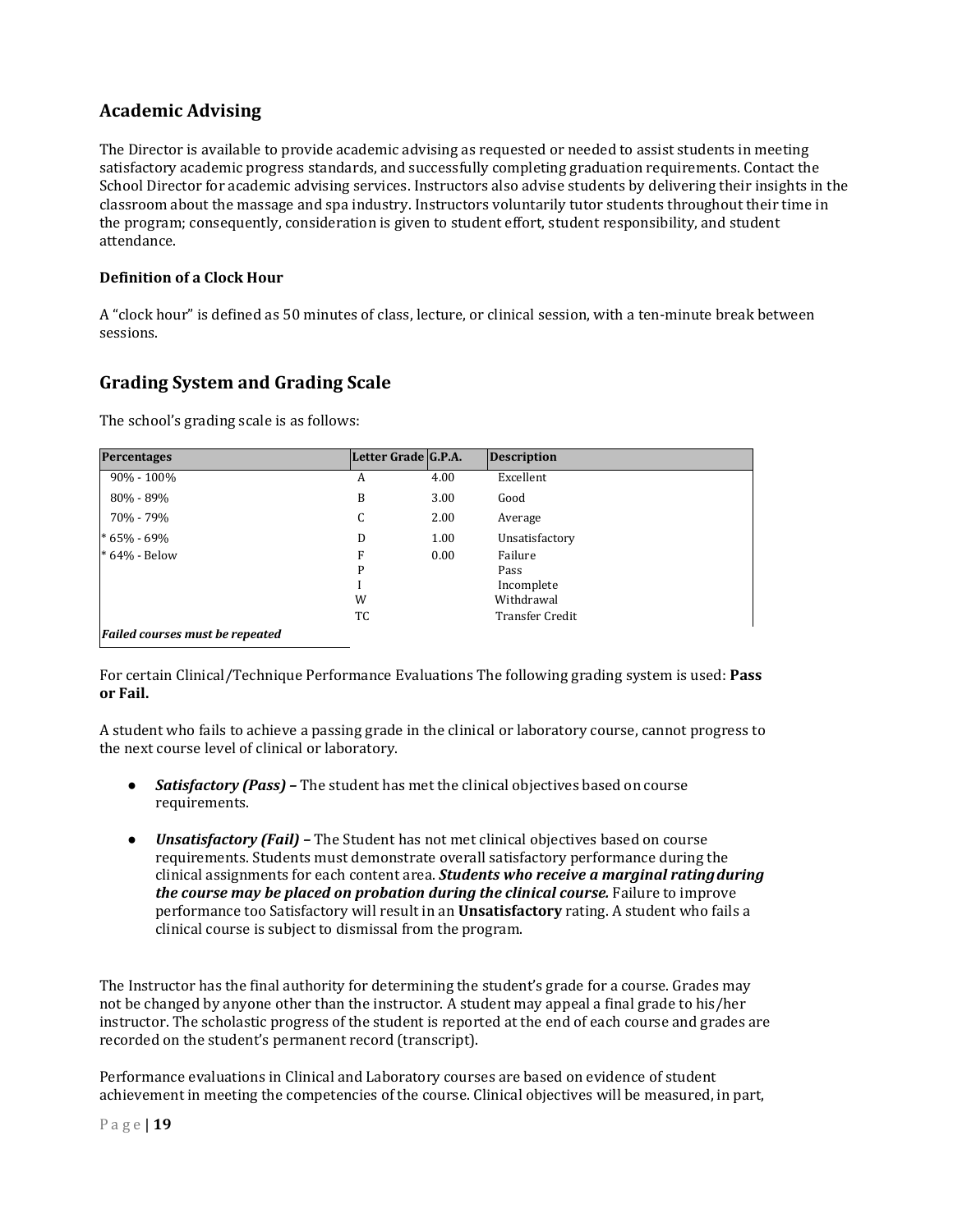## Academic Advising

The Director is available to provide academic advising as requested or needed to assist students in meeting satisfactory academic progress standards, and successfully completing graduation requirements. Contact the School Director for academic advising services. Instructors also advise students by delivering their insights in the classroom about the massage and spa industry. Instructors voluntarily tutor students throughout their time in the program; consequently, consideration is given to student effort, student responsibility, and student attendance.

**Definition of a Clock Hour**

A "clock hour" is defined as 50 minutes of class, lecture, or clinical session, with a ten-minute break between sessions.

## Grading System and Grading Scale

The school's grading scale is as follows:

| Percentages | Letter Grade | G.P.A. | Description |
|---|---|---|---|
| 90% - 100% | A | 4.00 | Excellent |
| 80% - 89% | B | 3.00 | Good |
| 70% - 79% | C | 2.00 | Average |
| * 65% - 69% | D | 1.00 | Unsatisfactory |
| * 64% - Below | F | 0.00 | Failure |
| | P | | Pass |
| | I | | Incomplete |
| | W | | Withdrawal |
| | TC | | Transfer Credit |
| ***Failed courses must be repeated*** | | | |

For certain Clinical/Technique Performance Evaluations The following grading system is used: **Pass or Fail.**

A student who fails to achieve a passing grade in the clinical or laboratory course, cannot progress to the next course level of clinical or laboratory.

- ***Satisfactory (Pass)*** **–** The student has met the clinical objectives based on course requirements.
- ***Unsatisfactory (Fail)*** **–** The Student has not met clinical objectives based on course requirements. Students must demonstrate overall satisfactory performance during the clinical assignments for each content area. ***Students who receive a marginal rating during the course may be placed on probation during the clinical course.*** Failure to improve performance too Satisfactory will result in an **Unsatisfactory** rating. A student who fails a clinical course is subject to dismissal from the program.

The Instructor has the final authority for determining the student's grade for a course. Grades may not be changed by anyone other than the instructor. A student may appeal a final grade to his/her instructor. The scholastic progress of the student is reported at the end of each course and grades are recorded on the student's permanent record (transcript).

Performance evaluations in Clinical and Laboratory courses are based on evidence of student achievement in meeting the competencies of the course. Clinical objectives will be measured, in part,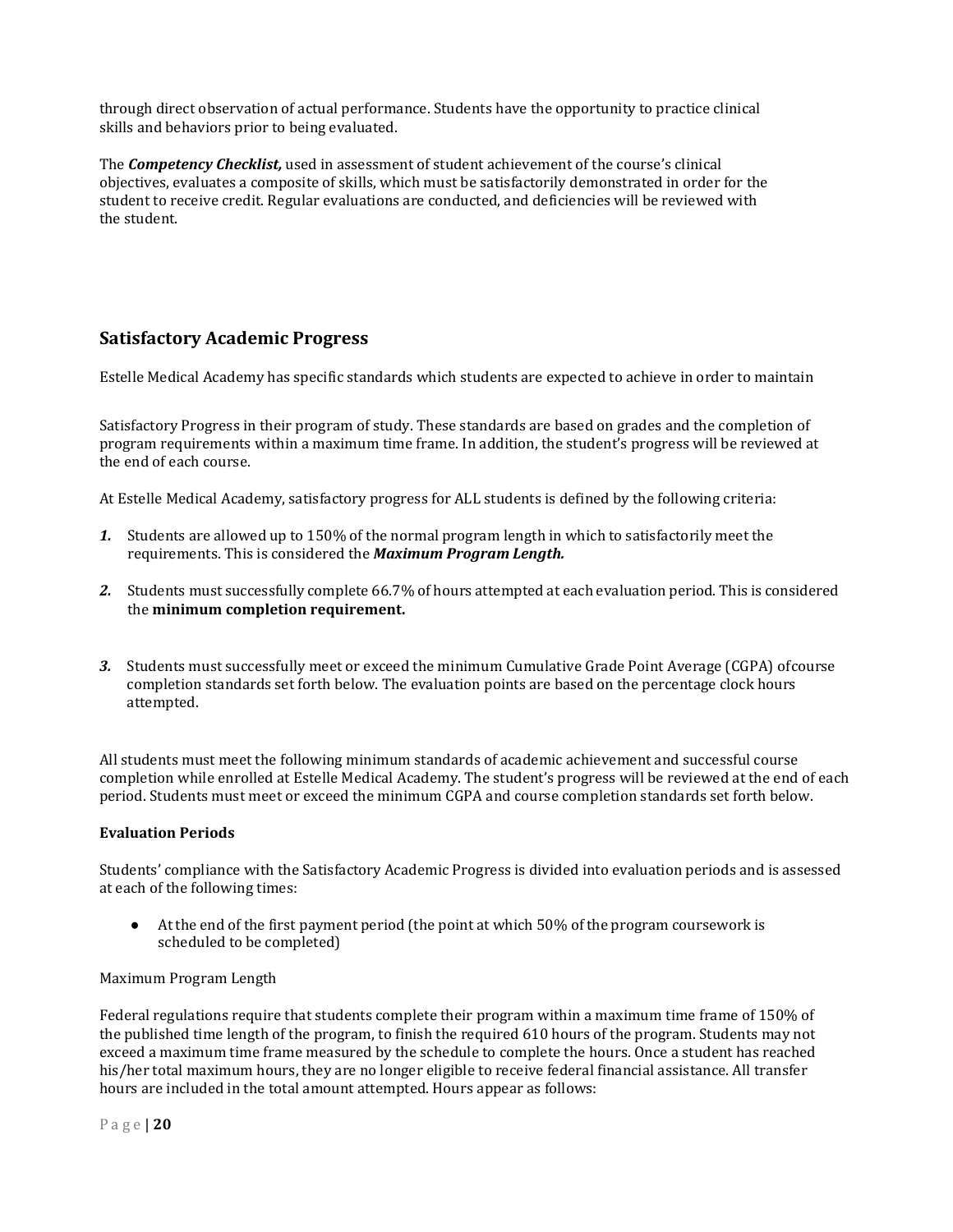through direct observation of actual performance. Students have the opportunity to practice clinical skills and behaviors prior to being evaluated.

The ***Competency Checklist,*** used in assessment of student achievement of the course's clinical objectives, evaluates a composite of skills, which must be satisfactorily demonstrated in order for the student to receive credit. Regular evaluations are conducted, and deficiencies will be reviewed with the student.

## Satisfactory Academic Progress

Estelle Medical Academy has specific standards which students are expected to achieve in order to maintain

Satisfactory Progress in their program of study. These standards are based on grades and the completion of program requirements within a maximum time frame. In addition, the student's progress will be reviewed at the end of each course.

At Estelle Medical Academy, satisfactory progress for ALL students is defined by the following criteria:

1. Students are allowed up to 150% of the normal program length in which to satisfactorily meet the requirements. This is considered the ***Maximum Program Length.***
2. Students must successfully complete 66.7% of hours attempted at each evaluation period. This is considered the **minimum completion requirement.**
3. Students must successfully meet or exceed the minimum Cumulative Grade Point Average (CGPA) ofcourse completion standards set forth below. The evaluation points are based on the percentage clock hours attempted.

All students must meet the following minimum standards of academic achievement and successful course completion while enrolled at Estelle Medical Academy. The student's progress will be reviewed at the end of each period. Students must meet or exceed the minimum CGPA and course completion standards set forth below.

**Evaluation Periods**

Students' compliance with the Satisfactory Academic Progress is divided into evaluation periods and is assessed at each of the following times:

- At the end of the first payment period (the point at which 50% of the program coursework is scheduled to be completed)

Maximum Program Length

Federal regulations require that students complete their program within a maximum time frame of 150% of the published time length of the program, to finish the required 610 hours of the program. Students may not exceed a maximum time frame measured by the schedule to complete the hours. Once a student has reached his/her total maximum hours, they are no longer eligible to receive federal financial assistance. All transfer hours are included in the total amount attempted. Hours appear as follows: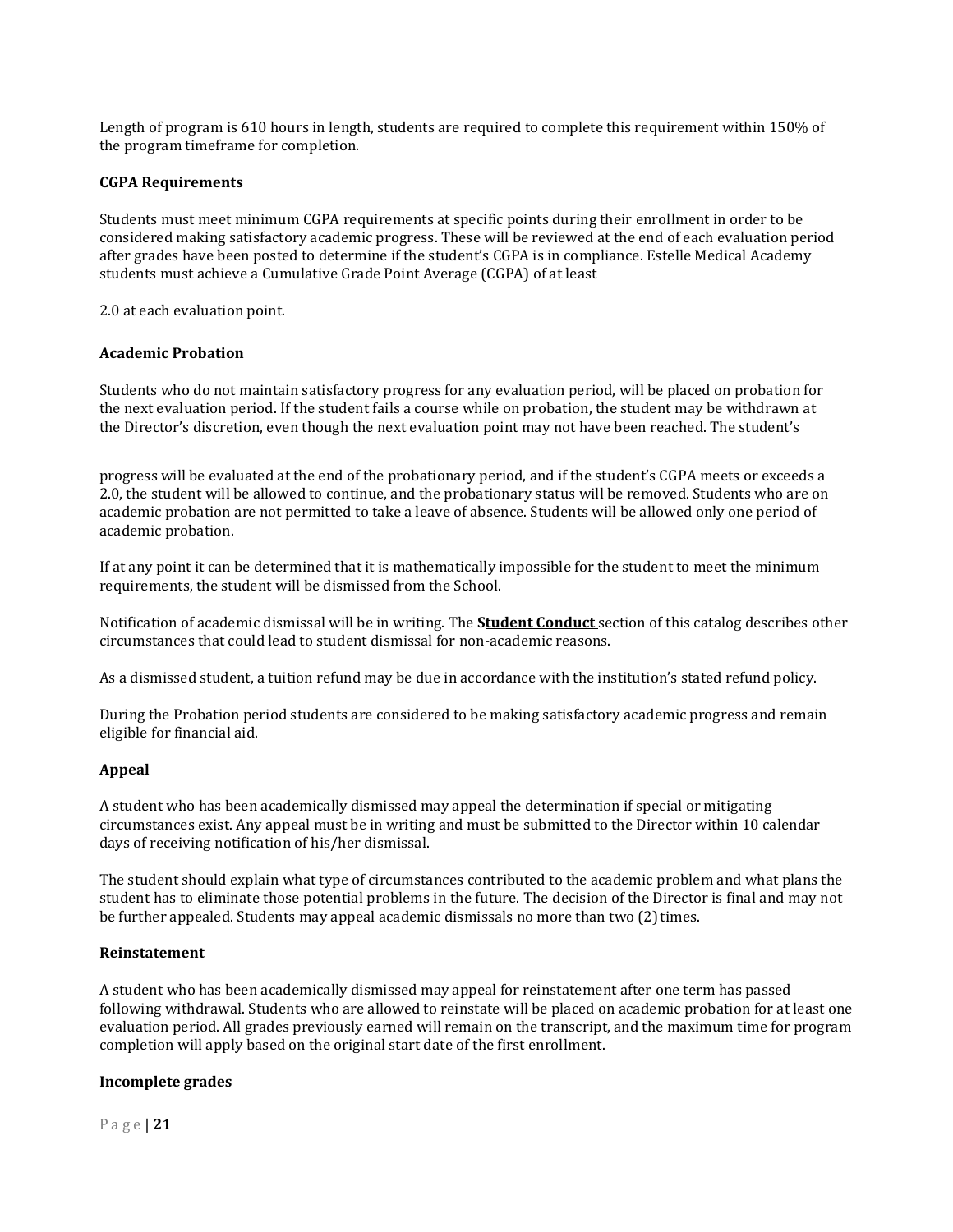Length of program is 610 hours in length, students are required to complete this requirement within 150% of the program timeframe for completion.

**CGPA Requirements**

Students must meet minimum CGPA requirements at specific points during their enrollment in order to be considered making satisfactory academic progress. These will be reviewed at the end of each evaluation period after grades have been posted to determine if the student's CGPA is in compliance. Estelle Medical Academy students must achieve a Cumulative Grade Point Average (CGPA) of at least

2.0 at each evaluation point.

**Academic Probation**

Students who do not maintain satisfactory progress for any evaluation period, will be placed on probation for the next evaluation period. If the student fails a course while on probation, the student may be withdrawn at the Director's discretion, even though the next evaluation point may not have been reached. The student's

progress will be evaluated at the end of the probationary period, and if the student's CGPA meets or exceeds a 2.0, the student will be allowed to continue, and the probationary status will be removed. Students who are on academic probation are not permitted to take a leave of absence. Students will be allowed only one period of academic probation.

If at any point it can be determined that it is mathematically impossible for the student to meet the minimum requirements, the student will be dismissed from the School.

Notification of academic dismissal will be in writing. The **Student Conduct** section of this catalog describes other circumstances that could lead to student dismissal for non-academic reasons.

As a dismissed student, a tuition refund may be due in accordance with the institution's stated refund policy.

During the Probation period students are considered to be making satisfactory academic progress and remain eligible for financial aid.

**Appeal**

A student who has been academically dismissed may appeal the determination if special or mitigating circumstances exist. Any appeal must be in writing and must be submitted to the Director within 10 calendar days of receiving notification of his/her dismissal.

The student should explain what type of circumstances contributed to the academic problem and what plans the student has to eliminate those potential problems in the future. The decision of the Director is final and may not be further appealed. Students may appeal academic dismissals no more than two (2) times.

**Reinstatement**

A student who has been academically dismissed may appeal for reinstatement after one term has passed following withdrawal. Students who are allowed to reinstate will be placed on academic probation for at least one evaluation period. All grades previously earned will remain on the transcript, and the maximum time for program completion will apply based on the original start date of the first enrollment.

**Incomplete grades**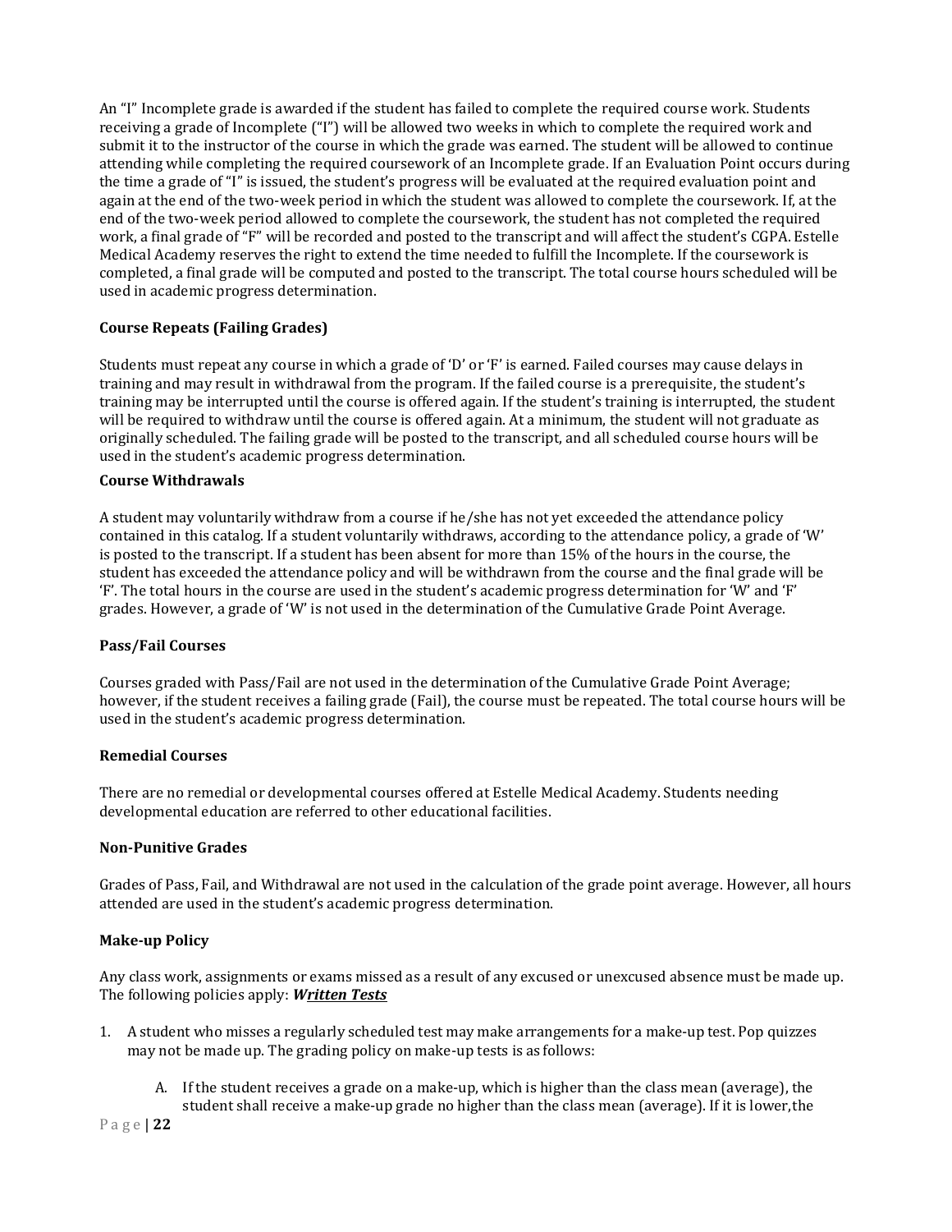An "I" Incomplete grade is awarded if the student has failed to complete the required course work. Students receiving a grade of Incomplete ("I") will be allowed two weeks in which to complete the required work and submit it to the instructor of the course in which the grade was earned. The student will be allowed to continue attending while completing the required coursework of an Incomplete grade. If an Evaluation Point occurs during the time a grade of "I" is issued, the student's progress will be evaluated at the required evaluation point and again at the end of the two-week period in which the student was allowed to complete the coursework. If, at the end of the two-week period allowed to complete the coursework, the student has not completed the required work, a final grade of "F" will be recorded and posted to the transcript and will affect the student's CGPA. Estelle Medical Academy reserves the right to extend the time needed to fulfill the Incomplete. If the coursework is completed, a final grade will be computed and posted to the transcript. The total course hours scheduled will be used in academic progress determination.

**Course Repeats (Failing Grades)**

Students must repeat any course in which a grade of 'D' or 'F' is earned. Failed courses may cause delays in training and may result in withdrawal from the program. If the failed course is a prerequisite, the student's training may be interrupted until the course is offered again. If the student's training is interrupted, the student will be required to withdraw until the course is offered again. At a minimum, the student will not graduate as originally scheduled. The failing grade will be posted to the transcript, and all scheduled course hours will be used in the student's academic progress determination.

**Course Withdrawals**

A student may voluntarily withdraw from a course if he/she has not yet exceeded the attendance policy contained in this catalog. If a student voluntarily withdraws, according to the attendance policy, a grade of 'W' is posted to the transcript. If a student has been absent for more than 15% of the hours in the course, the student has exceeded the attendance policy and will be withdrawn from the course and the final grade will be 'F'. The total hours in the course are used in the student's academic progress determination for 'W' and 'F' grades. However, a grade of 'W' is not used in the determination of the Cumulative Grade Point Average.

**Pass/Fail Courses**

Courses graded with Pass/Fail are not used in the determination of the Cumulative Grade Point Average; however, if the student receives a failing grade (Fail), the course must be repeated. The total course hours will be used in the student's academic progress determination.

**Remedial Courses**

There are no remedial or developmental courses offered at Estelle Medical Academy. Students needing developmental education are referred to other educational facilities.

**Non-Punitive Grades**

Grades of Pass, Fail, and Withdrawal are not used in the calculation of the grade point average. However, all hours attended are used in the student's academic progress determination.

**Make-up Policy**

Any class work, assignments or exams missed as a result of any excused or unexcused absence must be made up. The following policies apply: ***Written Tests***

1. A student who misses a regularly scheduled test may make arrangements for a make-up test. Pop quizzes may not be made up. The grading policy on make-up tests is as follows:

   A. If the student receives a grade on a make-up, which is higher than the class mean (average), the student shall receive a make-up grade no higher than the class mean (average). If it is lower, the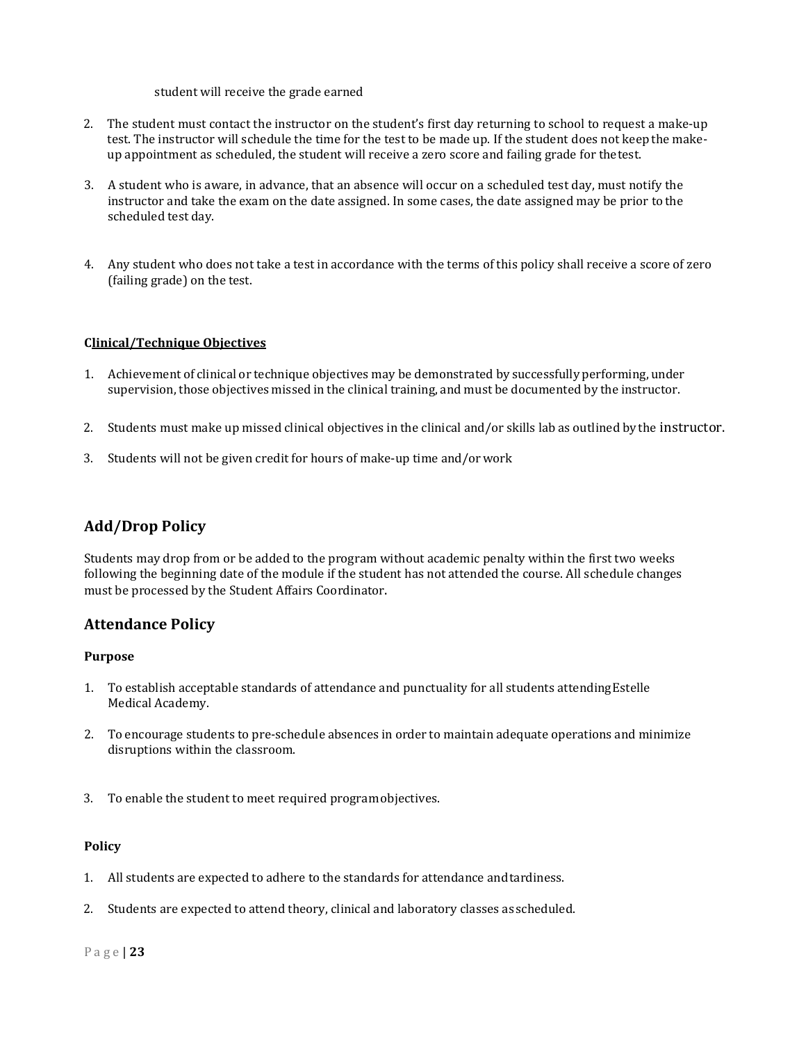student will receive the grade earned

2. The student must contact the instructor on the student's first day returning to school to request a make-up test. The instructor will schedule the time for the test to be made up. If the student does not keep the make-up appointment as scheduled, the student will receive a zero score and failing grade for the test.

3. A student who is aware, in advance, that an absence will occur on a scheduled test day, must notify the instructor and take the exam on the date assigned. In some cases, the date assigned may be prior to the scheduled test day.

4. Any student who does not take a test in accordance with the terms of this policy shall receive a score of zero (failing grade) on the test.

**Clinical/Technique Objectives**

1. Achievement of clinical or technique objectives may be demonstrated by successfully performing, under supervision, those objectives missed in the clinical training, and must be documented by the instructor.

2. Students must make up missed clinical objectives in the clinical and/or skills lab as outlined by the instructor.

3. Students will not be given credit for hours of make-up time and/or work

## Add/Drop Policy

Students may drop from or be added to the program without academic penalty within the first two weeks following the beginning date of the module if the student has not attended the course. All schedule changes must be processed by the Student Affairs Coordinator.

## Attendance Policy

### Purpose

1. To establish acceptable standards of attendance and punctuality for all students attending Estelle Medical Academy.

2. To encourage students to pre-schedule absences in order to maintain adequate operations and minimize disruptions within the classroom.

3. To enable the student to meet required program objectives.

### Policy

1. All students are expected to adhere to the standards for attendance and tardiness.

2. Students are expected to attend theory, clinical and laboratory classes as scheduled.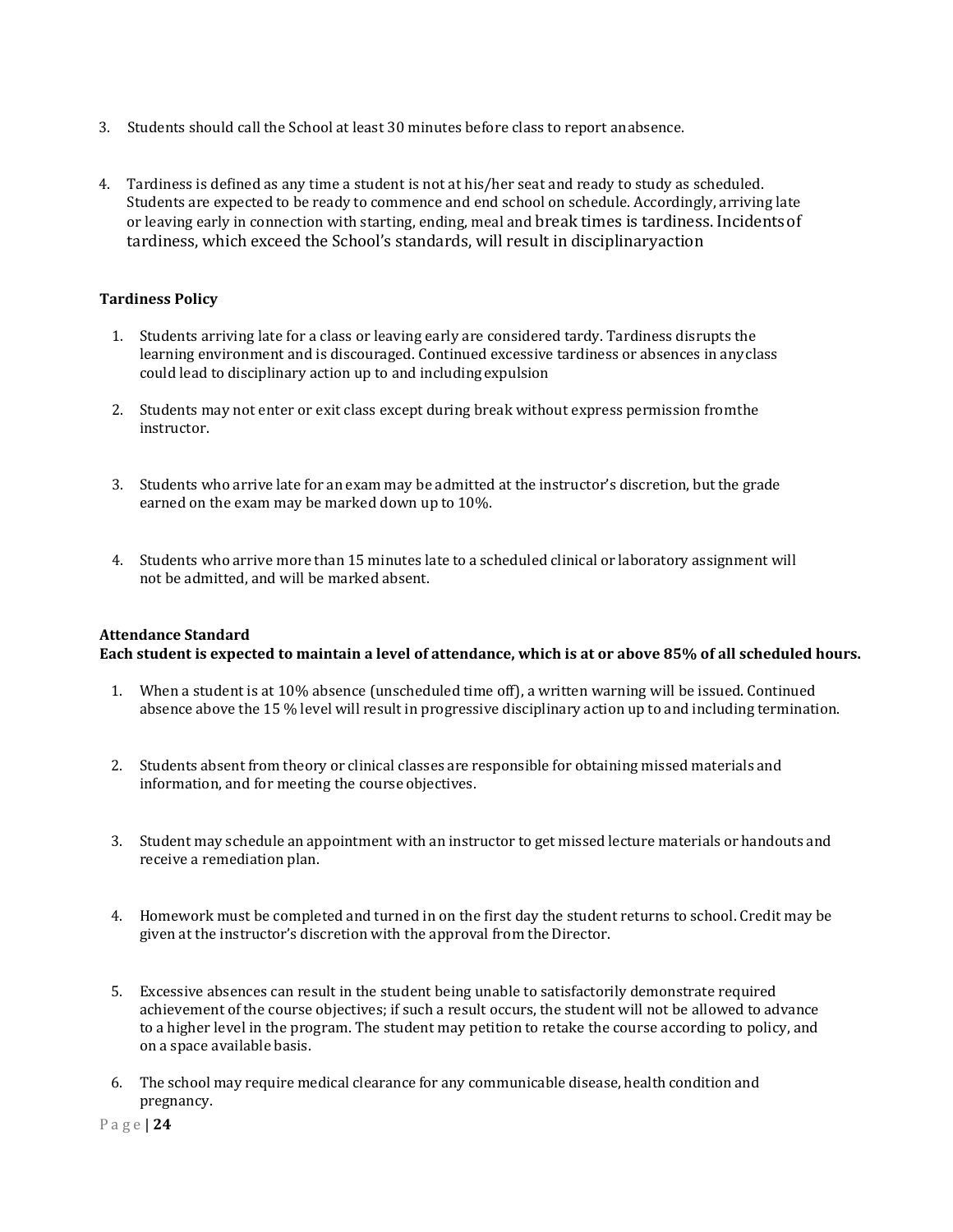3. Students should call the School at least 30 minutes before class to report an absence.

4. Tardiness is defined as any time a student is not at his/her seat and ready to study as scheduled. Students are expected to be ready to commence and end school on schedule. Accordingly, arriving late or leaving early in connection with starting, ending, meal and break times is tardiness. Incidents of tardiness, which exceed the School's standards, will result in disciplinary action

**Tardiness Policy**

1. Students arriving late for a class or leaving early are considered tardy. Tardiness disrupts the learning environment and is discouraged. Continued excessive tardiness or absences in any class could lead to disciplinary action up to and including expulsion

2. Students may not enter or exit class except during break without express permission from the instructor.

3. Students who arrive late for an exam may be admitted at the instructor's discretion, but the grade earned on the exam may be marked down up to 10%.

4. Students who arrive more than 15 minutes late to a scheduled clinical or laboratory assignment will not be admitted, and will be marked absent.

**Attendance Standard**
**Each student is expected to maintain a level of attendance, which is at or above 85% of all scheduled hours.**

1. When a student is at 10% absence (unscheduled time off), a written warning will be issued. Continued absence above the 15 % level will result in progressive disciplinary action up to and including termination.

2. Students absent from theory or clinical classes are responsible for obtaining missed materials and information, and for meeting the course objectives.

3. Student may schedule an appointment with an instructor to get missed lecture materials or handouts and receive a remediation plan.

4. Homework must be completed and turned in on the first day the student returns to school. Credit may be given at the instructor's discretion with the approval from the Director.

5. Excessive absences can result in the student being unable to satisfactorily demonstrate required achievement of the course objectives; if such a result occurs, the student will not be allowed to advance to a higher level in the program. The student may petition to retake the course according to policy, and on a space available basis.

6. The school may require medical clearance for any communicable disease, health condition and pregnancy.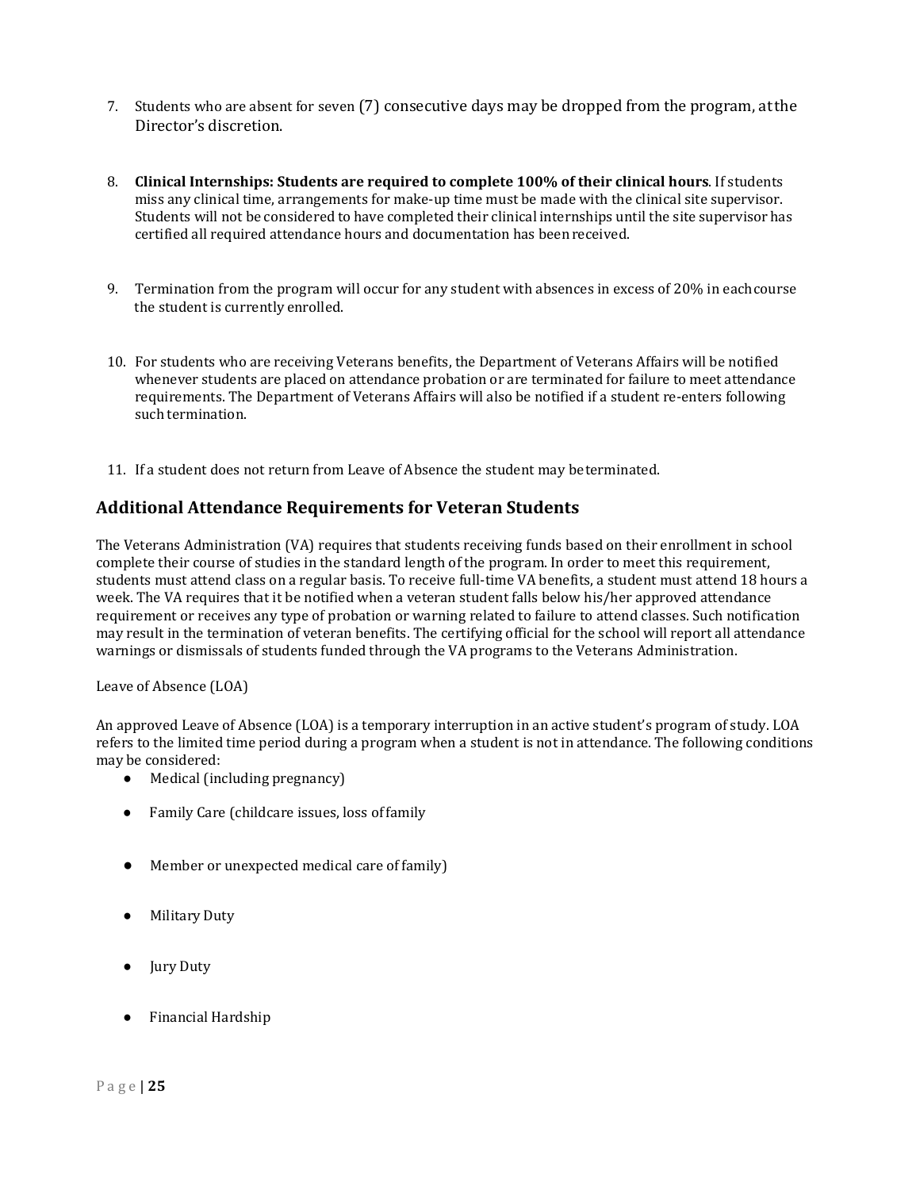7. Students who are absent for seven (7) consecutive days may be dropped from the program, at the Director's discretion.

8. **Clinical Internships: Students are required to complete 100% of their clinical hours**. If students miss any clinical time, arrangements for make-up time must be made with the clinical site supervisor. Students will not be considered to have completed their clinical internships until the site supervisor has certified all required attendance hours and documentation has been received.

9. Termination from the program will occur for any student with absences in excess of 20% in each course the student is currently enrolled.

10. For students who are receiving Veterans benefits, the Department of Veterans Affairs will be notified whenever students are placed on attendance probation or are terminated for failure to meet attendance requirements. The Department of Veterans Affairs will also be notified if a student re-enters following such termination.

11. If a student does not return from Leave of Absence the student may be terminated.

## Additional Attendance Requirements for Veteran Students

The Veterans Administration (VA) requires that students receiving funds based on their enrollment in school complete their course of studies in the standard length of the program. In order to meet this requirement, students must attend class on a regular basis. To receive full-time VA benefits, a student must attend 18 hours a week. The VA requires that it be notified when a veteran student falls below his/her approved attendance requirement or receives any type of probation or warning related to failure to attend classes. Such notification may result in the termination of veteran benefits. The certifying official for the school will report all attendance warnings or dismissals of students funded through the VA programs to the Veterans Administration.

Leave of Absence (LOA)

An approved Leave of Absence (LOA) is a temporary interruption in an active student's program of study. LOA refers to the limited time period during a program when a student is not in attendance. The following conditions may be considered:

- Medical (including pregnancy)
- Family Care (childcare issues, loss of family
- Member or unexpected medical care of family)
- Military Duty
- Jury Duty
- Financial Hardship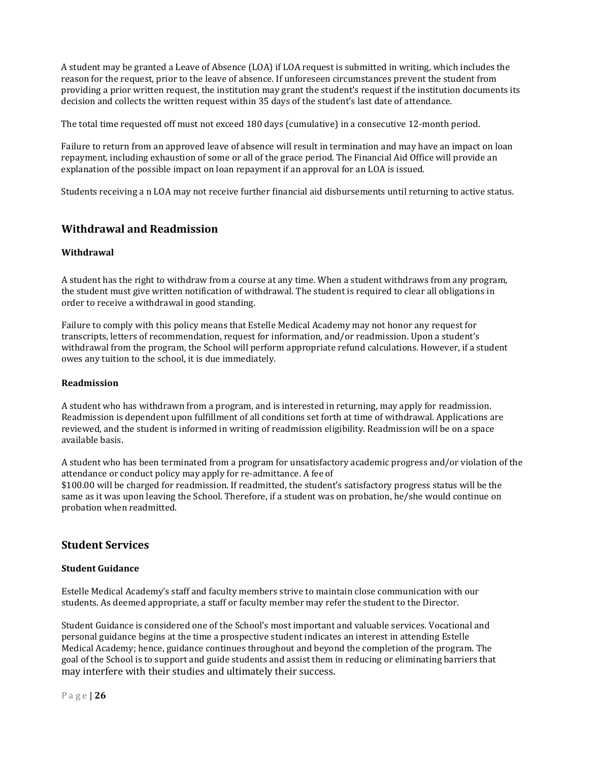A student may be granted a Leave of Absence (LOA) if LOA request is submitted in writing, which includes the reason for the request, prior to the leave of absence. If unforeseen circumstances prevent the student from providing a prior written request, the institution may grant the student's request if the institution documents its decision and collects the written request within 35 days of the student's last date of attendance.

The total time requested off must not exceed 180 days (cumulative) in a consecutive 12-month period.

Failure to return from an approved leave of absence will result in termination and may have an impact on loan repayment, including exhaustion of some or all of the grace period. The Financial Aid Office will provide an explanation of the possible impact on loan repayment if an approval for an LOA is issued.

Students receiving a n LOA may not receive further financial aid disbursements until returning to active status.

## Withdrawal and Readmission

### Withdrawal

A student has the right to withdraw from a course at any time. When a student withdraws from any program, the student must give written notification of withdrawal. The student is required to clear all obligations in order to receive a withdrawal in good standing.

Failure to comply with this policy means that Estelle Medical Academy may not honor any request for transcripts, letters of recommendation, request for information, and/or readmission. Upon a student's withdrawal from the program, the School will perform appropriate refund calculations. However, if a student owes any tuition to the school, it is due immediately.

### Readmission

A student who has withdrawn from a program, and is interested in returning, may apply for readmission. Readmission is dependent upon fulfillment of all conditions set forth at time of withdrawal. Applications are reviewed, and the student is informed in writing of readmission eligibility. Readmission will be on a space available basis.

A student who has been terminated from a program for unsatisfactory academic progress and/or violation of the attendance or conduct policy may apply for re-admittance. A fee of
$100.00 will be charged for readmission. If readmitted, the student's satisfactory progress status will be the same as it was upon leaving the School. Therefore, if a student was on probation, he/she would continue on probation when readmitted.

## Student Services

### Student Guidance

Estelle Medical Academy's staff and faculty members strive to maintain close communication with our students. As deemed appropriate, a staff or faculty member may refer the student to the Director.

Student Guidance is considered one of the School's most important and valuable services. Vocational and personal guidance begins at the time a prospective student indicates an interest in attending Estelle Medical Academy; hence, guidance continues throughout and beyond the completion of the program. The goal of the School is to support and guide students and assist them in reducing or eliminating barriers that may interfere with their studies and ultimately their success.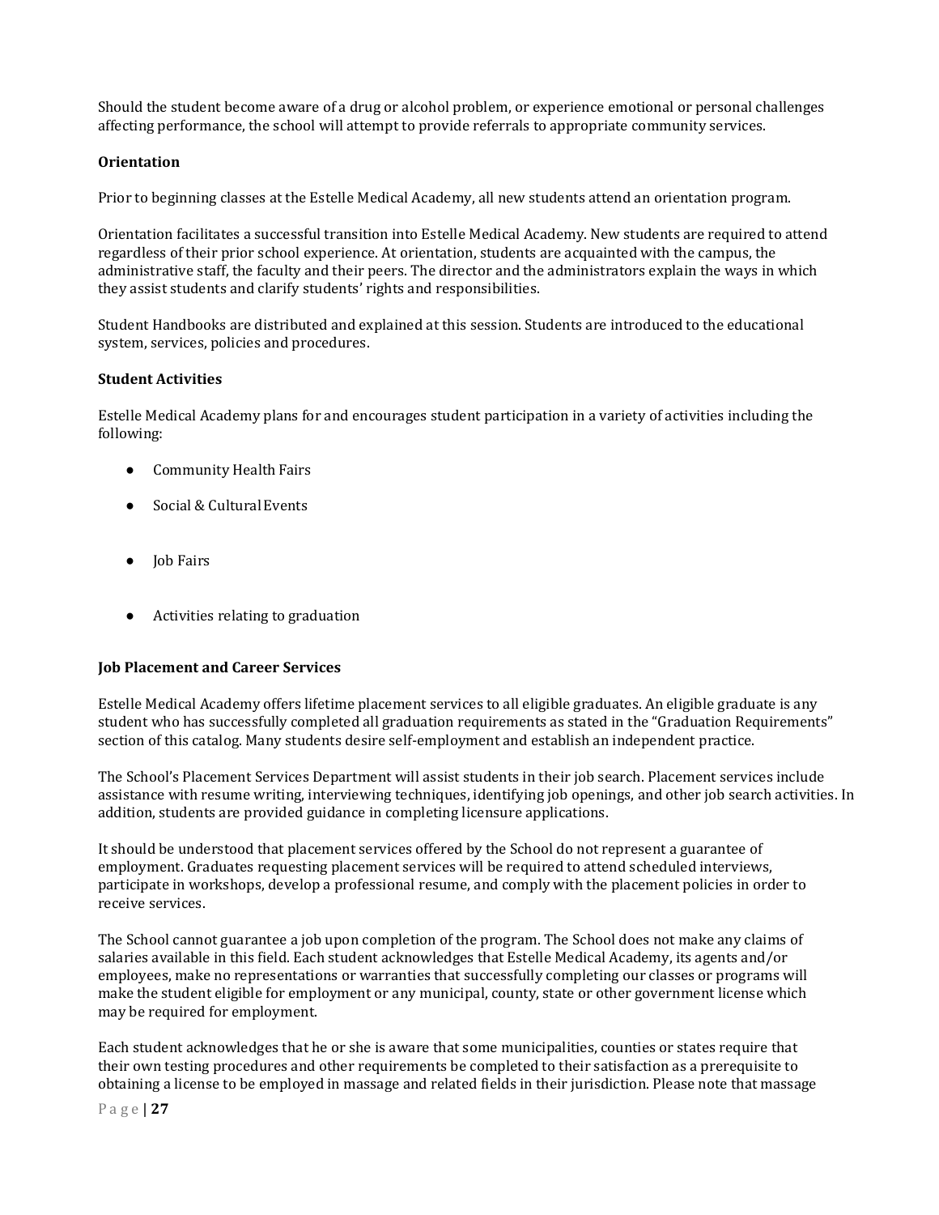Should the student become aware of a drug or alcohol problem, or experience emotional or personal challenges affecting performance, the school will attempt to provide referrals to appropriate community services.

**Orientation**

Prior to beginning classes at the Estelle Medical Academy, all new students attend an orientation program.

Orientation facilitates a successful transition into Estelle Medical Academy. New students are required to attend regardless of their prior school experience. At orientation, students are acquainted with the campus, the administrative staff, the faculty and their peers. The director and the administrators explain the ways in which they assist students and clarify students' rights and responsibilities.

Student Handbooks are distributed and explained at this session. Students are introduced to the educational system, services, policies and procedures.

**Student Activities**

Estelle Medical Academy plans for and encourages student participation in a variety of activities including the following:

- Community Health Fairs
- Social & Cultural Events
- Job Fairs
- Activities relating to graduation

**Job Placement and Career Services**

Estelle Medical Academy offers lifetime placement services to all eligible graduates. An eligible graduate is any student who has successfully completed all graduation requirements as stated in the "Graduation Requirements" section of this catalog. Many students desire self-employment and establish an independent practice.

The School's Placement Services Department will assist students in their job search. Placement services include assistance with resume writing, interviewing techniques, identifying job openings, and other job search activities. In addition, students are provided guidance in completing licensure applications.

It should be understood that placement services offered by the School do not represent a guarantee of employment. Graduates requesting placement services will be required to attend scheduled interviews, participate in workshops, develop a professional resume, and comply with the placement policies in order to receive services.

The School cannot guarantee a job upon completion of the program. The School does not make any claims of salaries available in this field. Each student acknowledges that Estelle Medical Academy, its agents and/or employees, make no representations or warranties that successfully completing our classes or programs will make the student eligible for employment or any municipal, county, state or other government license which may be required for employment.

Each student acknowledges that he or she is aware that some municipalities, counties or states require that their own testing procedures and other requirements be completed to their satisfaction as a prerequisite to obtaining a license to be employed in massage and related fields in their jurisdiction. Please note that massage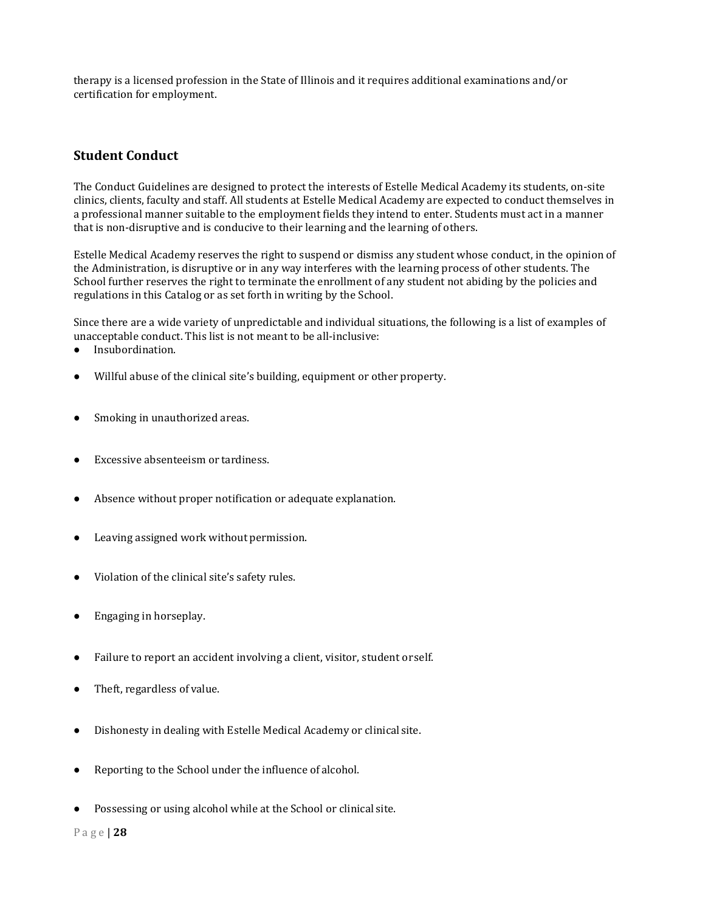therapy is a licensed profession in the State of Illinois and it requires additional examinations and/or certification for employment.

## Student Conduct

The Conduct Guidelines are designed to protect the interests of Estelle Medical Academy its students, on-site clinics, clients, faculty and staff. All students at Estelle Medical Academy are expected to conduct themselves in a professional manner suitable to the employment fields they intend to enter. Students must act in a manner that is non-disruptive and is conducive to their learning and the learning of others.

Estelle Medical Academy reserves the right to suspend or dismiss any student whose conduct, in the opinion of the Administration, is disruptive or in any way interferes with the learning process of other students. The School further reserves the right to terminate the enrollment of any student not abiding by the policies and regulations in this Catalog or as set forth in writing by the School.

Since there are a wide variety of unpredictable and individual situations, the following is a list of examples of unacceptable conduct. This list is not meant to be all-inclusive:

- Insubordination.
- Willful abuse of the clinical site's building, equipment or other property.
- Smoking in unauthorized areas.
- Excessive absenteeism or tardiness.
- Absence without proper notification or adequate explanation.
- Leaving assigned work without permission.
- Violation of the clinical site's safety rules.
- Engaging in horseplay.
- Failure to report an accident involving a client, visitor, student or self.
- Theft, regardless of value.
- Dishonesty in dealing with Estelle Medical Academy or clinical site.
- Reporting to the School under the influence of alcohol.
- Possessing or using alcohol while at the School or clinical site.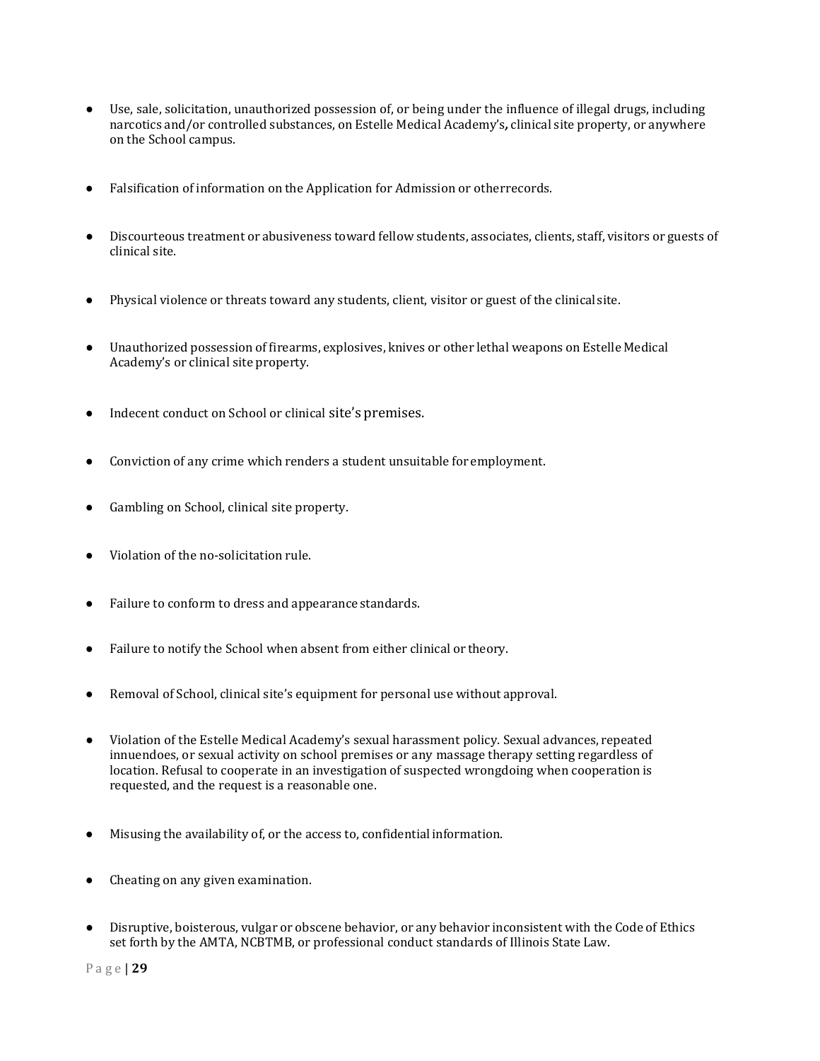- Use, sale, solicitation, unauthorized possession of, or being under the influence of illegal drugs, including narcotics and/or controlled substances, on Estelle Medical Academy's**,** clinical site property, or anywhere on the School campus.

- Falsification of information on the Application for Admission or otherrecords.

- Discourteous treatment or abusiveness toward fellow students, associates, clients, staff, visitors or guests of clinical site.

- Physical violence or threats toward any students, client, visitor or guest of the clinicalsite.

- Unauthorized possession of firearms, explosives, knives or other lethal weapons on Estelle Medical Academy's or clinical site property.

- Indecent conduct on School or clinical site's premises.

- Conviction of any crime which renders a student unsuitable foremployment.

- Gambling on School, clinical site property.

- Violation of the no-solicitation rule.

- Failure to conform to dress and appearance standards.

- Failure to notify the School when absent from either clinical or theory.

- Removal of School, clinical site's equipment for personal use without approval.

- Violation of the Estelle Medical Academy's sexual harassment policy. Sexual advances, repeated innuendoes, or sexual activity on school premises or any massage therapy setting regardless of location. Refusal to cooperate in an investigation of suspected wrongdoing when cooperation is requested, and the request is a reasonable one.

- Misusing the availability of, or the access to, confidential information.

- Cheating on any given examination.

- Disruptive, boisterous, vulgar or obscene behavior, or any behavior inconsistent with the Code of Ethics set forth by the AMTA, NCBTMB, or professional conduct standards of Illinois State Law.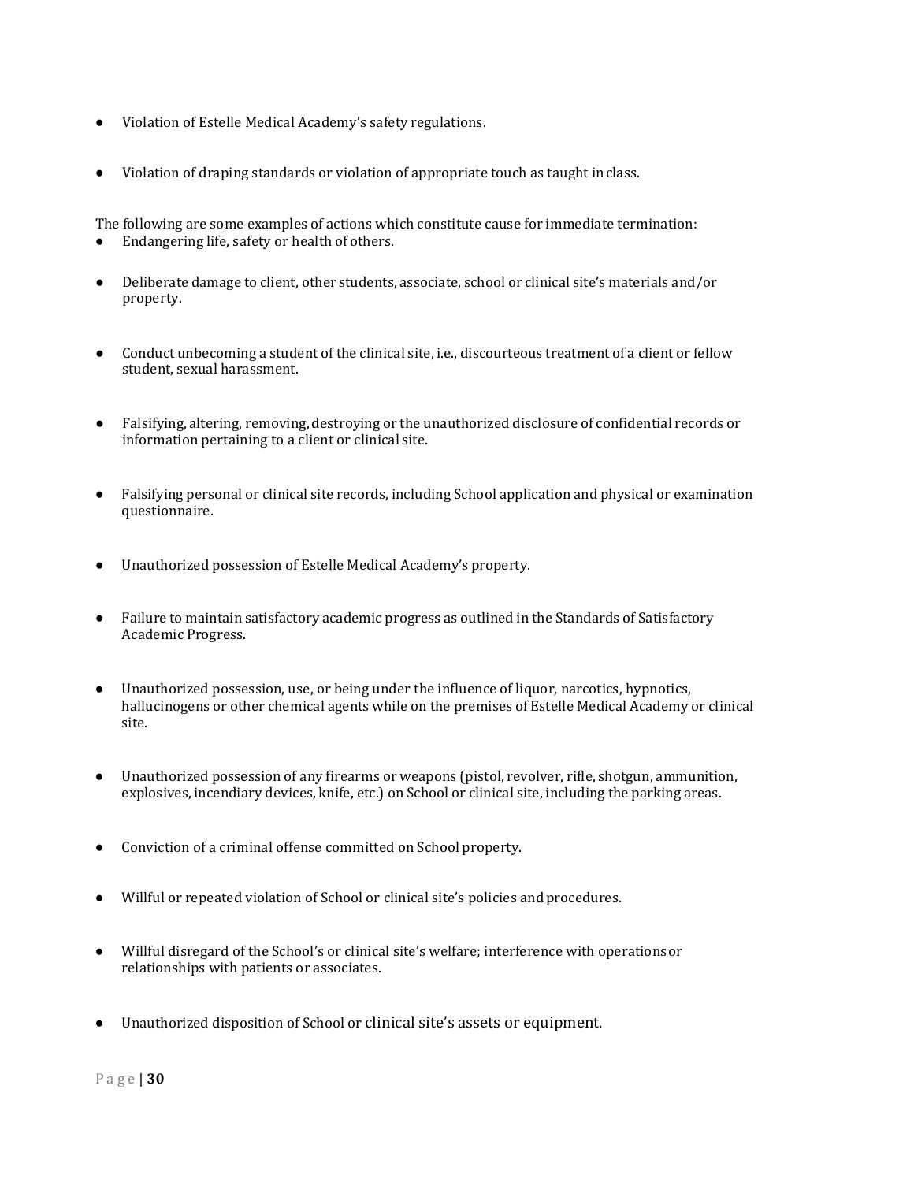- Violation of Estelle Medical Academy's safety regulations.

- Violation of draping standards or violation of appropriate touch as taught in class.

The following are some examples of actions which constitute cause for immediate termination:

- Endangering life, safety or health of others.

- Deliberate damage to client, other students, associate, school or clinical site's materials and/or property.

- Conduct unbecoming a student of the clinical site, i.e., discourteous treatment of a client or fellow student, sexual harassment.

- Falsifying, altering, removing, destroying or the unauthorized disclosure of confidential records or information pertaining to a client or clinical site.

- Falsifying personal or clinical site records, including School application and physical or examination questionnaire.

- Unauthorized possession of Estelle Medical Academy's property.

- Failure to maintain satisfactory academic progress as outlined in the Standards of Satisfactory Academic Progress.

- Unauthorized possession, use, or being under the influence of liquor, narcotics, hypnotics, hallucinogens or other chemical agents while on the premises of Estelle Medical Academy or clinical site.

- Unauthorized possession of any firearms or weapons (pistol, revolver, rifle, shotgun, ammunition, explosives, incendiary devices, knife, etc.) on School or clinical site, including the parking areas.

- Conviction of a criminal offense committed on School property.

- Willful or repeated violation of School or clinical site's policies and procedures.

- Willful disregard of the School's or clinical site's welfare; interference with operations or relationships with patients or associates.

- Unauthorized disposition of School or clinical site's assets or equipment.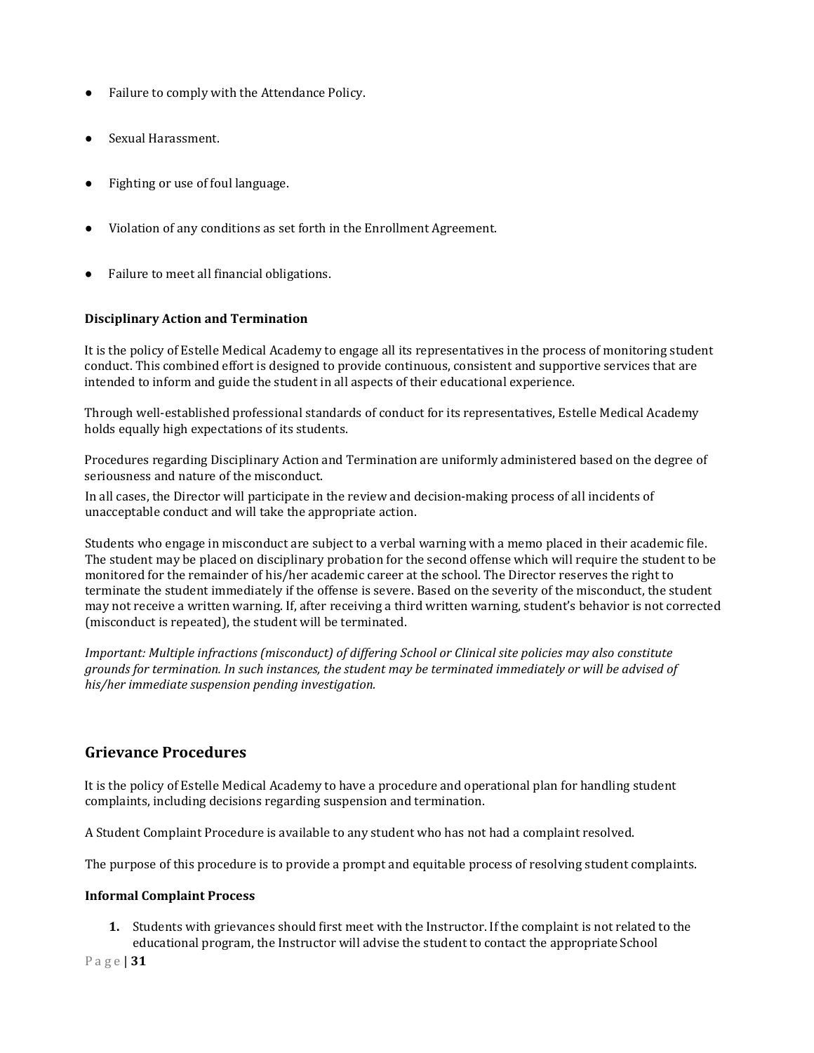- Failure to comply with the Attendance Policy.
- Sexual Harassment.
- Fighting or use of foul language.
- Violation of any conditions as set forth in the Enrollment Agreement.
- Failure to meet all financial obligations.

**Disciplinary Action and Termination**

It is the policy of Estelle Medical Academy to engage all its representatives in the process of monitoring student conduct. This combined effort is designed to provide continuous, consistent and supportive services that are intended to inform and guide the student in all aspects of their educational experience.

Through well-established professional standards of conduct for its representatives, Estelle Medical Academy holds equally high expectations of its students.

Procedures regarding Disciplinary Action and Termination are uniformly administered based on the degree of seriousness and nature of the misconduct.

In all cases, the Director will participate in the review and decision-making process of all incidents of unacceptable conduct and will take the appropriate action.

Students who engage in misconduct are subject to a verbal warning with a memo placed in their academic file. The student may be placed on disciplinary probation for the second offense which will require the student to be monitored for the remainder of his/her academic career at the school. The Director reserves the right to terminate the student immediately if the offense is severe. Based on the severity of the misconduct, the student may not receive a written warning. If, after receiving a third written warning, student's behavior is not corrected (misconduct is repeated), the student will be terminated.

*Important: Multiple infractions (misconduct) of differing School or Clinical site policies may also constitute grounds for termination. In such instances, the student may be terminated immediately or will be advised of his/her immediate suspension pending investigation.*

## Grievance Procedures

It is the policy of Estelle Medical Academy to have a procedure and operational plan for handling student complaints, including decisions regarding suspension and termination.

A Student Complaint Procedure is available to any student who has not had a complaint resolved.

The purpose of this procedure is to provide a prompt and equitable process of resolving student complaints.

**Informal Complaint Process**

1. Students with grievances should first meet with the Instructor. If the complaint is not related to the educational program, the Instructor will advise the student to contact the appropriate School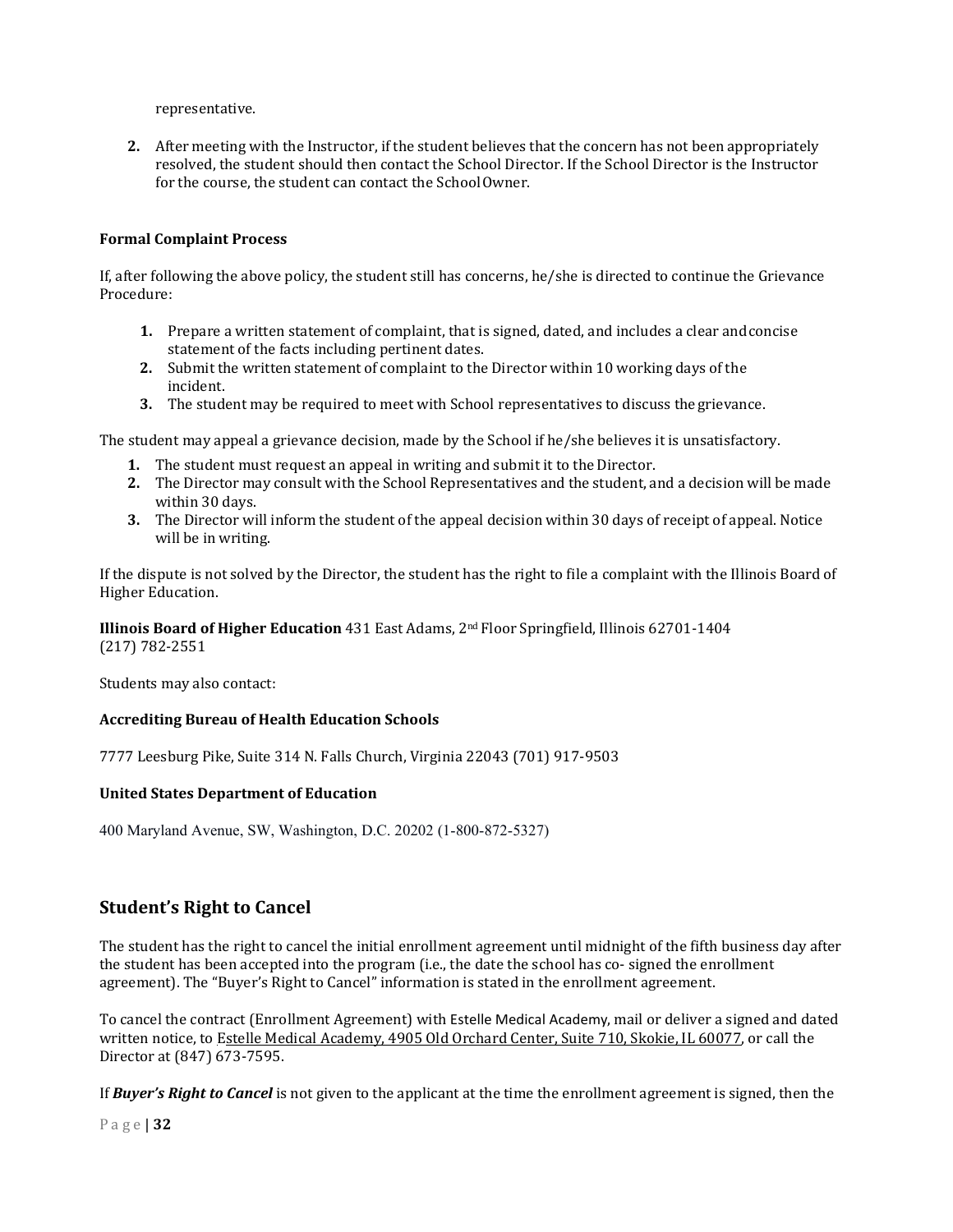representative.

2. After meeting with the Instructor, if the student believes that the concern has not been appropriately resolved, the student should then contact the School Director. If the School Director is the Instructor for the course, the student can contact the School Owner.

**Formal Complaint Process**

If, after following the above policy, the student still has concerns, he/she is directed to continue the Grievance Procedure:

1. Prepare a written statement of complaint, that is signed, dated, and includes a clear and concise statement of the facts including pertinent dates.
2. Submit the written statement of complaint to the Director within 10 working days of the incident.
3. The student may be required to meet with School representatives to discuss the grievance.

The student may appeal a grievance decision, made by the School if he/she believes it is unsatisfactory.

1. The student must request an appeal in writing and submit it to the Director.
2. The Director may consult with the School Representatives and the student, and a decision will be made within 30 days.
3. The Director will inform the student of the appeal decision within 30 days of receipt of appeal. Notice will be in writing.

If the dispute is not solved by the Director, the student has the right to file a complaint with the Illinois Board of Higher Education.

**Illinois Board of Higher Education** 431 East Adams, 2nd Floor Springfield, Illinois 62701-1404
(217) 782-2551

Students may also contact:

**Accrediting Bureau of Health Education Schools**

7777 Leesburg Pike, Suite 314 N. Falls Church, Virginia 22043 (701) 917-9503

**United States Department of Education**

400 Maryland Avenue, SW, Washington, D.C. 20202 (1-800-872-5327)

## Student's Right to Cancel

The student has the right to cancel the initial enrollment agreement until midnight of the fifth business day after the student has been accepted into the program (i.e., the date the school has co- signed the enrollment agreement). The "Buyer's Right to Cancel" information is stated in the enrollment agreement.

To cancel the contract (Enrollment Agreement) with Estelle Medical Academy, mail or deliver a signed and dated written notice, to Estelle Medical Academy, 4905 Old Orchard Center, Suite 710, Skokie, IL 60077, or call the Director at (847) 673-7595.

If ***Buyer's Right to Cancel*** is not given to the applicant at the time the enrollment agreement is signed, then the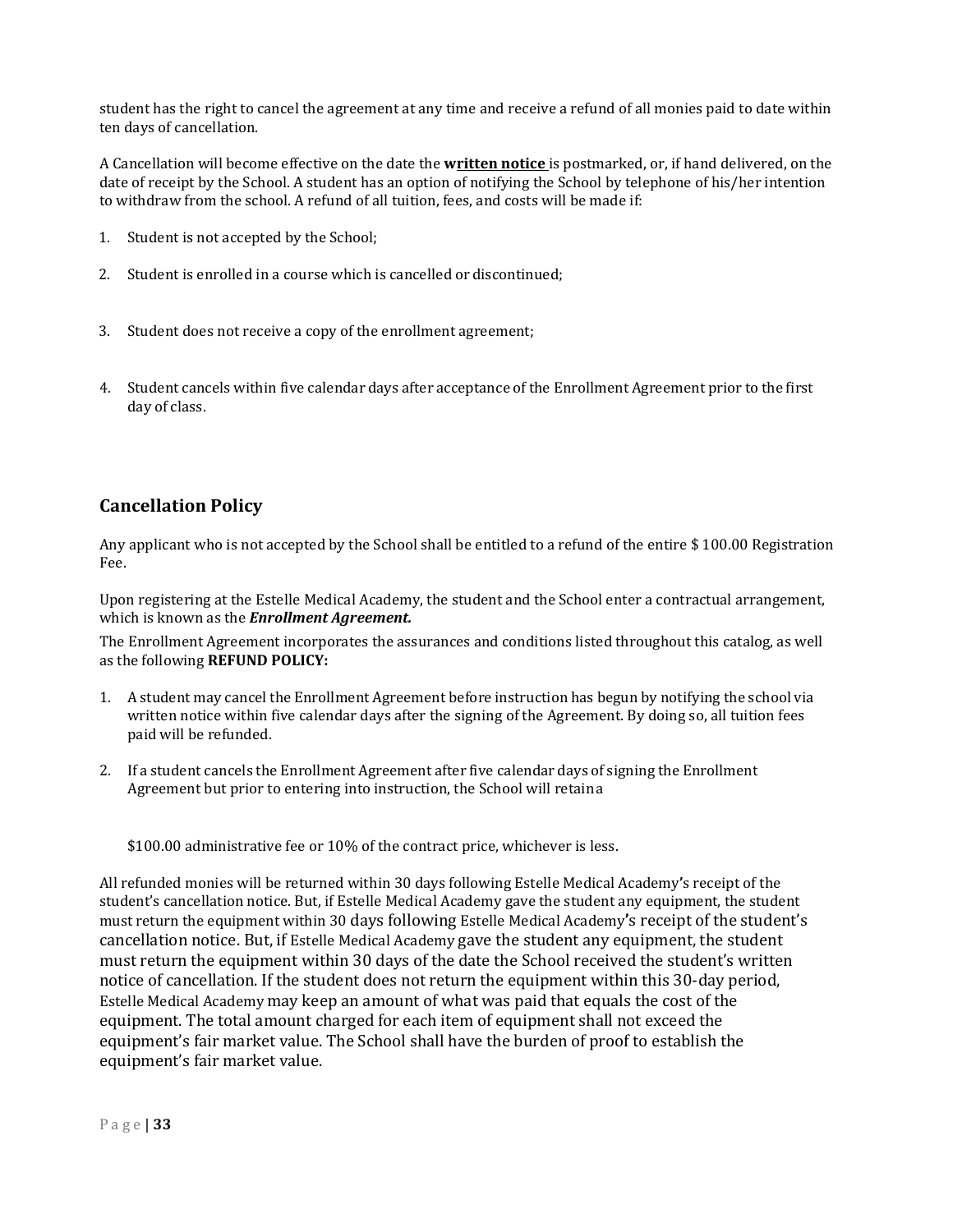student has the right to cancel the agreement at any time and receive a refund of all monies paid to date within ten days of cancellation.

A Cancellation will become effective on the date the **written notice** is postmarked, or, if hand delivered, on the date of receipt by the School. A student has an option of notifying the School by telephone of his/her intention to withdraw from the school. A refund of all tuition, fees, and costs will be made if:

1. Student is not accepted by the School;
2. Student is enrolled in a course which is cancelled or discontinued;
3. Student does not receive a copy of the enrollment agreement;
4. Student cancels within five calendar days after acceptance of the Enrollment Agreement prior to the first day of class.

## Cancellation Policy

Any applicant who is not accepted by the School shall be entitled to a refund of the entire $ 100.00 Registration Fee.

Upon registering at the Estelle Medical Academy, the student and the School enter a contractual arrangement, which is known as the ***Enrollment Agreement.***

The Enrollment Agreement incorporates the assurances and conditions listed throughout this catalog, as well as the following **REFUND POLICY:**

1. A student may cancel the Enrollment Agreement before instruction has begun by notifying the school via written notice within five calendar days after the signing of the Agreement. By doing so, all tuition fees paid will be refunded.
2. If a student cancels the Enrollment Agreement after five calendar days of signing the Enrollment Agreement but prior to entering into instruction, the School will retaina

   $100.00 administrative fee or 10% of the contract price, whichever is less.

All refunded monies will be returned within 30 days following Estelle Medical Academy's receipt of the student's cancellation notice. But, if Estelle Medical Academy gave the student any equipment, the student must return the equipment within 30 days following Estelle Medical Academy's receipt of the student's cancellation notice. But, if Estelle Medical Academy gave the student any equipment, the student must return the equipment within 30 days of the date the School received the student's written notice of cancellation. If the student does not return the equipment within this 30-day period, Estelle Medical Academy may keep an amount of what was paid that equals the cost of the equipment. The total amount charged for each item of equipment shall not exceed the equipment's fair market value. The School shall have the burden of proof to establish the equipment's fair market value.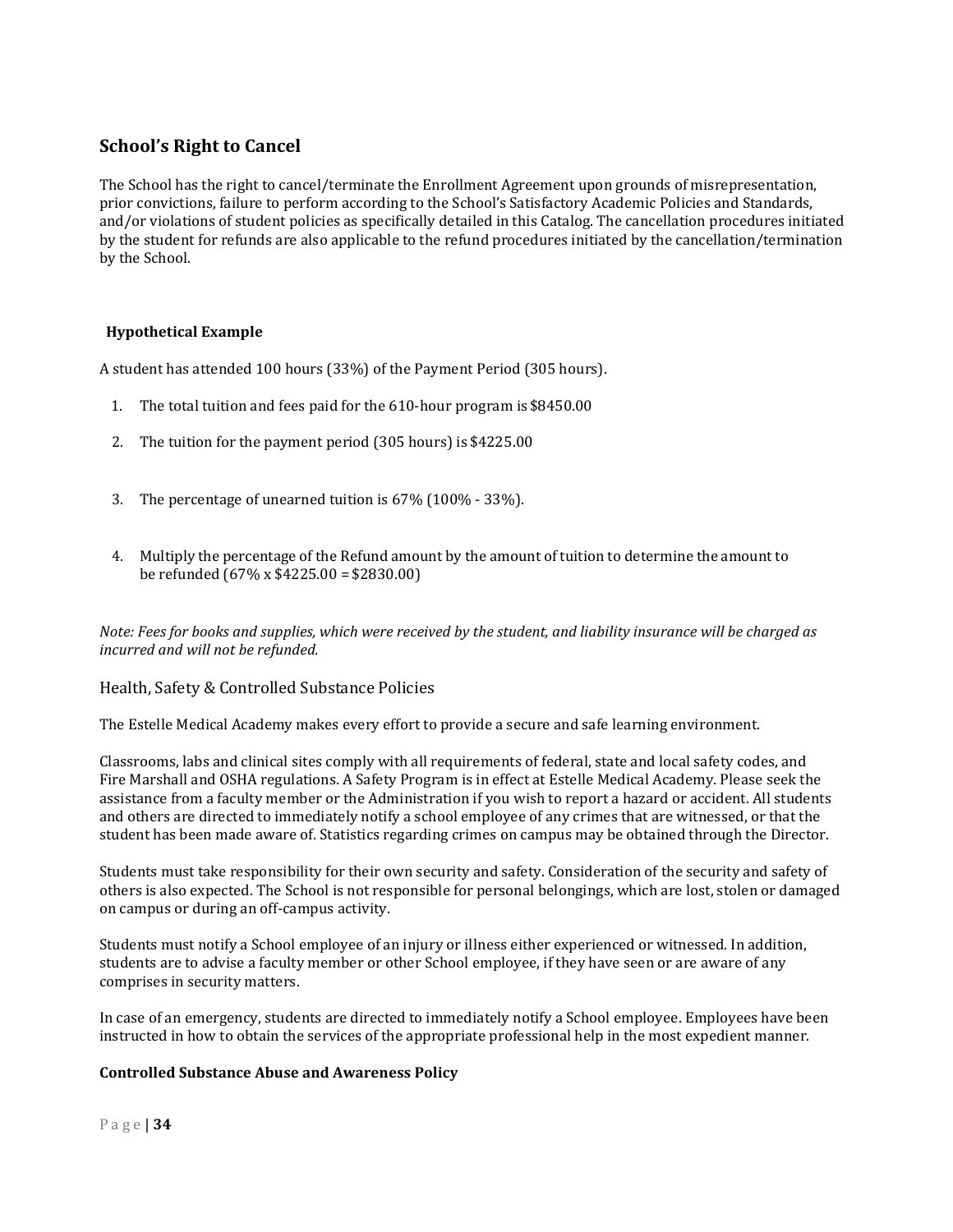## School's Right to Cancel

The School has the right to cancel/terminate the Enrollment Agreement upon grounds of misrepresentation, prior convictions, failure to perform according to the School's Satisfactory Academic Policies and Standards, and/or violations of student policies as specifically detailed in this Catalog. The cancellation procedures initiated by the student for refunds are also applicable to the refund procedures initiated by the cancellation/termination by the School.

### Hypothetical Example

A student has attended 100 hours (33%) of the Payment Period (305 hours).

1. The total tuition and fees paid for the 610-hour program is $8450.00
2. The tuition for the payment period (305 hours) is $4225.00
3. The percentage of unearned tuition is 67% (100% - 33%).
4. Multiply the percentage of the Refund amount by the amount of tuition to determine the amount to be refunded (67% x $4225.00 = $2830.00)

*Note: Fees for books and supplies, which were received by the student, and liability insurance will be charged as incurred and will not be refunded.*

## Health, Safety & Controlled Substance Policies

The Estelle Medical Academy makes every effort to provide a secure and safe learning environment.

Classrooms, labs and clinical sites comply with all requirements of federal, state and local safety codes, and Fire Marshall and OSHA regulations. A Safety Program is in effect at Estelle Medical Academy. Please seek the assistance from a faculty member or the Administration if you wish to report a hazard or accident. All students and others are directed to immediately notify a school employee of any crimes that are witnessed, or that the student has been made aware of. Statistics regarding crimes on campus may be obtained through the Director.

Students must take responsibility for their own security and safety. Consideration of the security and safety of others is also expected. The School is not responsible for personal belongings, which are lost, stolen or damaged on campus or during an off-campus activity.

Students must notify a School employee of an injury or illness either experienced or witnessed. In addition, students are to advise a faculty member or other School employee, if they have seen or are aware of any comprises in security matters.

In case of an emergency, students are directed to immediately notify a School employee. Employees have been instructed in how to obtain the services of the appropriate professional help in the most expedient manner.

### Controlled Substance Abuse and Awareness Policy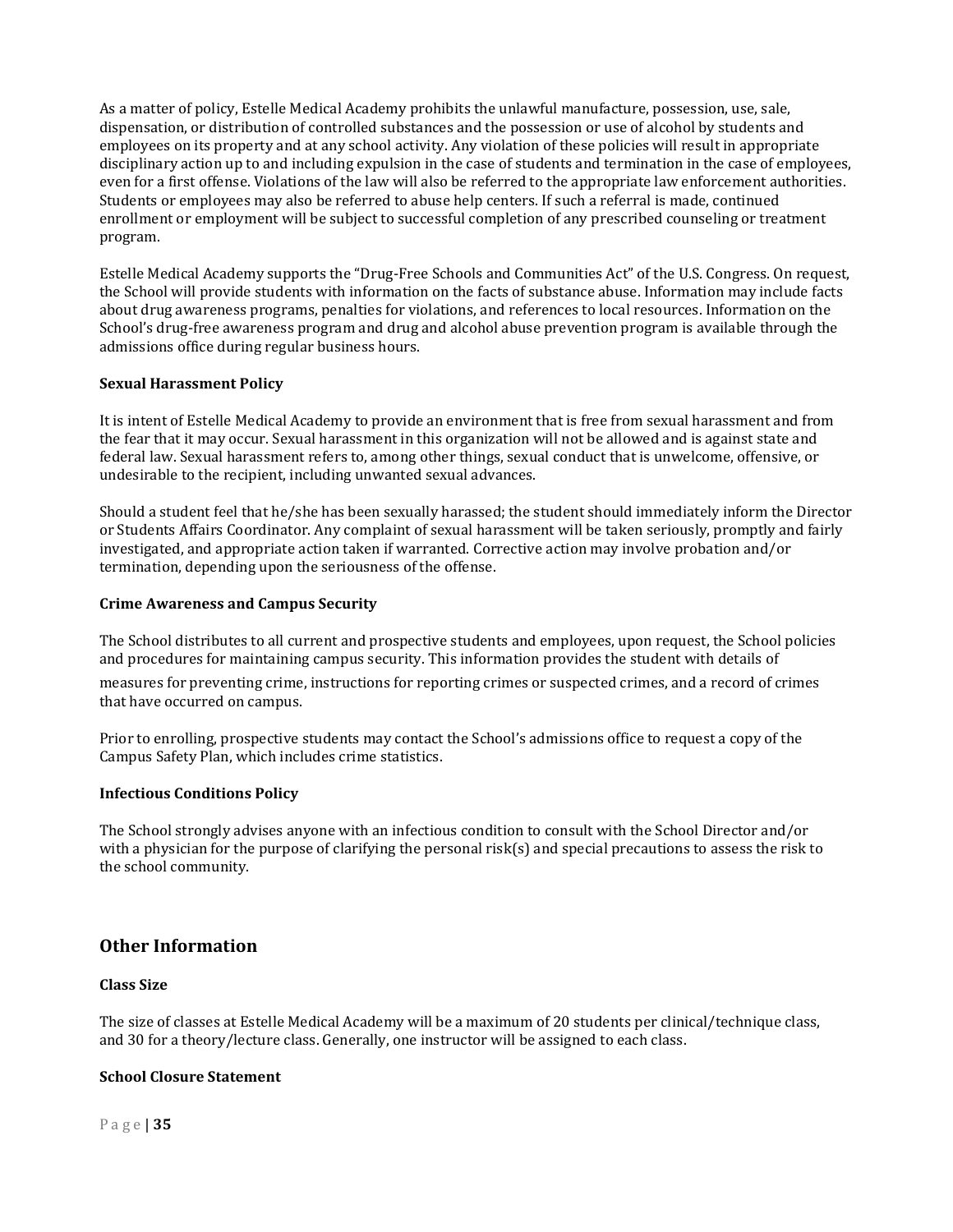As a matter of policy, Estelle Medical Academy prohibits the unlawful manufacture, possession, use, sale, dispensation, or distribution of controlled substances and the possession or use of alcohol by students and employees on its property and at any school activity. Any violation of these policies will result in appropriate disciplinary action up to and including expulsion in the case of students and termination in the case of employees, even for a first offense. Violations of the law will also be referred to the appropriate law enforcement authorities. Students or employees may also be referred to abuse help centers. If such a referral is made, continued enrollment or employment will be subject to successful completion of any prescribed counseling or treatment program.

Estelle Medical Academy supports the "Drug-Free Schools and Communities Act" of the U.S. Congress. On request, the School will provide students with information on the facts of substance abuse. Information may include facts about drug awareness programs, penalties for violations, and references to local resources. Information on the School's drug-free awareness program and drug and alcohol abuse prevention program is available through the admissions office during regular business hours.

**Sexual Harassment Policy**

It is intent of Estelle Medical Academy to provide an environment that is free from sexual harassment and from the fear that it may occur. Sexual harassment in this organization will not be allowed and is against state and federal law. Sexual harassment refers to, among other things, sexual conduct that is unwelcome, offensive, or undesirable to the recipient, including unwanted sexual advances.

Should a student feel that he/she has been sexually harassed; the student should immediately inform the Director or Students Affairs Coordinator. Any complaint of sexual harassment will be taken seriously, promptly and fairly investigated, and appropriate action taken if warranted. Corrective action may involve probation and/or termination, depending upon the seriousness of the offense.

**Crime Awareness and Campus Security**

The School distributes to all current and prospective students and employees, upon request, the School policies and procedures for maintaining campus security. This information provides the student with details of measures for preventing crime, instructions for reporting crimes or suspected crimes, and a record of crimes that have occurred on campus.

Prior to enrolling, prospective students may contact the School's admissions office to request a copy of the Campus Safety Plan, which includes crime statistics.

**Infectious Conditions Policy**

The School strongly advises anyone with an infectious condition to consult with the School Director and/or with a physician for the purpose of clarifying the personal risk(s) and special precautions to assess the risk to the school community.

## Other Information

**Class Size**

The size of classes at Estelle Medical Academy will be a maximum of 20 students per clinical/technique class, and 30 for a theory/lecture class. Generally, one instructor will be assigned to each class.

**School Closure Statement**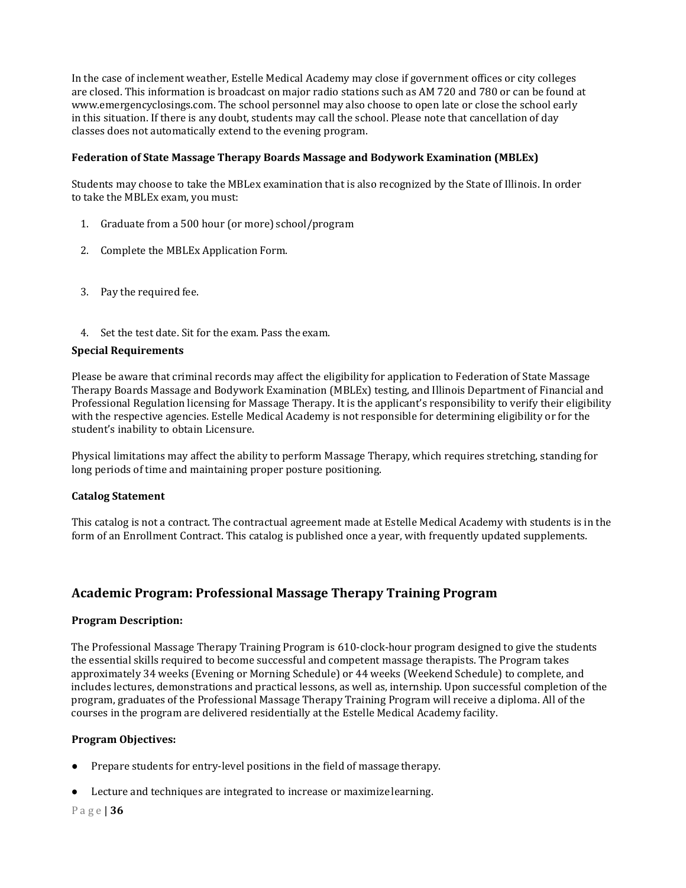In the case of inclement weather, Estelle Medical Academy may close if government offices or city colleges are closed. This information is broadcast on major radio stations such as AM 720 and 780 or can be found at www.emergencyclosings.com. The school personnel may also choose to open late or close the school early in this situation. If there is any doubt, students may call the school. Please note that cancellation of day classes does not automatically extend to the evening program.

**Federation of State Massage Therapy Boards Massage and Bodywork Examination (MBLEx)**

Students may choose to take the MBLex examination that is also recognized by the State of Illinois. In order to take the MBLEx exam, you must:

1. Graduate from a 500 hour (or more) school/program
2. Complete the MBLEx Application Form.
3. Pay the required fee.
4. Set the test date. Sit for the exam. Pass the exam.

**Special Requirements**

Please be aware that criminal records may affect the eligibility for application to Federation of State Massage Therapy Boards Massage and Bodywork Examination (MBLEx) testing, and Illinois Department of Financial and Professional Regulation licensing for Massage Therapy. It is the applicant's responsibility to verify their eligibility with the respective agencies. Estelle Medical Academy is not responsible for determining eligibility or for the student's inability to obtain Licensure.

Physical limitations may affect the ability to perform Massage Therapy, which requires stretching, standing for long periods of time and maintaining proper posture positioning.

**Catalog Statement**

This catalog is not a contract. The contractual agreement made at Estelle Medical Academy with students is in the form of an Enrollment Contract. This catalog is published once a year, with frequently updated supplements.

## Academic Program: Professional Massage Therapy Training Program

**Program Description:**

The Professional Massage Therapy Training Program is 610-clock-hour program designed to give the students the essential skills required to become successful and competent massage therapists. The Program takes approximately 34 weeks (Evening or Morning Schedule) or 44 weeks (Weekend Schedule) to complete, and includes lectures, demonstrations and practical lessons, as well as, internship. Upon successful completion of the program, graduates of the Professional Massage Therapy Training Program will receive a diploma. All of the courses in the program are delivered residentially at the Estelle Medical Academy facility.

**Program Objectives:**

- Prepare students for entry-level positions in the field of massage therapy.
- Lecture and techniques are integrated to increase or maximize learning.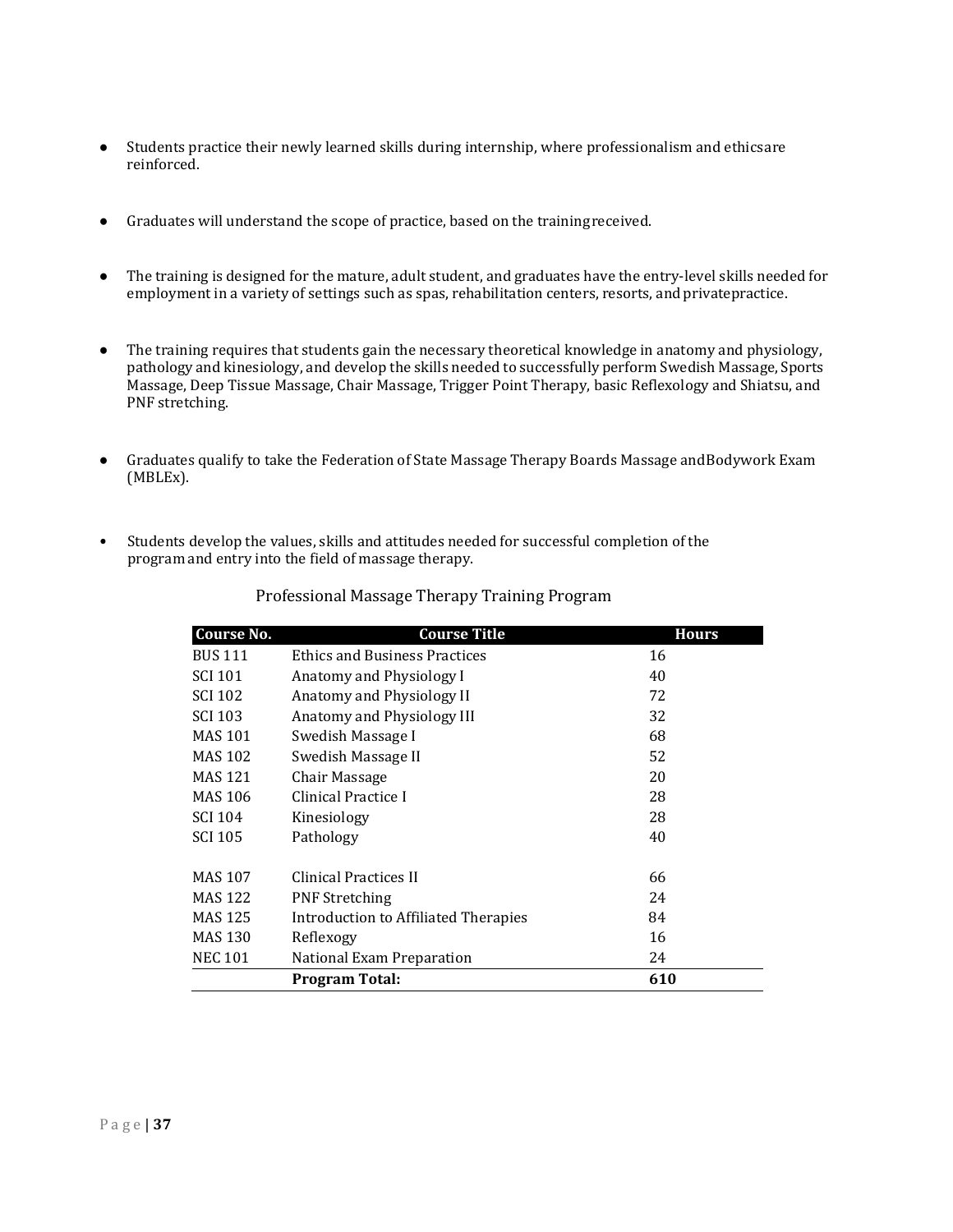- Students practice their newly learned skills during internship, where professionalism and ethicsare reinforced.

- Graduates will understand the scope of practice, based on the trainingreceived.

- The training is designed for the mature, adult student, and graduates have the entry-level skills needed for employment in a variety of settings such as spas, rehabilitation centers, resorts, and privatepractice.

- The training requires that students gain the necessary theoretical knowledge in anatomy and physiology, pathology and kinesiology, and develop the skills needed to successfully perform Swedish Massage, Sports Massage, Deep Tissue Massage, Chair Massage, Trigger Point Therapy, basic Reflexology and Shiatsu, and PNF stretching.

- Graduates qualify to take the Federation of State Massage Therapy Boards Massage andBodywork Exam (MBLEx).

- Students develop the values, skills and attitudes needed for successful completion of the programand entry into the field of massage therapy.

Professional Massage Therapy Training Program

| Course No. | Course Title | Hours |
|---|---|---|
| BUS 111 | Ethics and Business Practices | 16 |
| SCI 101 | Anatomy and Physiology I | 40 |
| SCI 102 | Anatomy and Physiology II | 72 |
| SCI 103 | Anatomy and Physiology III | 32 |
| MAS 101 | Swedish Massage I | 68 |
| MAS 102 | Swedish Massage II | 52 |
| MAS 121 | Chair Massage | 20 |
| MAS 106 | Clinical Practice I | 28 |
| SCI 104 | Kinesiology | 28 |
| SCI 105 | Pathology | 40 |
| MAS 107 | Clinical Practices II | 66 |
| MAS 122 | PNF Stretching | 24 |
| MAS 125 | Introduction to Affiliated Therapies | 84 |
| MAS 130 | Reflexogy | 16 |
| NEC 101 | National Exam Preparation | 24 |
| | **Program Total:** | **610** |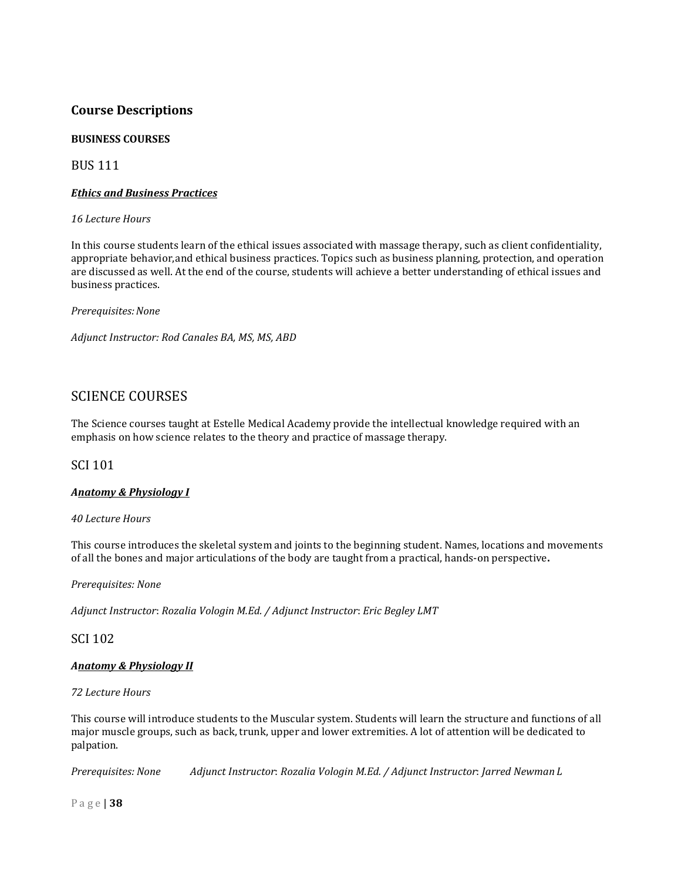## Course Descriptions

**BUSINESS COURSES**

### BUS 111

***Ethics and Business Practices***

*16 Lecture Hours*

In this course students learn of the ethical issues associated with massage therapy, such as client confidentiality, appropriate behavior,and ethical business practices. Topics such as business planning, protection, and operation are discussed as well. At the end of the course, students will achieve a better understanding of ethical issues and business practices.

*Prerequisites: None*

*Adjunct Instructor: Rod Canales BA, MS, MS, ABD*

## SCIENCE COURSES

The Science courses taught at Estelle Medical Academy provide the intellectual knowledge required with an emphasis on how science relates to the theory and practice of massage therapy.

### SCI 101

***Anatomy & Physiology I***

*40 Lecture Hours*

This course introduces the skeletal system and joints to the beginning student. Names, locations and movements of all the bones and major articulations of the body are taught from a practical, hands-on perspective**.**

*Prerequisites: None*

*Adjunct Instructor: Rozalia Vologin M.Ed. / Adjunct Instructor: Eric Begley LMT*

### SCI 102

***Anatomy & Physiology II***

*72 Lecture Hours*

This course will introduce students to the Muscular system. Students will learn the structure and functions of all major muscle groups, such as back, trunk, upper and lower extremities. A lot of attention will be dedicated to palpation.

*Prerequisites: None* *Adjunct Instructor: Rozalia Vologin M.Ed. / Adjunct Instructor: Jarred Newman L*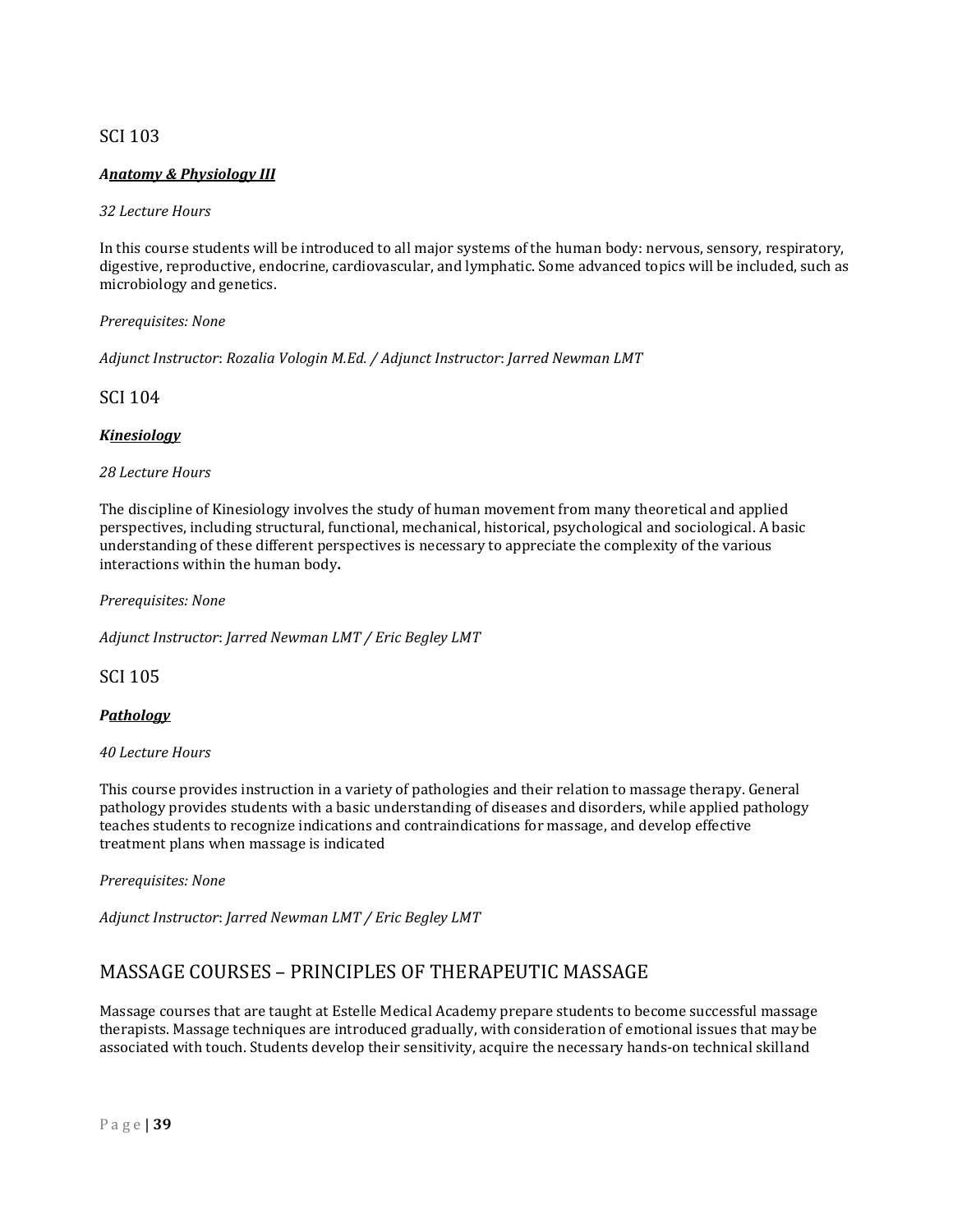SCI 103

***Anatomy & Physiology III***

*32 Lecture Hours*

In this course students will be introduced to all major systems of the human body: nervous, sensory, respiratory, digestive, reproductive, endocrine, cardiovascular, and lymphatic. Some advanced topics will be included, such as microbiology and genetics.

*Prerequisites: None*

*Adjunct Instructor: Rozalia Vologin M.Ed. / Adjunct Instructor: Jarred Newman LMT*

SCI 104

***Kinesiology***

*28 Lecture Hours*

The discipline of Kinesiology involves the study of human movement from many theoretical and applied perspectives, including structural, functional, mechanical, historical, psychological and sociological. A basic understanding of these different perspectives is necessary to appreciate the complexity of the various interactions within the human body**.**

*Prerequisites: None*

*Adjunct Instructor: Jarred Newman LMT / Eric Begley LMT*

SCI 105

***Pathology***

*40 Lecture Hours*

This course provides instruction in a variety of pathologies and their relation to massage therapy. General pathology provides students with a basic understanding of diseases and disorders, while applied pathology teaches students to recognize indications and contraindications for massage, and develop effective treatment plans when massage is indicated

*Prerequisites: None*

*Adjunct Instructor: Jarred Newman LMT / Eric Begley LMT*

## MASSAGE COURSES – PRINCIPLES OF THERAPEUTIC MASSAGE

Massage courses that are taught at Estelle Medical Academy prepare students to become successful massage therapists. Massage techniques are introduced gradually, with consideration of emotional issues that may be associated with touch. Students develop their sensitivity, acquire the necessary hands-on technical skilland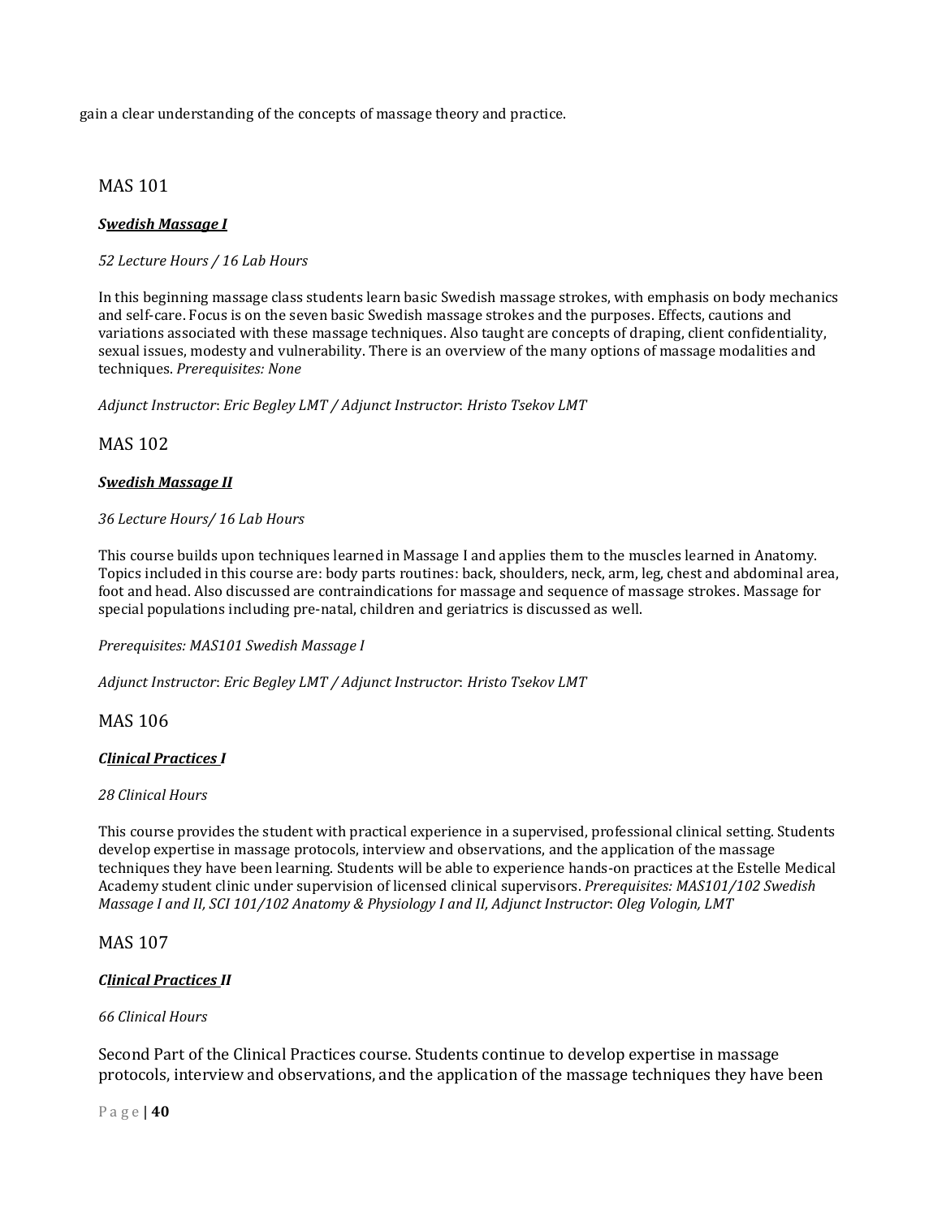gain a clear understanding of the concepts of massage theory and practice.

## MAS 101

***Swedish Massage I***

*52 Lecture Hours / 16 Lab Hours*

In this beginning massage class students learn basic Swedish massage strokes, with emphasis on body mechanics and self-care. Focus is on the seven basic Swedish massage strokes and the purposes. Effects, cautions and variations associated with these massage techniques. Also taught are concepts of draping, client confidentiality, sexual issues, modesty and vulnerability. There is an overview of the many options of massage modalities and techniques. *Prerequisites: None*

*Adjunct Instructor*: *Eric Begley LMT / Adjunct Instructor*: *Hristo Tsekov LMT*

## MAS 102

***Swedish Massage II***

*36 Lecture Hours/ 16 Lab Hours*

This course builds upon techniques learned in Massage I and applies them to the muscles learned in Anatomy. Topics included in this course are: body parts routines: back, shoulders, neck, arm, leg, chest and abdominal area, foot and head. Also discussed are contraindications for massage and sequence of massage strokes. Massage for special populations including pre-natal, children and geriatrics is discussed as well.

*Prerequisites: MAS101 Swedish Massage I*

*Adjunct Instructor*: *Eric Begley LMT / Adjunct Instructor*: *Hristo Tsekov LMT*

## MAS 106

***Clinical Practices I***

*28 Clinical Hours*

This course provides the student with practical experience in a supervised, professional clinical setting. Students develop expertise in massage protocols, interview and observations, and the application of the massage techniques they have been learning. Students will be able to experience hands-on practices at the Estelle Medical Academy student clinic under supervision of licensed clinical supervisors. *Prerequisites: MAS101/102 Swedish Massage I and II, SCI 101/102 Anatomy & Physiology I and II, Adjunct Instructor*: *Oleg Vologin, LMT*

## MAS 107

***Clinical Practices II***

*66 Clinical Hours*

Second Part of the Clinical Practices course. Students continue to develop expertise in massage protocols, interview and observations, and the application of the massage techniques they have been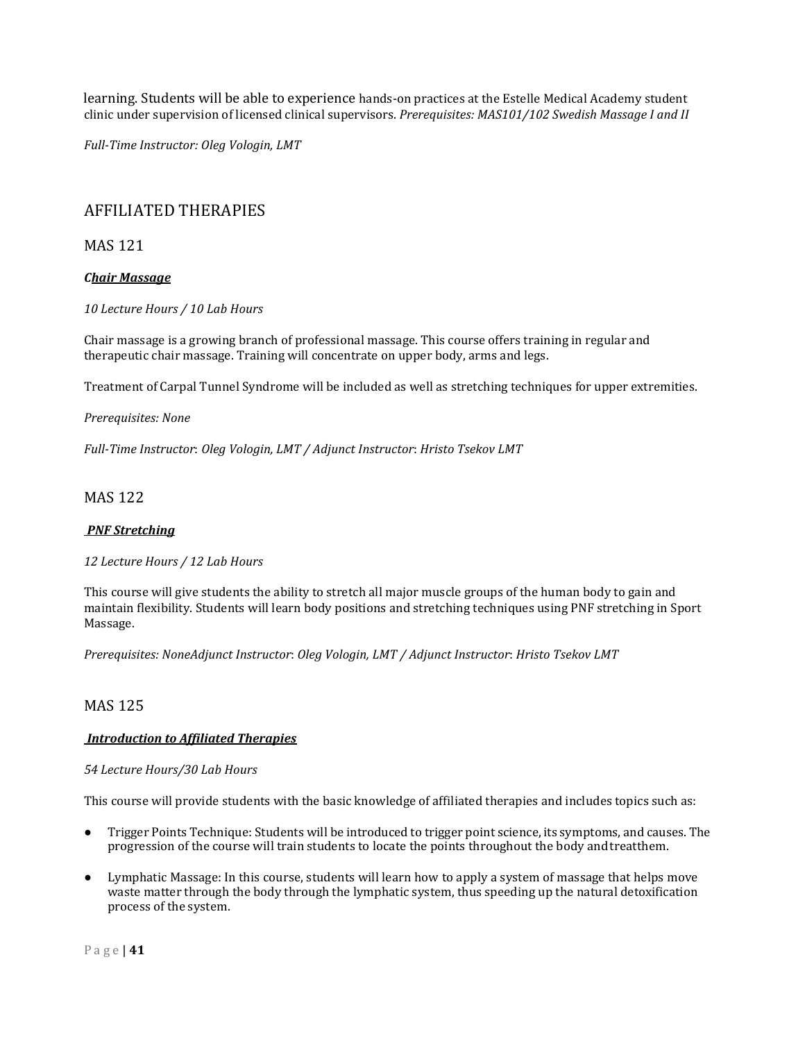learning. Students will be able to experience hands-on practices at the Estelle Medical Academy student clinic under supervision of licensed clinical supervisors. *Prerequisites: MAS101/102 Swedish Massage I and II*

*Full-Time Instructor: Oleg Vologin, LMT*

## AFFILIATED THERAPIES

### MAS 121

***Chair Massage***

*10 Lecture Hours / 10 Lab Hours*

Chair massage is a growing branch of professional massage. This course offers training in regular and therapeutic chair massage. Training will concentrate on upper body, arms and legs.

Treatment of Carpal Tunnel Syndrome will be included as well as stretching techniques for upper extremities.

*Prerequisites: None*

*Full-Time Instructor: Oleg Vologin, LMT / Adjunct Instructor: Hristo Tsekov LMT*

### MAS 122

***PNF Stretching***

*12 Lecture Hours / 12 Lab Hours*

This course will give students the ability to stretch all major muscle groups of the human body to gain and maintain flexibility. Students will learn body positions and stretching techniques using PNF stretching in Sport Massage.

*Prerequisites: NoneAdjunct Instructor: Oleg Vologin, LMT / Adjunct Instructor: Hristo Tsekov LMT*

### MAS 125

***Introduction to Affiliated Therapies***

*54 Lecture Hours/30 Lab Hours*

This course will provide students with the basic knowledge of affiliated therapies and includes topics such as:

- Trigger Points Technique: Students will be introduced to trigger point science, its symptoms, and causes. The progression of the course will train students to locate the points throughout the body andtreatthem.
- Lymphatic Massage: In this course, students will learn how to apply a system of massage that helps move waste matter through the body through the lymphatic system, thus speeding up the natural detoxification process of the system.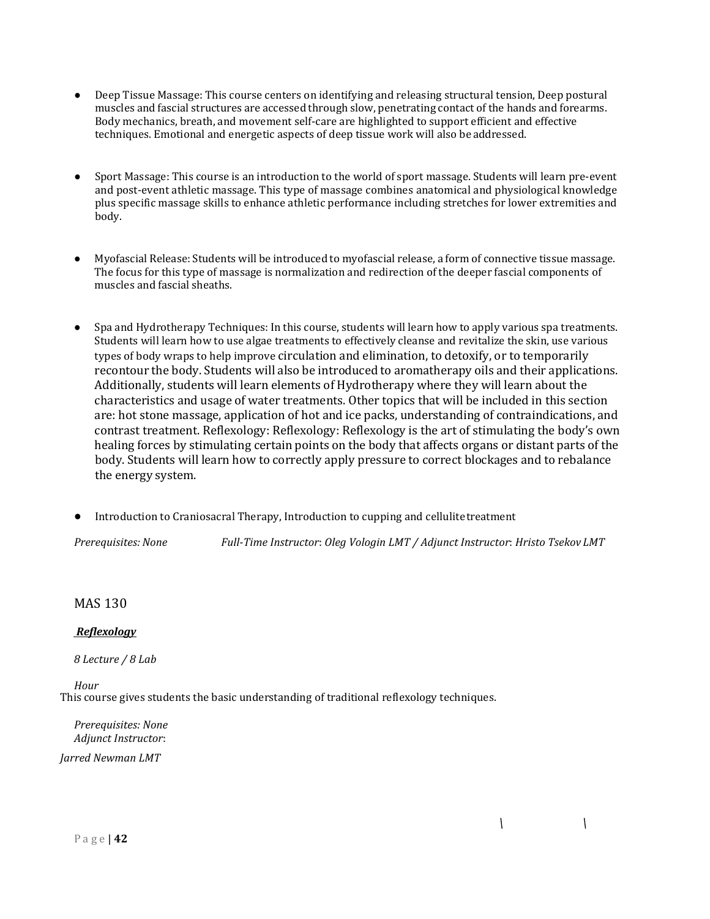- Deep Tissue Massage: This course centers on identifying and releasing structural tension, Deep postural muscles and fascial structures are accessed through slow, penetrating contact of the hands and forearms. Body mechanics, breath, and movement self-care are highlighted to support efficient and effective techniques. Emotional and energetic aspects of deep tissue work will also be addressed.

- Sport Massage: This course is an introduction to the world of sport massage. Students will learn pre-event and post-event athletic massage. This type of massage combines anatomical and physiological knowledge plus specific massage skills to enhance athletic performance including stretches for lower extremities and body.

- Myofascial Release: Students will be introduced to myofascial release, a form of connective tissue massage. The focus for this type of massage is normalization and redirection of the deeper fascial components of muscles and fascial sheaths.

- Spa and Hydrotherapy Techniques: In this course, students will learn how to apply various spa treatments. Students will learn how to use algae treatments to effectively cleanse and revitalize the skin, use various types of body wraps to help improve circulation and elimination, to detoxify, or to temporarily recontour the body. Students will also be introduced to aromatherapy oils and their applications. Additionally, students will learn elements of Hydrotherapy where they will learn about the characteristics and usage of water treatments. Other topics that will be included in this section are: hot stone massage, application of hot and ice packs, understanding of contraindications, and contrast treatment. Reflexology: Reflexology: Reflexology is the art of stimulating the body's own healing forces by stimulating certain points on the body that affects organs or distant parts of the body. Students will learn how to correctly apply pressure to correct blockages and to rebalance the energy system.

- Introduction to Craniosacral Therapy, Introduction to cupping and cellulite treatment

*Prerequisites: None* *Full-Time Instructor*: *Oleg Vologin LMT / Adjunct Instructor*: *Hristo Tsekov LMT*

MAS 130

***Reflexology***

*8 Lecture / 8 Lab*

*Hour*

This course gives students the basic understanding of traditional reflexology techniques.

*Prerequisites: None*
*Adjunct Instructor*:

*Jarred Newman LMT*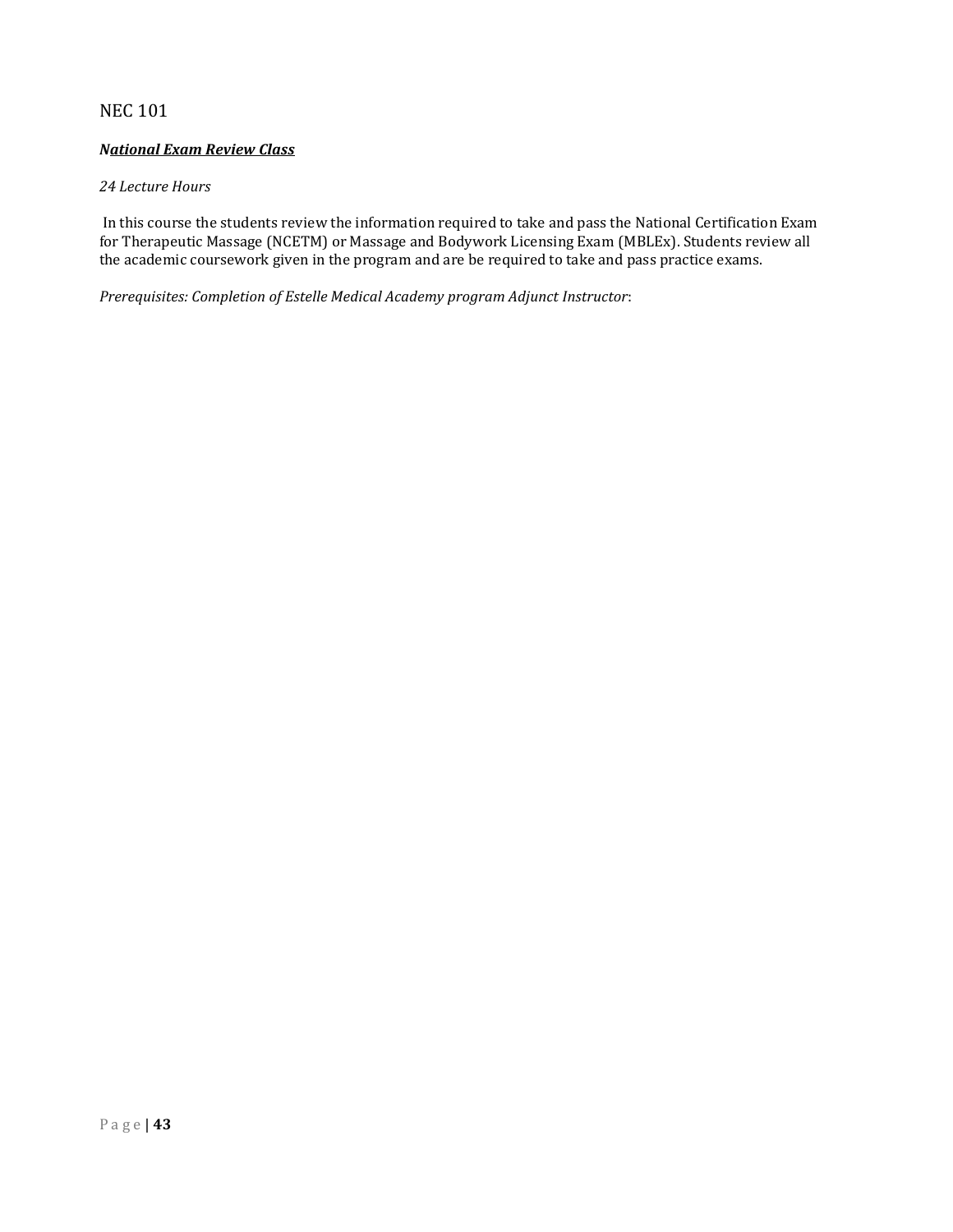NEC 101

***National Exam Review Class***

*24 Lecture Hours*

In this course the students review the information required to take and pass the National Certification Exam for Therapeutic Massage (NCETM) or Massage and Bodywork Licensing Exam (MBLEx). Students review all the academic coursework given in the program and are be required to take and pass practice exams.

*Prerequisites: Completion of Estelle Medical Academy program Adjunct Instructor*: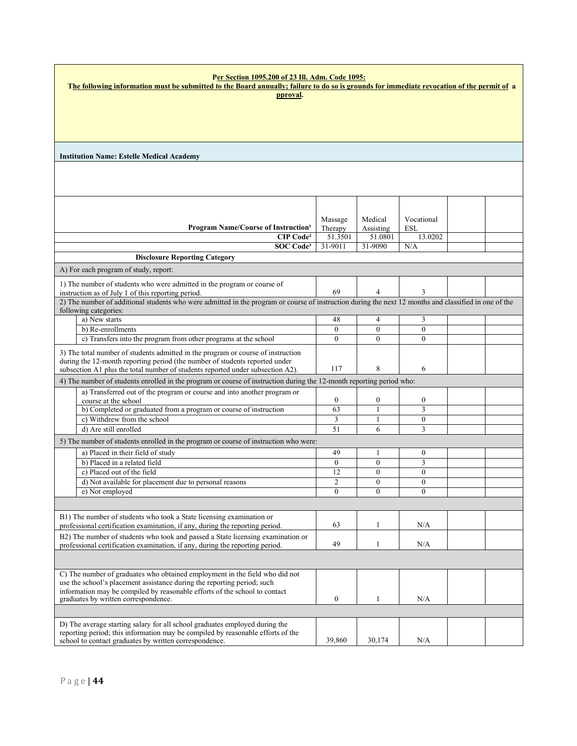**Per Section 1095.200 of 23 Ill. Adm. Code 1095:**
**The following information must be submitted to the Board annually; failure to do so is grounds for immediate revocation of the permit of approval.**

**Institution Name: Estelle Medical Academy**

| Program Name/Course of Instruction[1] | Massage Therapy | Medical Assisting | Vocational ESL | | |
|---|---|---|---|---|---|
| CIP Code[2] | 51.3501 | 51.0801 | 13.0202 | | |
| SOC Code[3] | 31-9011 | 31-9090 | N/A | | |
| **Disclosure Reporting Category** | | | | | |
| A) For each program of study, report: | | | | | |
| 1) The number of students who were admitted in the program or course of instruction as of July 1 of this reporting period. | 69 | 4 | 3 | | |
| 2) The number of additional students who were admitted in the program or course of instruction during the next 12 months and classified in one of the following categories: | | | | | |
| a) New starts | 48 | 4 | 3 | | |
| b) Re-enrollments | 0 | 0 | 0 | | |
| c) Transfers into the program from other programs at the school | 0 | 0 | 0 | | |
| 3) The total number of students admitted in the program or course of instruction during the 12-month reporting period (the number of students reported under subsection A1 plus the total number of students reported under subsection A2). | 117 | 8 | 6 | | |
| 4) The number of students enrolled in the program or course of instruction during the 12-month reporting period who: | | | | | |
| a) Transferred out of the program or course and into another program or course at the school | 0 | 0 | 0 | | |
| b) Completed or graduated from a program or course of instruction | 63 | 1 | 3 | | |
| c) Withdrew from the school | 3 | 1 | 0 | | |
| d) Are still enrolled | 51 | 6 | 3 | | |
| 5) The number of students enrolled in the program or course of instruction who were: | | | | | |
| a) Placed in their field of study | 49 | 1 | 0 | | |
| b) Placed in a related field | 0 | 0 | 3 | | |
| c) Placed out of the field | 12 | 0 | 0 | | |
| d) Not available for placement due to personal reasons | 2 | 0 | 0 | | |
| e) Not employed | 0 | 0 | 0 | | |
| B1) The number of students who took a State licensing examination or professional certification examination, if any, during the reporting period. | 63 | 1 | N/A | | |
| B2) The number of students who took and passed a State licensing examination or professional certification examination, if any, during the reporting period. | 49 | 1 | N/A | | |
| C) The number of graduates who obtained employment in the field who did not use the school's placement assistance during the reporting period; such information may be compiled by reasonable efforts of the school to contact graduates by written correspondence. | 0 | 1 | N/A | | |
| D) The average starting salary for all school graduates employed during the reporting period; this information may be compiled by reasonable efforts of the school to contact graduates by written correspondence. | 39,860 | 30,174 | N/A | | |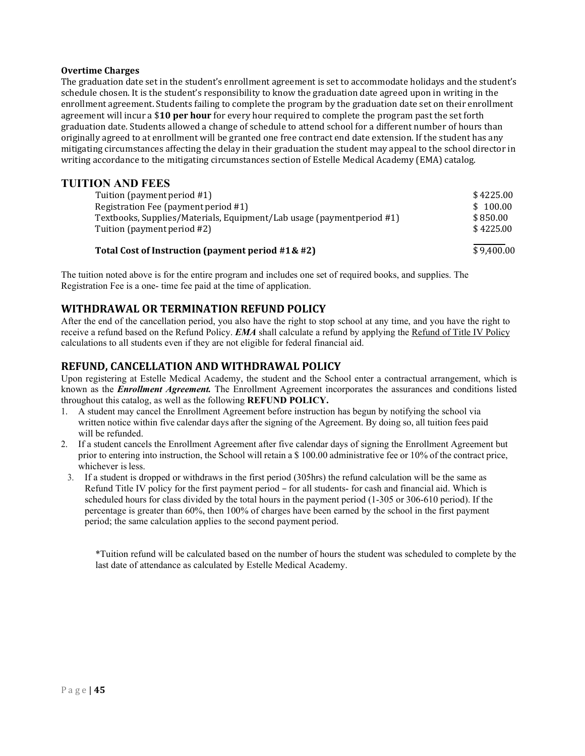**Overtime Charges**

The graduation date set in the student's enrollment agreement is set to accommodate holidays and the student's schedule chosen. It is the student's responsibility to know the graduation date agreed upon in writing in the enrollment agreement. Students failing to complete the program by the graduation date set on their enrollment agreement will incur a $**10 per hour** for every hour required to complete the program past the set forth graduation date. Students allowed a change of schedule to attend school for a different number of hours than originally agreed to at enrollment will be granted one free contract end date extension. If the student has any mitigating circumstances affecting the delay in their graduation the student may appeal to the school director in writing accordance to the mitigating circumstances section of Estelle Medical Academy (EMA) catalog.

## TUITION AND FEES

| | |
|---|---|
| Tuition (payment period #1) | $4225.00 |
| Registration Fee (payment period #1) | $ 100.00 |
| Textbooks, Supplies/Materials, Equipment/Lab usage (paymentperiod #1) | $850.00 |
| Tuition (payment period #2) | $4225.00 |
| **Total Cost of Instruction (payment period #1 & #2)** | $9,400.00 |

The tuition noted above is for the entire program and includes one set of required books, and supplies. The Registration Fee is a one- time fee paid at the time of application.

## WITHDRAWAL OR TERMINATION REFUND POLICY

After the end of the cancellation period, you also have the right to stop school at any time, and you have the right to receive a refund based on the Refund Policy. ***EMA*** shall calculate a refund by applying the Refund of Title IV Policy calculations to all students even if they are not eligible for federal financial aid.

## REFUND, CANCELLATION AND WITHDRAWAL POLICY

Upon registering at Estelle Medical Academy, the student and the School enter a contractual arrangement, which is known as the ***Enrollment Agreement.*** The Enrollment Agreement incorporates the assurances and conditions listed throughout this catalog, as well as the following **REFUND POLICY.**

1. A student may cancel the Enrollment Agreement before instruction has begun by notifying the school via written notice within five calendar days after the signing of the Agreement. By doing so, all tuition fees paid will be refunded.
2. If a student cancels the Enrollment Agreement after five calendar days of signing the Enrollment Agreement but prior to entering into instruction, the School will retain a $ 100.00 administrative fee or 10% of the contract price, whichever is less.
3. If a student is dropped or withdraws in the first period (305hrs) the refund calculation will be the same as Refund Title IV policy for the first payment period – for all students- for cash and financial aid. Which is scheduled hours for class divided by the total hours in the payment period (1-305 or 306-610 period). If the percentage is greater than 60%, then 100% of charges have been earned by the school in the first payment period; the same calculation applies to the second payment period.

*Tuition refund will be calculated based on the number of hours the student was scheduled to complete by the last date of attendance as calculated by Estelle Medical Academy.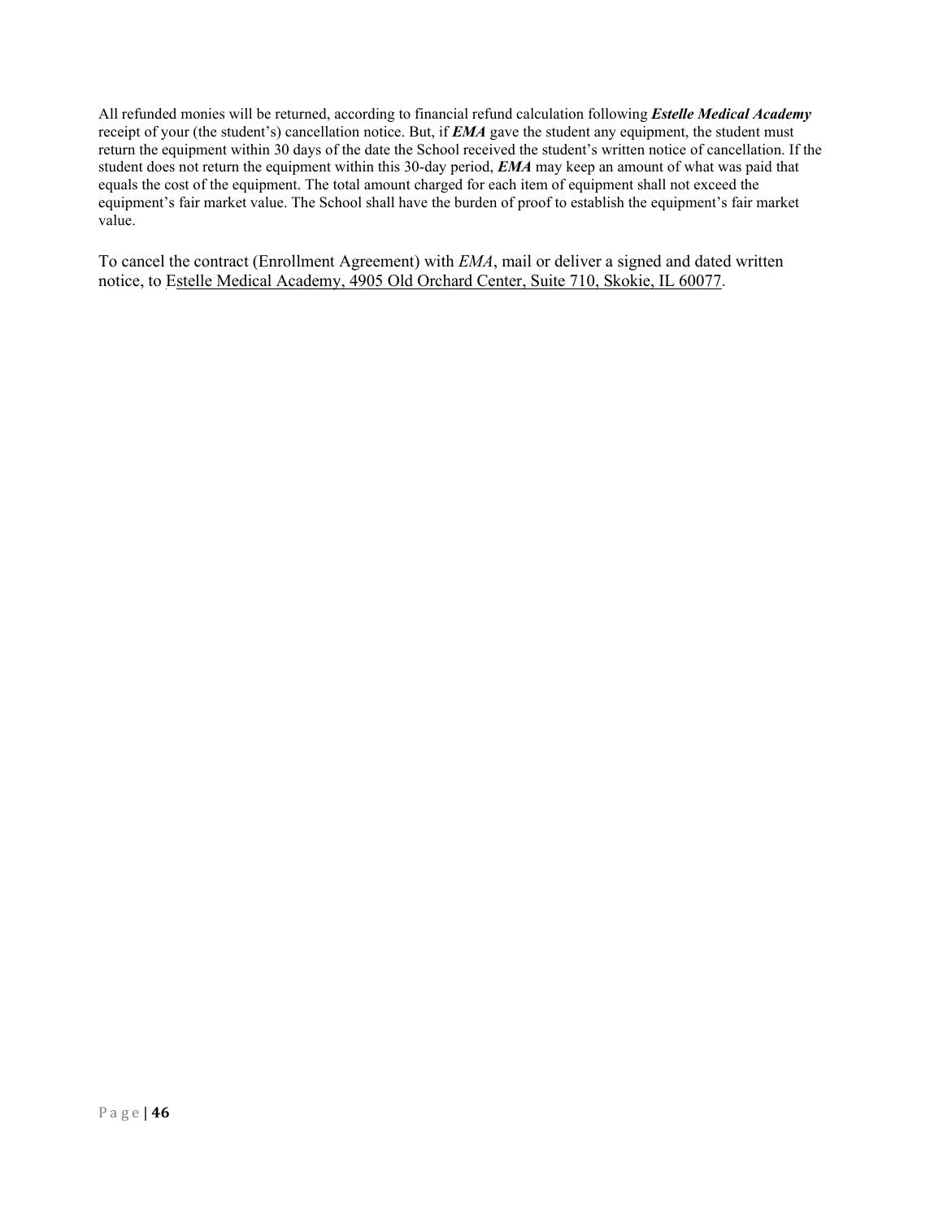All refunded monies will be returned, according to financial refund calculation following ***Estelle Medical Academy*** receipt of your (the student's) cancellation notice. But, if ***EMA*** gave the student any equipment, the student must return the equipment within 30 days of the date the School received the student's written notice of cancellation. If the student does not return the equipment within this 30-day period, ***EMA*** may keep an amount of what was paid that equals the cost of the equipment. The total amount charged for each item of equipment shall not exceed the equipment's fair market value. The School shall have the burden of proof to establish the equipment's fair market value.

To cancel the contract (Enrollment Agreement) with *EMA*, mail or deliver a signed and dated written notice, to Estelle Medical Academy, 4905 Old Orchard Center, Suite 710, Skokie, IL 60077.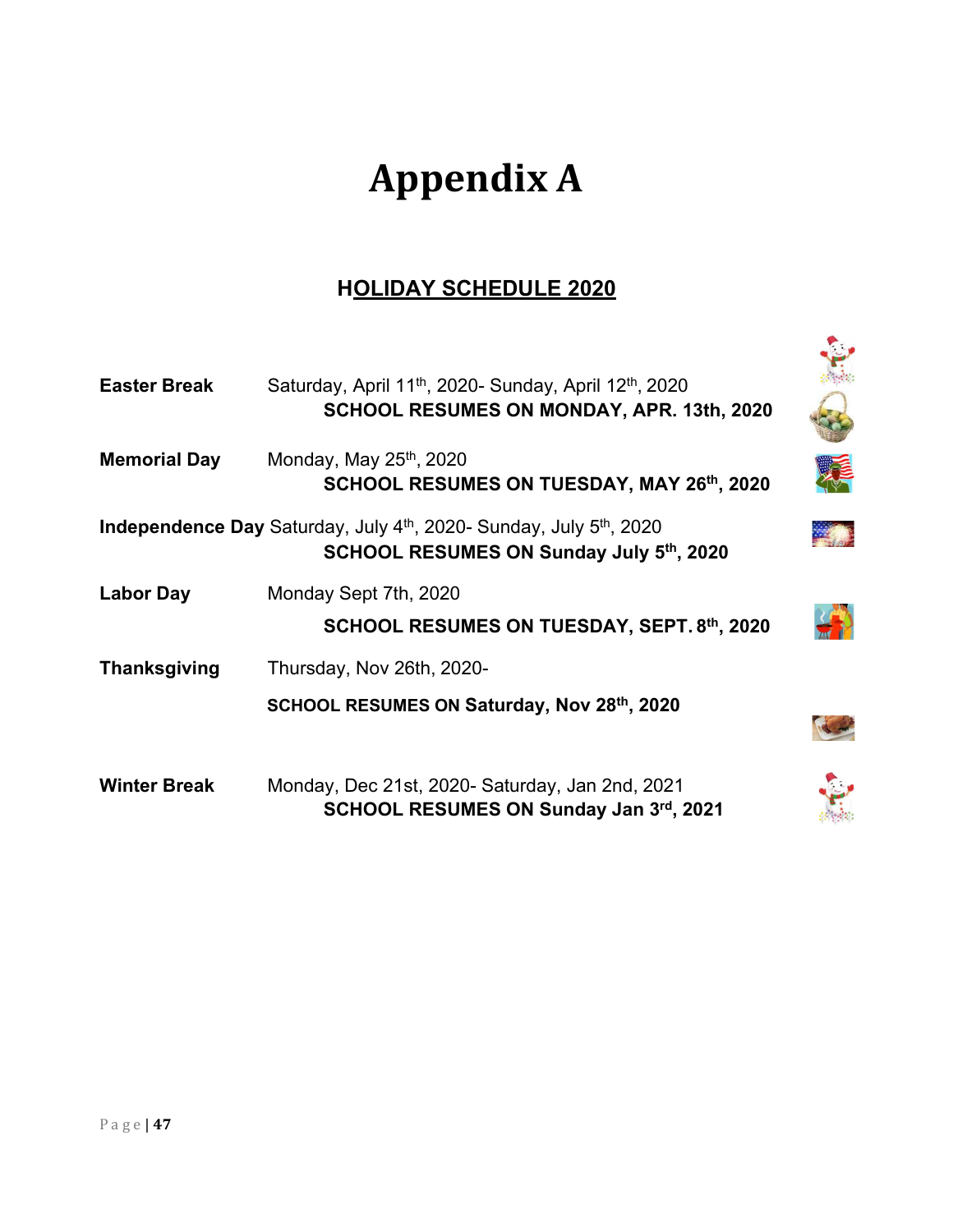# Appendix A

## HOLIDAY SCHEDULE 2020

| | |
|---|---|
| **Easter Break** | Saturday, April 11th, 2020- Sunday, April 12th, 2020<br>**SCHOOL RESUMES ON MONDAY, APR. 13th, 2020** |
| **Memorial Day** | Monday, May 25th, 2020<br>**SCHOOL RESUMES ON TUESDAY, MAY 26th, 2020** |
| **Independence Day** | Saturday, July 4th, 2020- Sunday, July 5th, 2020<br>**SCHOOL RESUMES ON Sunday July 5th, 2020** |
| **Labor Day** | Monday Sept 7th, 2020<br>**SCHOOL RESUMES ON TUESDAY, SEPT. 8th, 2020** |
| **Thanksgiving** | Thursday, Nov 26th, 2020-<br>**SCHOOL RESUMES ON Saturday, Nov 28th, 2020** |
| **Winter Break** | Monday, Dec 21st, 2020- Saturday, Jan 2nd, 2021<br>**SCHOOL RESUMES ON Sunday Jan 3rd, 2021** |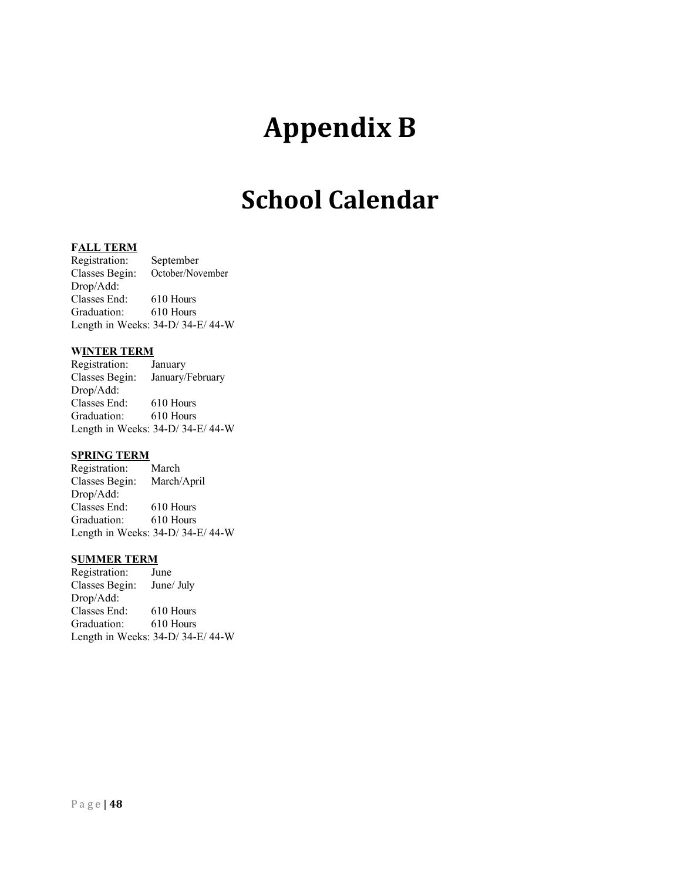# Appendix B

# School Calendar

**FALL TERM**

Registration: September
Classes Begin: October/November
Drop/Add:
Classes End: 610 Hours
Graduation: 610 Hours
Length in Weeks: 34-D/ 34-E/ 44-W

**WINTER TERM**

Registration: January
Classes Begin: January/February
Drop/Add:
Classes End: 610 Hours
Graduation: 610 Hours
Length in Weeks: 34-D/ 34-E/ 44-W

**SPRING TERM**

Registration: March
Classes Begin: March/April
Drop/Add:
Classes End: 610 Hours
Graduation: 610 Hours
Length in Weeks: 34-D/ 34-E/ 44-W

**SUMMER TERM**

Registration: June
Classes Begin: June/ July
Drop/Add:
Classes End: 610 Hours
Graduation: 610 Hours
Length in Weeks: 34-D/ 34-E/ 44-W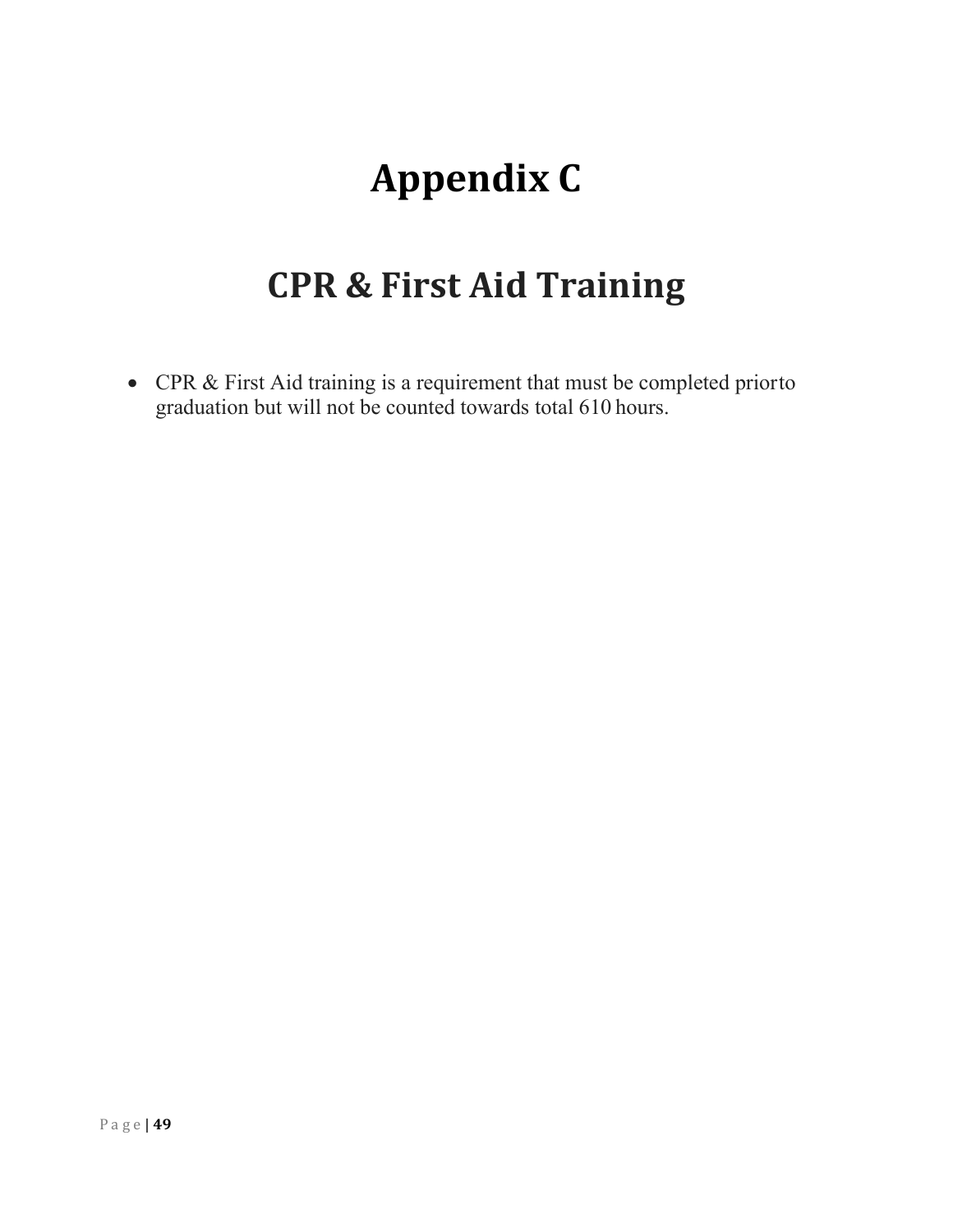# Appendix C

## CPR & First Aid Training

- CPR & First Aid training is a requirement that must be completed prior to graduation but will not be counted towards total 610 hours.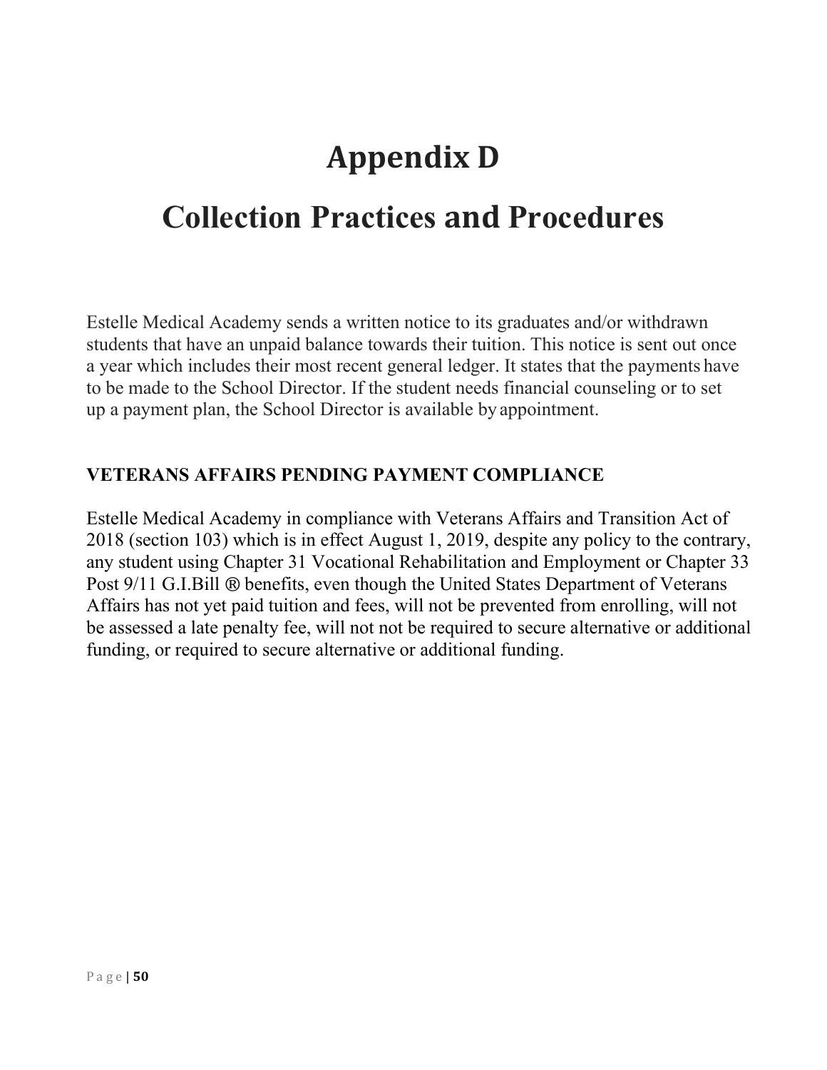# Appendix D

# Collection Practices and Procedures

Estelle Medical Academy sends a written notice to its graduates and/or withdrawn students that have an unpaid balance towards their tuition. This notice is sent out once a year which includes their most recent general ledger. It states that the payments have to be made to the School Director. If the student needs financial counseling or to set up a payment plan, the School Director is available by appointment.

**VETERANS AFFAIRS PENDING PAYMENT COMPLIANCE**

Estelle Medical Academy in compliance with Veterans Affairs and Transition Act of 2018 (section 103) which is in effect August 1, 2019, despite any policy to the contrary, any student using Chapter 31 Vocational Rehabilitation and Employment or Chapter 33 Post 9/11 G.I.Bill ® benefits, even though the United States Department of Veterans Affairs has not yet paid tuition and fees, will not be prevented from enrolling, will not be assessed a late penalty fee, will not not be required to secure alternative or additional funding, or required to secure alternative or additional funding.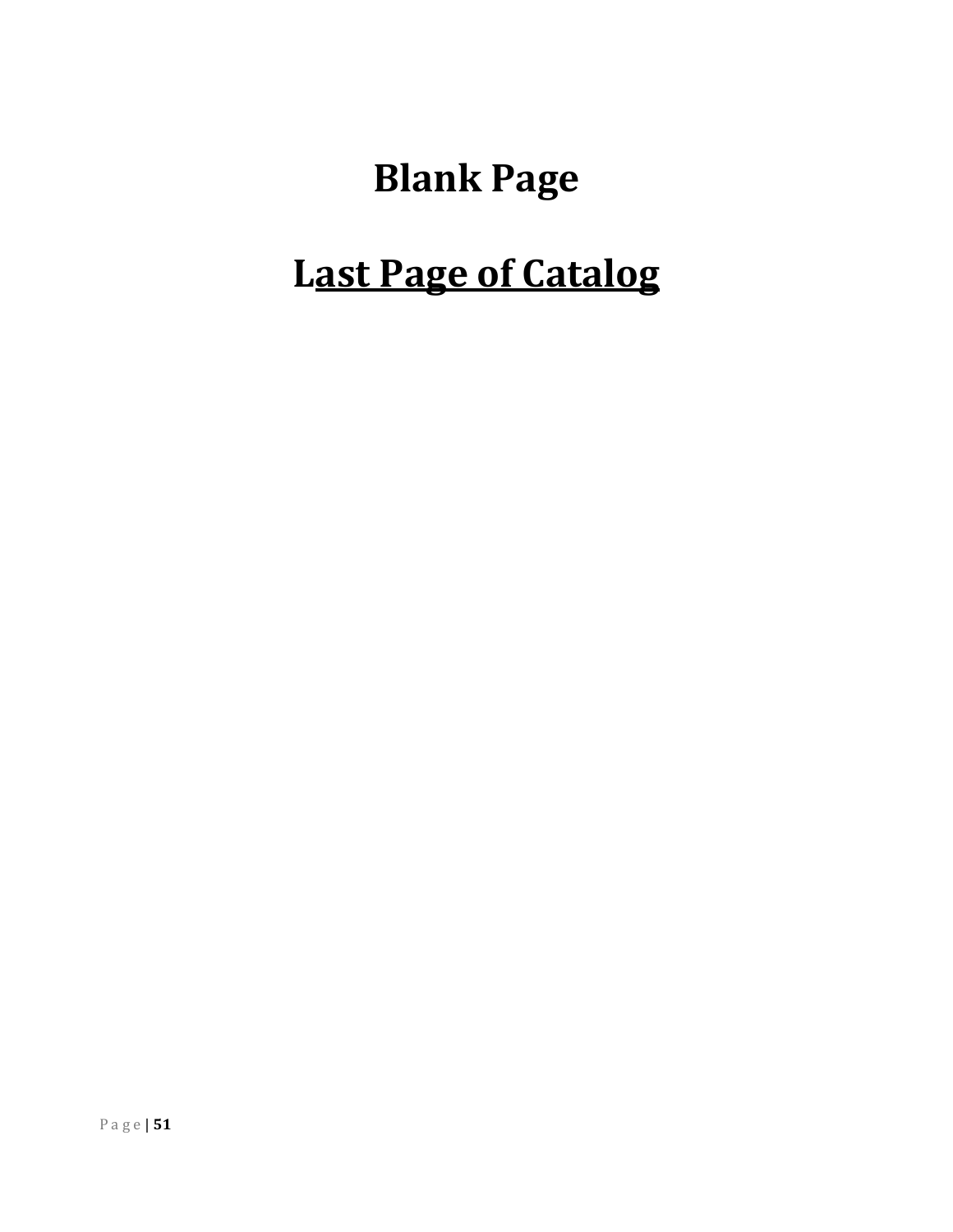# Blank Page

# Last Page of Catalog